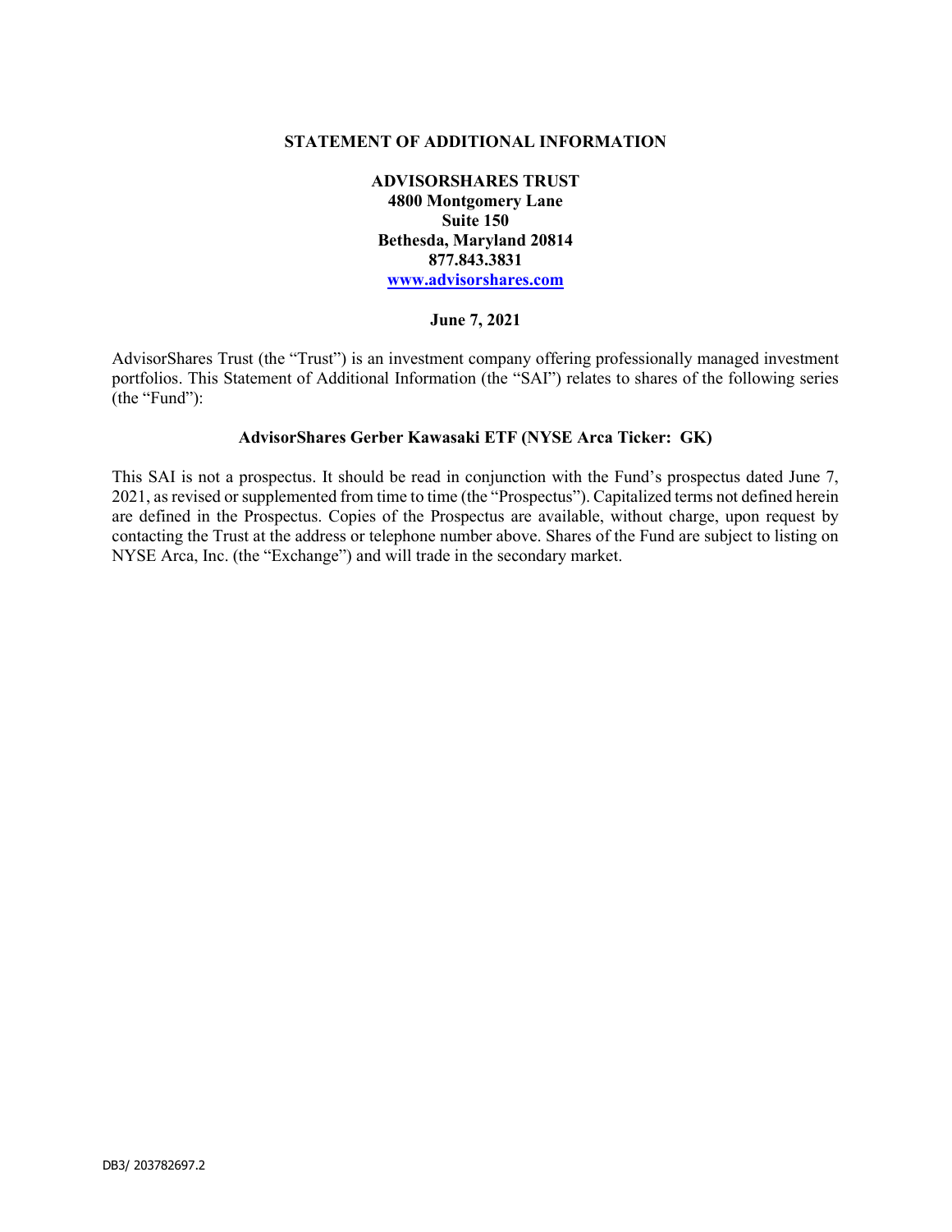# STATEMENT OF ADDITIONAL INFORMATION

**ADVISORSHARES TRUST**
**4800 Montgomery Lane**
**Suite 150**
**Bethesda, Maryland 20814**
**877.843.3831**
**www.advisorshares.com**

**June 7, 2021**

AdvisorShares Trust (the "Trust") is an investment company offering professionally managed investment portfolios. This Statement of Additional Information (the "SAI") relates to shares of the following series (the "Fund"):

**AdvisorShares Gerber Kawasaki ETF (NYSE Arca Ticker: GK)**

This SAI is not a prospectus. It should be read in conjunction with the Fund's prospectus dated June 7, 2021, as revised or supplemented from time to time (the "Prospectus"). Capitalized terms not defined herein are defined in the Prospectus. Copies of the Prospectus are available, without charge, upon request by contacting the Trust at the address or telephone number above. Shares of the Fund are subject to listing on NYSE Arca, Inc. (the "Exchange") and will trade in the secondary market.

DB3/ 203782697.2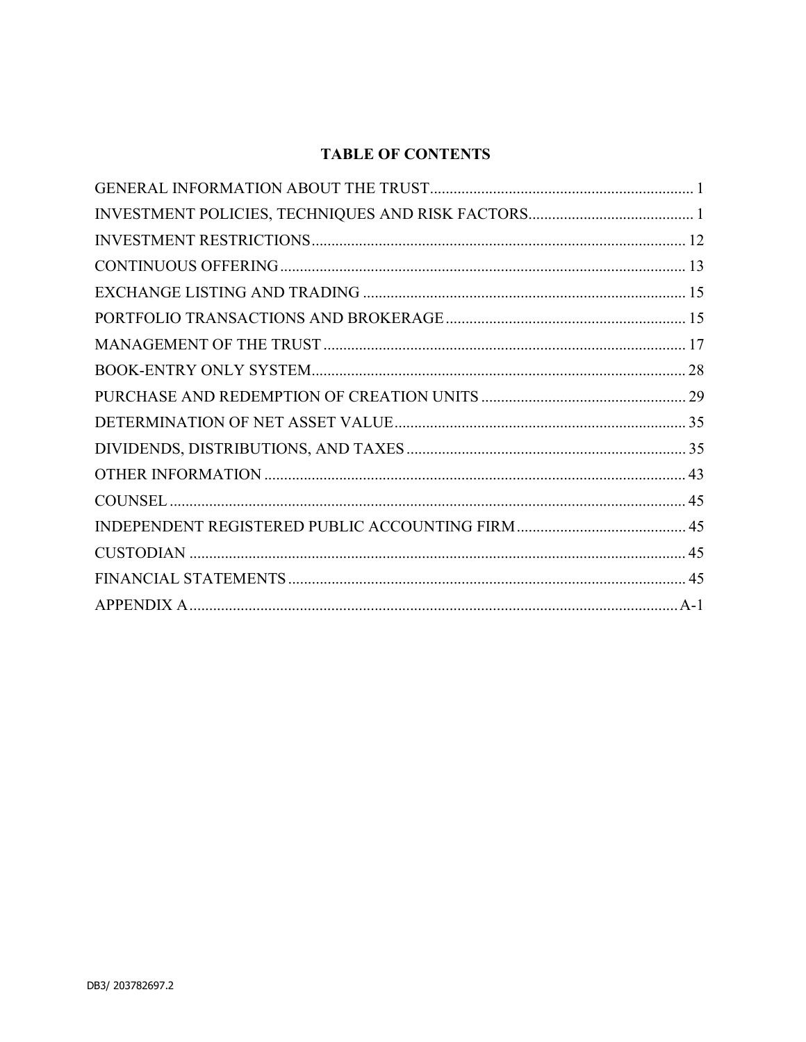## TABLE OF CONTENTS

| | |
|---|---|
| GENERAL INFORMATION ABOUT THE TRUST | 1 |
| INVESTMENT POLICIES, TECHNIQUES AND RISK FACTORS | 1 |
| INVESTMENT RESTRICTIONS | 12 |
| CONTINUOUS OFFERING | 13 |
| EXCHANGE LISTING AND TRADING | 15 |
| PORTFOLIO TRANSACTIONS AND BROKERAGE | 15 |
| MANAGEMENT OF THE TRUST | 17 |
| BOOK-ENTRY ONLY SYSTEM | 28 |
| PURCHASE AND REDEMPTION OF CREATION UNITS | 29 |
| DETERMINATION OF NET ASSET VALUE | 35 |
| DIVIDENDS, DISTRIBUTIONS, AND TAXES | 35 |
| OTHER INFORMATION | 43 |
| COUNSEL | 45 |
| INDEPENDENT REGISTERED PUBLIC ACCOUNTING FIRM | 45 |
| CUSTODIAN | 45 |
| FINANCIAL STATEMENTS | 45 |
| APPENDIX A | A-1 |

DB3/ 203782697.2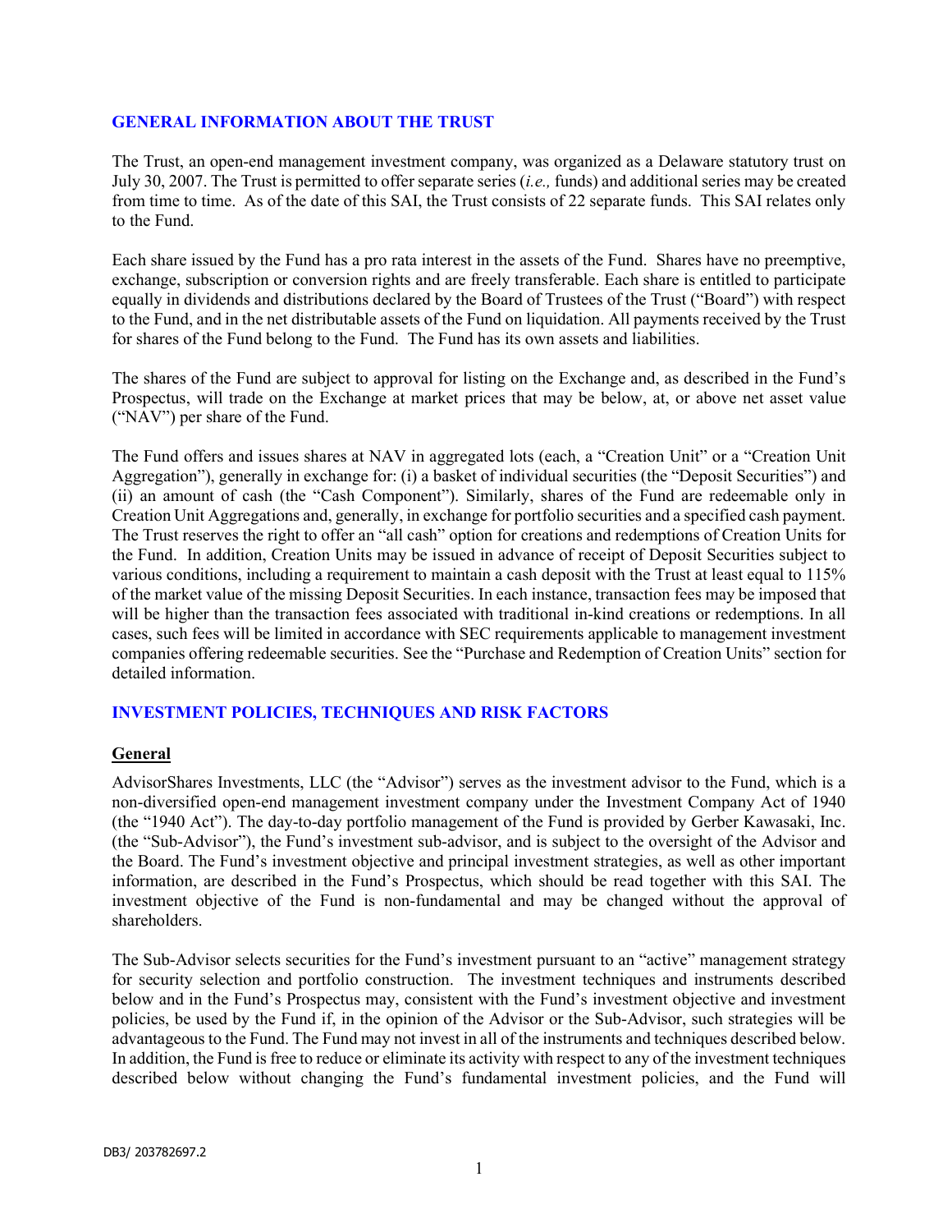## GENERAL INFORMATION ABOUT THE TRUST

The Trust, an open-end management investment company, was organized as a Delaware statutory trust on July 30, 2007. The Trust is permitted to offer separate series (*i.e.,* funds) and additional series may be created from time to time. As of the date of this SAI, the Trust consists of 22 separate funds. This SAI relates only to the Fund.

Each share issued by the Fund has a pro rata interest in the assets of the Fund. Shares have no preemptive, exchange, subscription or conversion rights and are freely transferable. Each share is entitled to participate equally in dividends and distributions declared by the Board of Trustees of the Trust ("Board") with respect to the Fund, and in the net distributable assets of the Fund on liquidation. All payments received by the Trust for shares of the Fund belong to the Fund. The Fund has its own assets and liabilities.

The shares of the Fund are subject to approval for listing on the Exchange and, as described in the Fund's Prospectus, will trade on the Exchange at market prices that may be below, at, or above net asset value ("NAV") per share of the Fund.

The Fund offers and issues shares at NAV in aggregated lots (each, a "Creation Unit" or a "Creation Unit Aggregation"), generally in exchange for: (i) a basket of individual securities (the "Deposit Securities") and (ii) an amount of cash (the "Cash Component"). Similarly, shares of the Fund are redeemable only in Creation Unit Aggregations and, generally, in exchange for portfolio securities and a specified cash payment. The Trust reserves the right to offer an "all cash" option for creations and redemptions of Creation Units for the Fund. In addition, Creation Units may be issued in advance of receipt of Deposit Securities subject to various conditions, including a requirement to maintain a cash deposit with the Trust at least equal to 115% of the market value of the missing Deposit Securities. In each instance, transaction fees may be imposed that will be higher than the transaction fees associated with traditional in-kind creations or redemptions. In all cases, such fees will be limited in accordance with SEC requirements applicable to management investment companies offering redeemable securities. See the "Purchase and Redemption of Creation Units" section for detailed information.

## INVESTMENT POLICIES, TECHNIQUES AND RISK FACTORS

### General

AdvisorShares Investments, LLC (the "Advisor") serves as the investment advisor to the Fund, which is a non-diversified open-end management investment company under the Investment Company Act of 1940 (the "1940 Act"). The day-to-day portfolio management of the Fund is provided by Gerber Kawasaki, Inc. (the "Sub-Advisor"), the Fund's investment sub-advisor, and is subject to the oversight of the Advisor and the Board. The Fund's investment objective and principal investment strategies, as well as other important information, are described in the Fund's Prospectus, which should be read together with this SAI. The investment objective of the Fund is non-fundamental and may be changed without the approval of shareholders.

The Sub-Advisor selects securities for the Fund's investment pursuant to an "active" management strategy for security selection and portfolio construction. The investment techniques and instruments described below and in the Fund's Prospectus may, consistent with the Fund's investment objective and investment policies, be used by the Fund if, in the opinion of the Advisor or the Sub-Advisor, such strategies will be advantageous to the Fund. The Fund may not invest in all of the instruments and techniques described below. In addition, the Fund is free to reduce or eliminate its activity with respect to any of the investment techniques described below without changing the Fund's fundamental investment policies, and the Fund will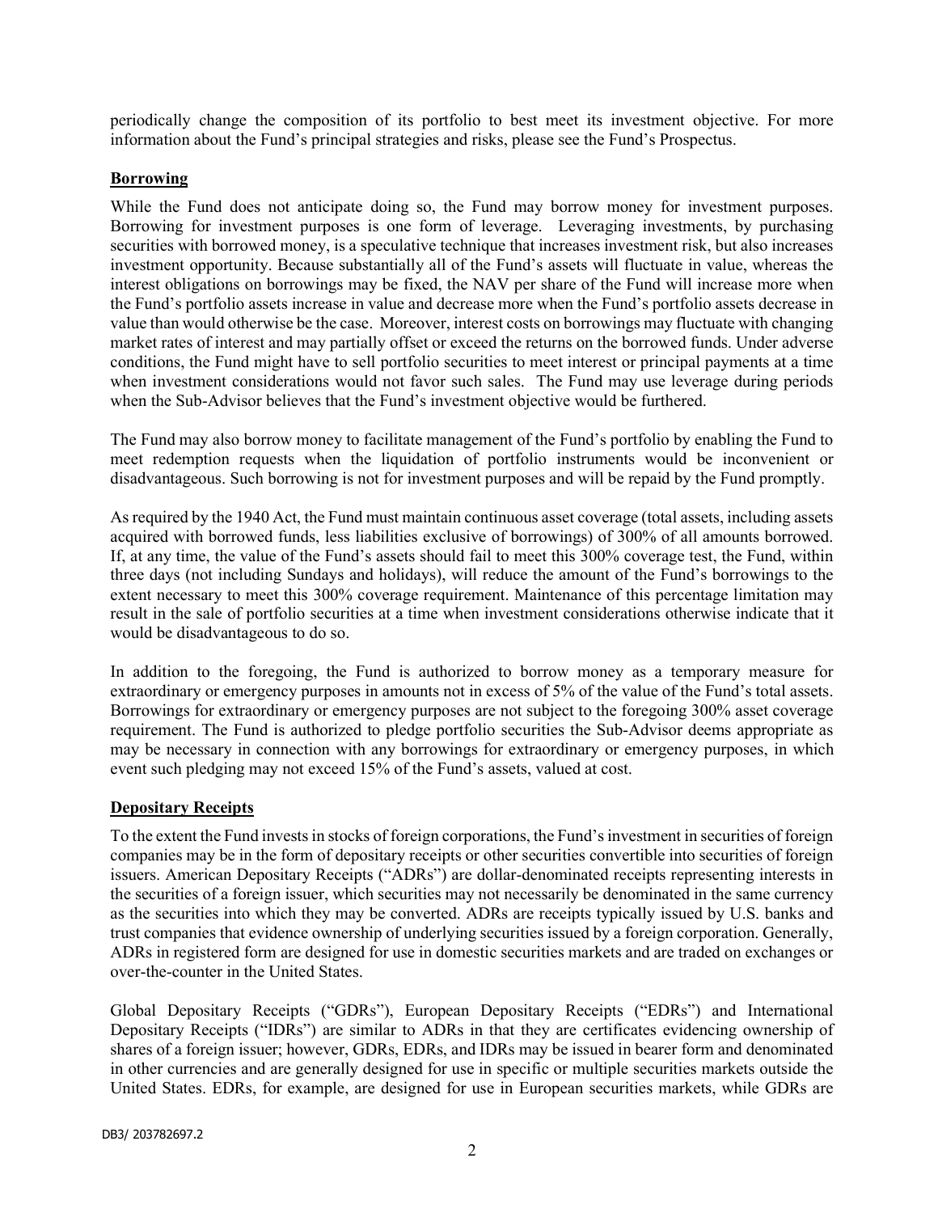periodically change the composition of its portfolio to best meet its investment objective. For more information about the Fund's principal strategies and risks, please see the Fund's Prospectus.

## Borrowing

While the Fund does not anticipate doing so, the Fund may borrow money for investment purposes. Borrowing for investment purposes is one form of leverage. Leveraging investments, by purchasing securities with borrowed money, is a speculative technique that increases investment risk, but also increases investment opportunity. Because substantially all of the Fund's assets will fluctuate in value, whereas the interest obligations on borrowings may be fixed, the NAV per share of the Fund will increase more when the Fund's portfolio assets increase in value and decrease more when the Fund's portfolio assets decrease in value than would otherwise be the case. Moreover, interest costs on borrowings may fluctuate with changing market rates of interest and may partially offset or exceed the returns on the borrowed funds. Under adverse conditions, the Fund might have to sell portfolio securities to meet interest or principal payments at a time when investment considerations would not favor such sales. The Fund may use leverage during periods when the Sub-Advisor believes that the Fund's investment objective would be furthered.

The Fund may also borrow money to facilitate management of the Fund's portfolio by enabling the Fund to meet redemption requests when the liquidation of portfolio instruments would be inconvenient or disadvantageous. Such borrowing is not for investment purposes and will be repaid by the Fund promptly.

As required by the 1940 Act, the Fund must maintain continuous asset coverage (total assets, including assets acquired with borrowed funds, less liabilities exclusive of borrowings) of 300% of all amounts borrowed. If, at any time, the value of the Fund's assets should fail to meet this 300% coverage test, the Fund, within three days (not including Sundays and holidays), will reduce the amount of the Fund's borrowings to the extent necessary to meet this 300% coverage requirement. Maintenance of this percentage limitation may result in the sale of portfolio securities at a time when investment considerations otherwise indicate that it would be disadvantageous to do so.

In addition to the foregoing, the Fund is authorized to borrow money as a temporary measure for extraordinary or emergency purposes in amounts not in excess of 5% of the value of the Fund's total assets. Borrowings for extraordinary or emergency purposes are not subject to the foregoing 300% asset coverage requirement. The Fund is authorized to pledge portfolio securities the Sub-Advisor deems appropriate as may be necessary in connection with any borrowings for extraordinary or emergency purposes, in which event such pledging may not exceed 15% of the Fund's assets, valued at cost.

## Depositary Receipts

To the extent the Fund invests in stocks of foreign corporations, the Fund's investment in securities of foreign companies may be in the form of depositary receipts or other securities convertible into securities of foreign issuers. American Depositary Receipts ("ADRs") are dollar-denominated receipts representing interests in the securities of a foreign issuer, which securities may not necessarily be denominated in the same currency as the securities into which they may be converted. ADRs are receipts typically issued by U.S. banks and trust companies that evidence ownership of underlying securities issued by a foreign corporation. Generally, ADRs in registered form are designed for use in domestic securities markets and are traded on exchanges or over-the-counter in the United States.

Global Depositary Receipts ("GDRs"), European Depositary Receipts ("EDRs") and International Depositary Receipts ("IDRs") are similar to ADRs in that they are certificates evidencing ownership of shares of a foreign issuer; however, GDRs, EDRs, and IDRs may be issued in bearer form and denominated in other currencies and are generally designed for use in specific or multiple securities markets outside the United States. EDRs, for example, are designed for use in European securities markets, while GDRs are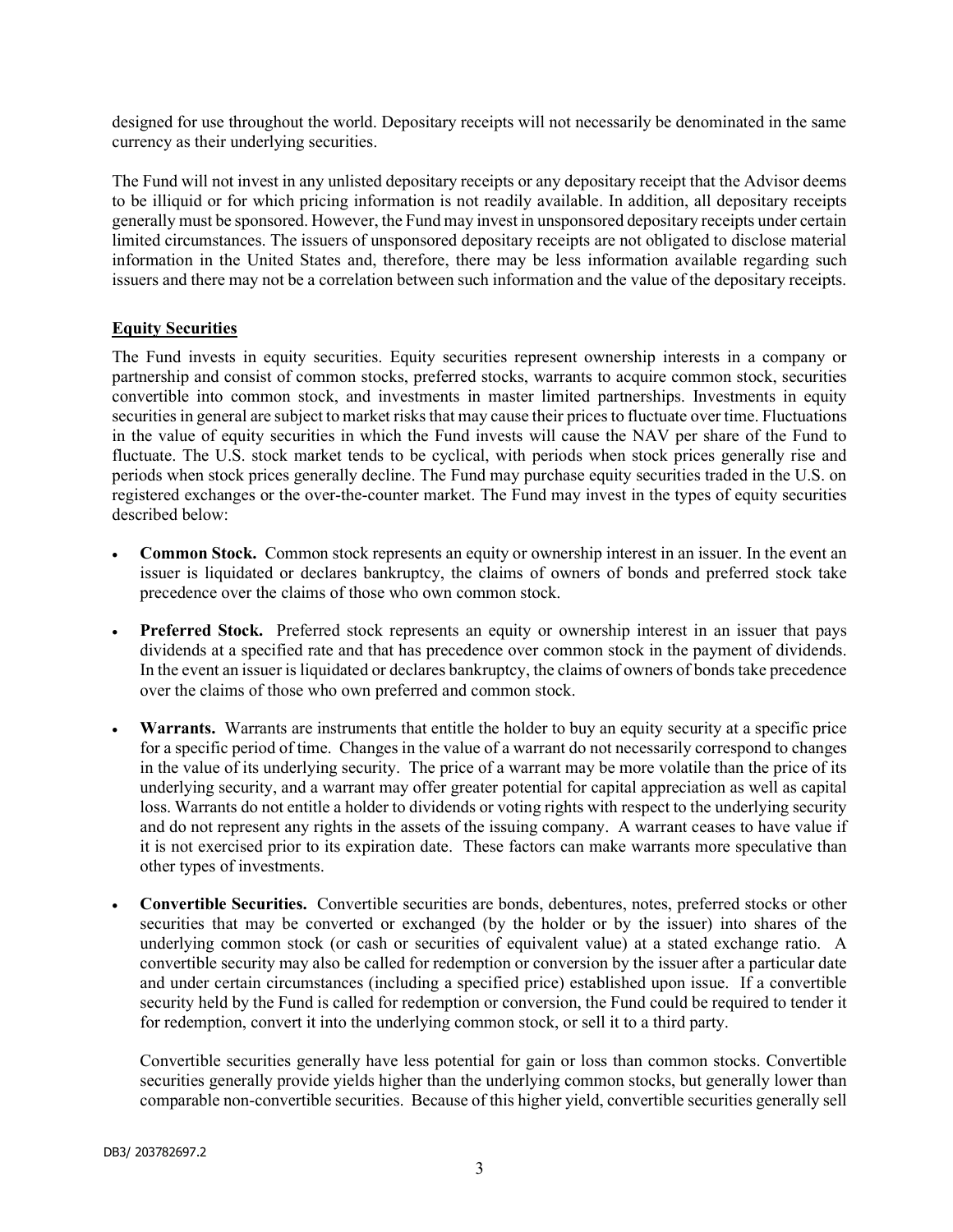designed for use throughout the world. Depositary receipts will not necessarily be denominated in the same currency as their underlying securities.

The Fund will not invest in any unlisted depositary receipts or any depositary receipt that the Advisor deems to be illiquid or for which pricing information is not readily available. In addition, all depositary receipts generally must be sponsored. However, the Fund may invest in unsponsored depositary receipts under certain limited circumstances. The issuers of unsponsored depositary receipts are not obligated to disclose material information in the United States and, therefore, there may be less information available regarding such issuers and there may not be a correlation between such information and the value of the depositary receipts.

## Equity Securities

The Fund invests in equity securities. Equity securities represent ownership interests in a company or partnership and consist of common stocks, preferred stocks, warrants to acquire common stock, securities convertible into common stock, and investments in master limited partnerships. Investments in equity securities in general are subject to market risks that may cause their prices to fluctuate over time. Fluctuations in the value of equity securities in which the Fund invests will cause the NAV per share of the Fund to fluctuate. The U.S. stock market tends to be cyclical, with periods when stock prices generally rise and periods when stock prices generally decline. The Fund may purchase equity securities traded in the U.S. on registered exchanges or the over-the-counter market. The Fund may invest in the types of equity securities described below:

- **Common Stock.** Common stock represents an equity or ownership interest in an issuer. In the event an issuer is liquidated or declares bankruptcy, the claims of owners of bonds and preferred stock take precedence over the claims of those who own common stock.

- **Preferred Stock.** Preferred stock represents an equity or ownership interest in an issuer that pays dividends at a specified rate and that has precedence over common stock in the payment of dividends. In the event an issuer is liquidated or declares bankruptcy, the claims of owners of bonds take precedence over the claims of those who own preferred and common stock.

- **Warrants.** Warrants are instruments that entitle the holder to buy an equity security at a specific price for a specific period of time. Changes in the value of a warrant do not necessarily correspond to changes in the value of its underlying security. The price of a warrant may be more volatile than the price of its underlying security, and a warrant may offer greater potential for capital appreciation as well as capital loss. Warrants do not entitle a holder to dividends or voting rights with respect to the underlying security and do not represent any rights in the assets of the issuing company. A warrant ceases to have value if it is not exercised prior to its expiration date. These factors can make warrants more speculative than other types of investments.

- **Convertible Securities.** Convertible securities are bonds, debentures, notes, preferred stocks or other securities that may be converted or exchanged (by the holder or by the issuer) into shares of the underlying common stock (or cash or securities of equivalent value) at a stated exchange ratio. A convertible security may also be called for redemption or conversion by the issuer after a particular date and under certain circumstances (including a specified price) established upon issue. If a convertible security held by the Fund is called for redemption or conversion, the Fund could be required to tender it for redemption, convert it into the underlying common stock, or sell it to a third party.

  Convertible securities generally have less potential for gain or loss than common stocks. Convertible securities generally provide yields higher than the underlying common stocks, but generally lower than comparable non-convertible securities. Because of this higher yield, convertible securities generally sell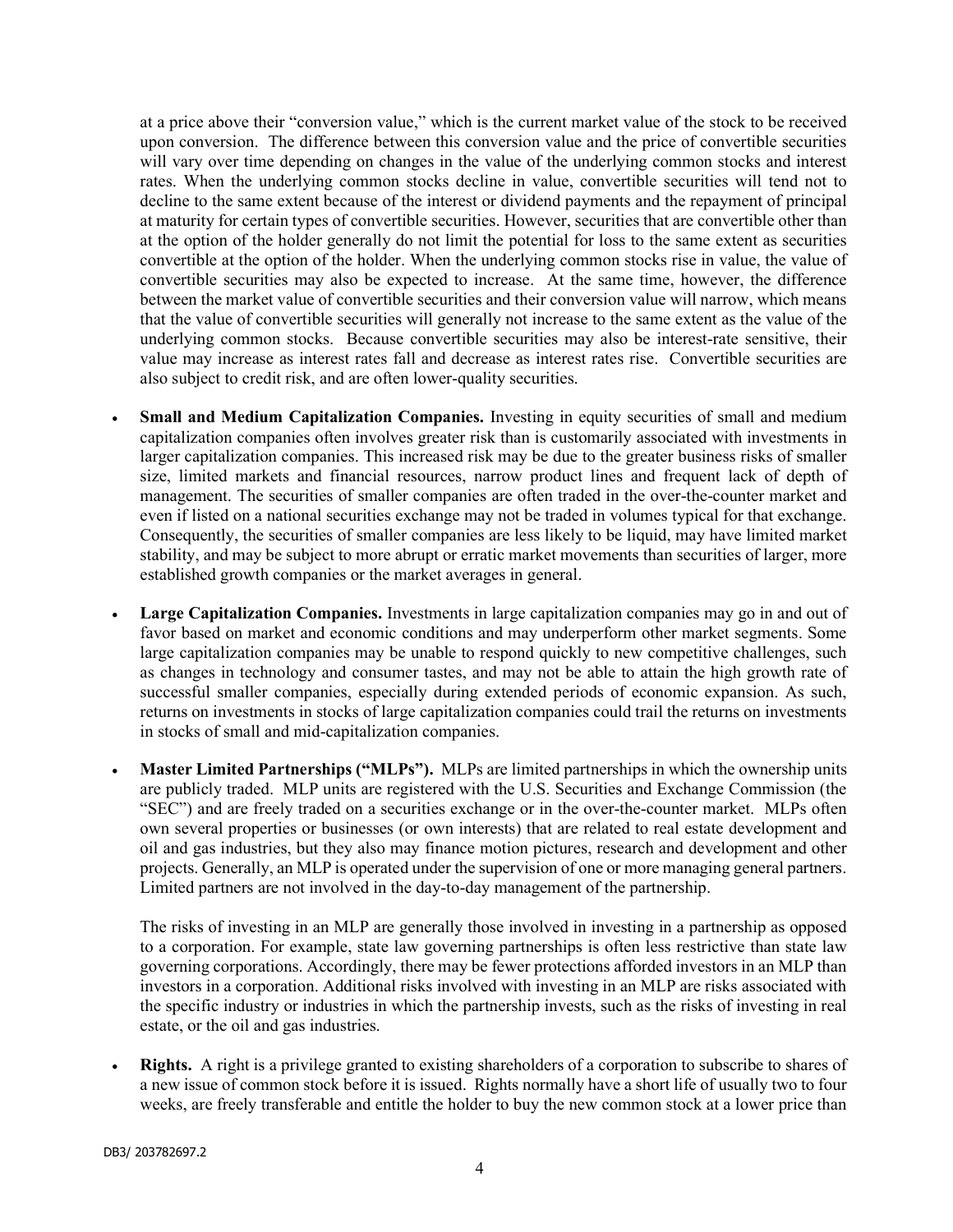at a price above their "conversion value," which is the current market value of the stock to be received upon conversion. The difference between this conversion value and the price of convertible securities will vary over time depending on changes in the value of the underlying common stocks and interest rates. When the underlying common stocks decline in value, convertible securities will tend not to decline to the same extent because of the interest or dividend payments and the repayment of principal at maturity for certain types of convertible securities. However, securities that are convertible other than at the option of the holder generally do not limit the potential for loss to the same extent as securities convertible at the option of the holder. When the underlying common stocks rise in value, the value of convertible securities may also be expected to increase. At the same time, however, the difference between the market value of convertible securities and their conversion value will narrow, which means that the value of convertible securities will generally not increase to the same extent as the value of the underlying common stocks. Because convertible securities may also be interest-rate sensitive, their value may increase as interest rates fall and decrease as interest rates rise. Convertible securities are also subject to credit risk, and are often lower-quality securities.

- **Small and Medium Capitalization Companies.** Investing in equity securities of small and medium capitalization companies often involves greater risk than is customarily associated with investments in larger capitalization companies. This increased risk may be due to the greater business risks of smaller size, limited markets and financial resources, narrow product lines and frequent lack of depth of management. The securities of smaller companies are often traded in the over-the-counter market and even if listed on a national securities exchange may not be traded in volumes typical for that exchange. Consequently, the securities of smaller companies are less likely to be liquid, may have limited market stability, and may be subject to more abrupt or erratic market movements than securities of larger, more established growth companies or the market averages in general.

- **Large Capitalization Companies.** Investments in large capitalization companies may go in and out of favor based on market and economic conditions and may underperform other market segments. Some large capitalization companies may be unable to respond quickly to new competitive challenges, such as changes in technology and consumer tastes, and may not be able to attain the high growth rate of successful smaller companies, especially during extended periods of economic expansion. As such, returns on investments in stocks of large capitalization companies could trail the returns on investments in stocks of small and mid-capitalization companies.

- **Master Limited Partnerships ("MLPs").** MLPs are limited partnerships in which the ownership units are publicly traded. MLP units are registered with the U.S. Securities and Exchange Commission (the "SEC") and are freely traded on a securities exchange or in the over-the-counter market. MLPs often own several properties or businesses (or own interests) that are related to real estate development and oil and gas industries, but they also may finance motion pictures, research and development and other projects. Generally, an MLP is operated under the supervision of one or more managing general partners. Limited partners are not involved in the day-to-day management of the partnership.

  The risks of investing in an MLP are generally those involved in investing in a partnership as opposed to a corporation. For example, state law governing partnerships is often less restrictive than state law governing corporations. Accordingly, there may be fewer protections afforded investors in an MLP than investors in a corporation. Additional risks involved with investing in an MLP are risks associated with the specific industry or industries in which the partnership invests, such as the risks of investing in real estate, or the oil and gas industries.

- **Rights.** A right is a privilege granted to existing shareholders of a corporation to subscribe to shares of a new issue of common stock before it is issued. Rights normally have a short life of usually two to four weeks, are freely transferable and entitle the holder to buy the new common stock at a lower price than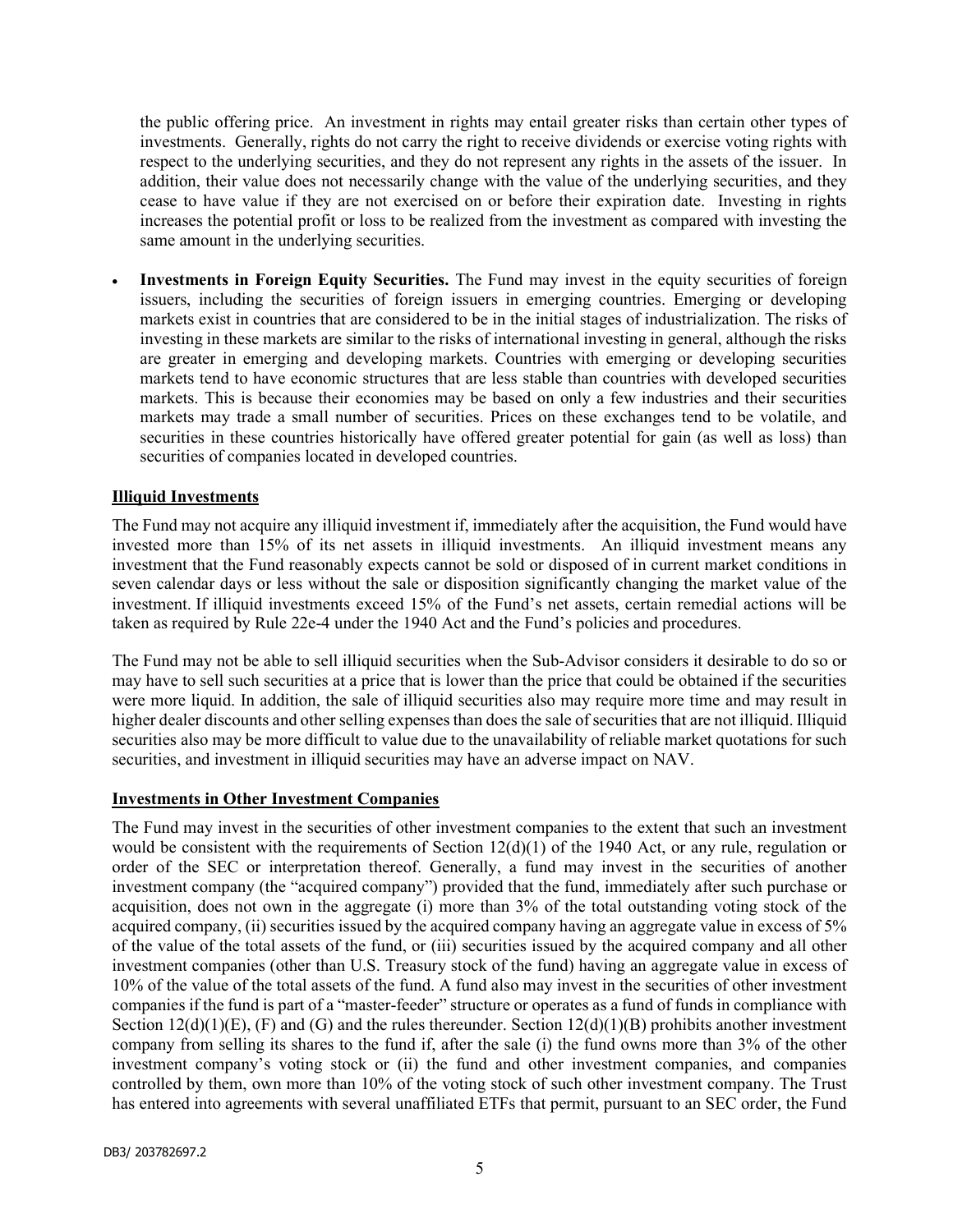the public offering price. An investment in rights may entail greater risks than certain other types of investments. Generally, rights do not carry the right to receive dividends or exercise voting rights with respect to the underlying securities, and they do not represent any rights in the assets of the issuer. In addition, their value does not necessarily change with the value of the underlying securities, and they cease to have value if they are not exercised on or before their expiration date. Investing in rights increases the potential profit or loss to be realized from the investment as compared with investing the same amount in the underlying securities.

- **Investments in Foreign Equity Securities.** The Fund may invest in the equity securities of foreign issuers, including the securities of foreign issuers in emerging countries. Emerging or developing markets exist in countries that are considered to be in the initial stages of industrialization. The risks of investing in these markets are similar to the risks of international investing in general, although the risks are greater in emerging and developing markets. Countries with emerging or developing securities markets tend to have economic structures that are less stable than countries with developed securities markets. This is because their economies may be based on only a few industries and their securities markets may trade a small number of securities. Prices on these exchanges tend to be volatile, and securities in these countries historically have offered greater potential for gain (as well as loss) than securities of companies located in developed countries.

**Illiquid Investments**

The Fund may not acquire any illiquid investment if, immediately after the acquisition, the Fund would have invested more than 15% of its net assets in illiquid investments. An illiquid investment means any investment that the Fund reasonably expects cannot be sold or disposed of in current market conditions in seven calendar days or less without the sale or disposition significantly changing the market value of the investment. If illiquid investments exceed 15% of the Fund's net assets, certain remedial actions will be taken as required by Rule 22e-4 under the 1940 Act and the Fund's policies and procedures.

The Fund may not be able to sell illiquid securities when the Sub-Advisor considers it desirable to do so or may have to sell such securities at a price that is lower than the price that could be obtained if the securities were more liquid. In addition, the sale of illiquid securities also may require more time and may result in higher dealer discounts and other selling expenses than does the sale of securities that are not illiquid. Illiquid securities also may be more difficult to value due to the unavailability of reliable market quotations for such securities, and investment in illiquid securities may have an adverse impact on NAV.

**Investments in Other Investment Companies**

The Fund may invest in the securities of other investment companies to the extent that such an investment would be consistent with the requirements of Section 12(d)(1) of the 1940 Act, or any rule, regulation or order of the SEC or interpretation thereof. Generally, a fund may invest in the securities of another investment company (the "acquired company") provided that the fund, immediately after such purchase or acquisition, does not own in the aggregate (i) more than 3% of the total outstanding voting stock of the acquired company, (ii) securities issued by the acquired company having an aggregate value in excess of 5% of the value of the total assets of the fund, or (iii) securities issued by the acquired company and all other investment companies (other than U.S. Treasury stock of the fund) having an aggregate value in excess of 10% of the value of the total assets of the fund. A fund also may invest in the securities of other investment companies if the fund is part of a "master-feeder" structure or operates as a fund of funds in compliance with Section 12(d)(1)(E), (F) and (G) and the rules thereunder. Section 12(d)(1)(B) prohibits another investment company from selling its shares to the fund if, after the sale (i) the fund owns more than 3% of the other investment company's voting stock or (ii) the fund and other investment companies, and companies controlled by them, own more than 10% of the voting stock of such other investment company. The Trust has entered into agreements with several unaffiliated ETFs that permit, pursuant to an SEC order, the Fund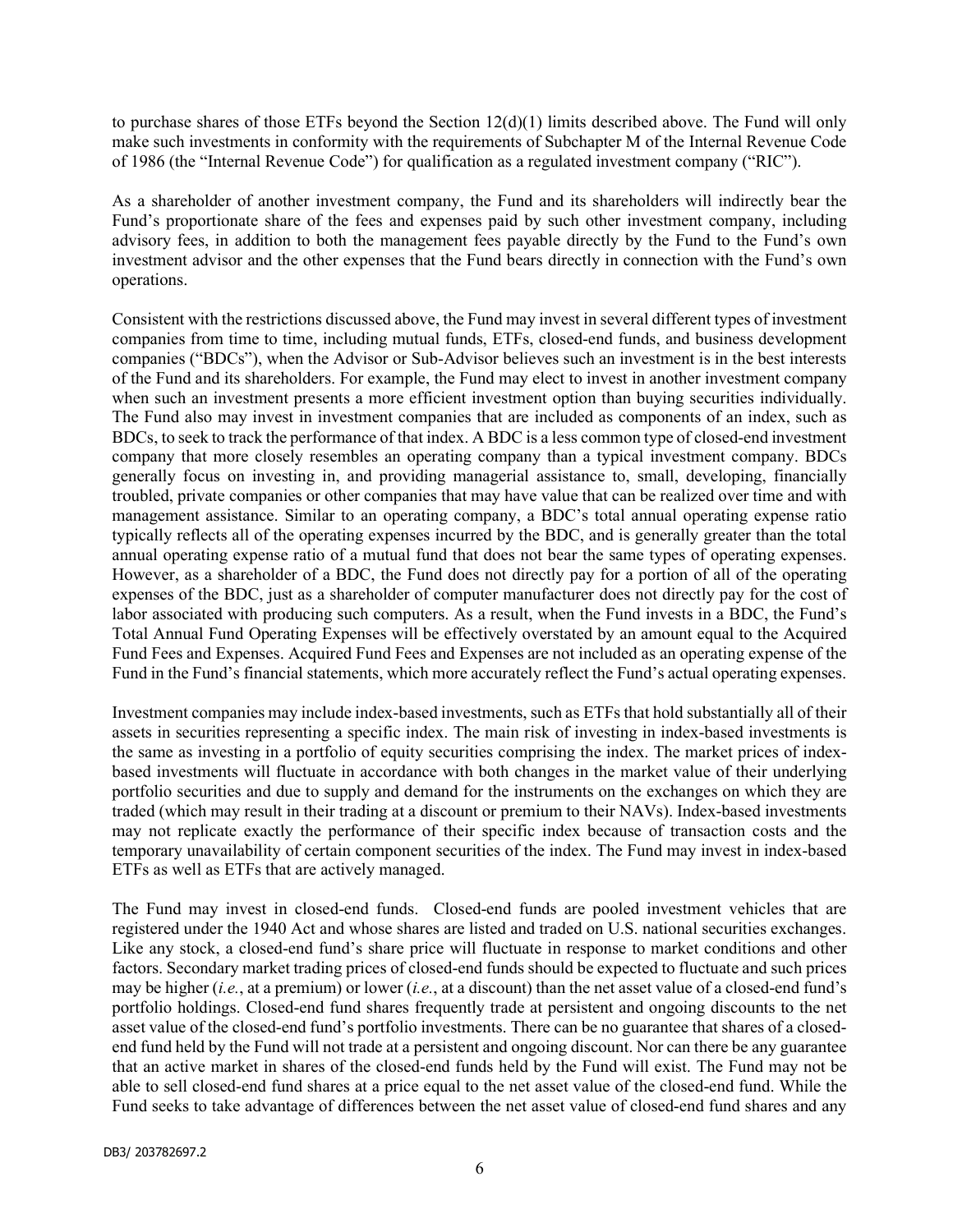to purchase shares of those ETFs beyond the Section 12(d)(1) limits described above. The Fund will only make such investments in conformity with the requirements of Subchapter M of the Internal Revenue Code of 1986 (the "Internal Revenue Code") for qualification as a regulated investment company ("RIC").

As a shareholder of another investment company, the Fund and its shareholders will indirectly bear the Fund's proportionate share of the fees and expenses paid by such other investment company, including advisory fees, in addition to both the management fees payable directly by the Fund to the Fund's own investment advisor and the other expenses that the Fund bears directly in connection with the Fund's own operations.

Consistent with the restrictions discussed above, the Fund may invest in several different types of investment companies from time to time, including mutual funds, ETFs, closed-end funds, and business development companies ("BDCs"), when the Advisor or Sub-Advisor believes such an investment is in the best interests of the Fund and its shareholders. For example, the Fund may elect to invest in another investment company when such an investment presents a more efficient investment option than buying securities individually. The Fund also may invest in investment companies that are included as components of an index, such as BDCs, to seek to track the performance of that index. A BDC is a less common type of closed-end investment company that more closely resembles an operating company than a typical investment company. BDCs generally focus on investing in, and providing managerial assistance to, small, developing, financially troubled, private companies or other companies that may have value that can be realized over time and with management assistance. Similar to an operating company, a BDC's total annual operating expense ratio typically reflects all of the operating expenses incurred by the BDC, and is generally greater than the total annual operating expense ratio of a mutual fund that does not bear the same types of operating expenses. However, as a shareholder of a BDC, the Fund does not directly pay for a portion of all of the operating expenses of the BDC, just as a shareholder of computer manufacturer does not directly pay for the cost of labor associated with producing such computers. As a result, when the Fund invests in a BDC, the Fund's Total Annual Fund Operating Expenses will be effectively overstated by an amount equal to the Acquired Fund Fees and Expenses. Acquired Fund Fees and Expenses are not included as an operating expense of the Fund in the Fund's financial statements, which more accurately reflect the Fund's actual operating expenses.

Investment companies may include index-based investments, such as ETFs that hold substantially all of their assets in securities representing a specific index. The main risk of investing in index-based investments is the same as investing in a portfolio of equity securities comprising the index. The market prices of index-based investments will fluctuate in accordance with both changes in the market value of their underlying portfolio securities and due to supply and demand for the instruments on the exchanges on which they are traded (which may result in their trading at a discount or premium to their NAVs). Index-based investments may not replicate exactly the performance of their specific index because of transaction costs and the temporary unavailability of certain component securities of the index. The Fund may invest in index-based ETFs as well as ETFs that are actively managed.

The Fund may invest in closed-end funds. Closed-end funds are pooled investment vehicles that are registered under the 1940 Act and whose shares are listed and traded on U.S. national securities exchanges. Like any stock, a closed-end fund's share price will fluctuate in response to market conditions and other factors. Secondary market trading prices of closed-end funds should be expected to fluctuate and such prices may be higher (*i.e.*, at a premium) or lower (*i.e.*, at a discount) than the net asset value of a closed-end fund's portfolio holdings. Closed-end fund shares frequently trade at persistent and ongoing discounts to the net asset value of the closed-end fund's portfolio investments. There can be no guarantee that shares of a closed-end fund held by the Fund will not trade at a persistent and ongoing discount. Nor can there be any guarantee that an active market in shares of the closed-end funds held by the Fund will exist. The Fund may not be able to sell closed-end fund shares at a price equal to the net asset value of the closed-end fund. While the Fund seeks to take advantage of differences between the net asset value of closed-end fund shares and any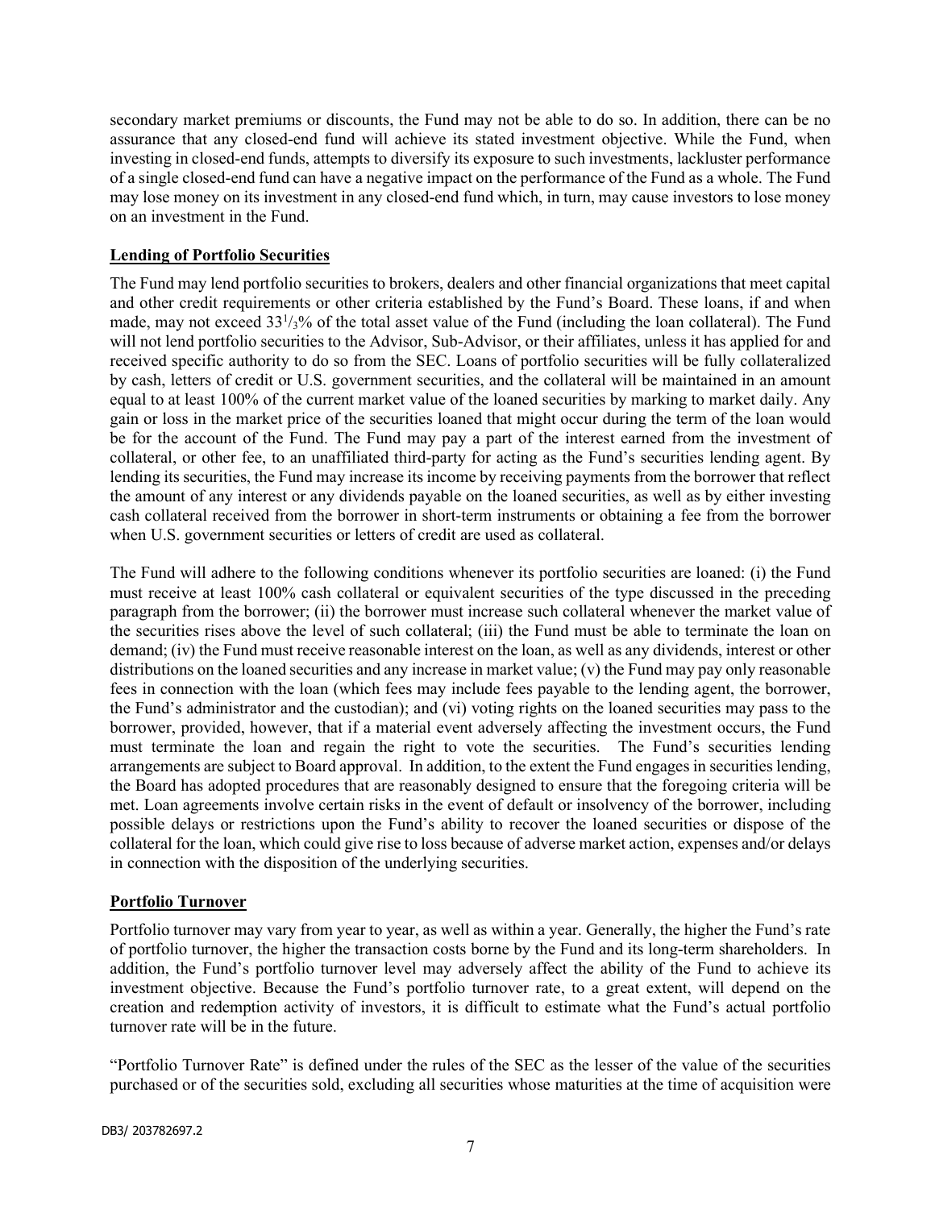secondary market premiums or discounts, the Fund may not be able to do so. In addition, there can be no assurance that any closed-end fund will achieve its stated investment objective. While the Fund, when investing in closed-end funds, attempts to diversify its exposure to such investments, lackluster performance of a single closed-end fund can have a negative impact on the performance of the Fund as a whole. The Fund may lose money on its investment in any closed-end fund which, in turn, may cause investors to lose money on an investment in the Fund.

**Lending of Portfolio Securities**

The Fund may lend portfolio securities to brokers, dealers and other financial organizations that meet capital and other credit requirements or other criteria established by the Fund's Board. These loans, if and when made, may not exceed 33 1/3% of the total asset value of the Fund (including the loan collateral). The Fund will not lend portfolio securities to the Advisor, Sub-Advisor, or their affiliates, unless it has applied for and received specific authority to do so from the SEC. Loans of portfolio securities will be fully collateralized by cash, letters of credit or U.S. government securities, and the collateral will be maintained in an amount equal to at least 100% of the current market value of the loaned securities by marking to market daily. Any gain or loss in the market price of the securities loaned that might occur during the term of the loan would be for the account of the Fund. The Fund may pay a part of the interest earned from the investment of collateral, or other fee, to an unaffiliated third-party for acting as the Fund's securities lending agent. By lending its securities, the Fund may increase its income by receiving payments from the borrower that reflect the amount of any interest or any dividends payable on the loaned securities, as well as by either investing cash collateral received from the borrower in short-term instruments or obtaining a fee from the borrower when U.S. government securities or letters of credit are used as collateral.

The Fund will adhere to the following conditions whenever its portfolio securities are loaned: (i) the Fund must receive at least 100% cash collateral or equivalent securities of the type discussed in the preceding paragraph from the borrower; (ii) the borrower must increase such collateral whenever the market value of the securities rises above the level of such collateral; (iii) the Fund must be able to terminate the loan on demand; (iv) the Fund must receive reasonable interest on the loan, as well as any dividends, interest or other distributions on the loaned securities and any increase in market value; (v) the Fund may pay only reasonable fees in connection with the loan (which fees may include fees payable to the lending agent, the borrower, the Fund's administrator and the custodian); and (vi) voting rights on the loaned securities may pass to the borrower, provided, however, that if a material event adversely affecting the investment occurs, the Fund must terminate the loan and regain the right to vote the securities. The Fund's securities lending arrangements are subject to Board approval. In addition, to the extent the Fund engages in securities lending, the Board has adopted procedures that are reasonably designed to ensure that the foregoing criteria will be met. Loan agreements involve certain risks in the event of default or insolvency of the borrower, including possible delays or restrictions upon the Fund's ability to recover the loaned securities or dispose of the collateral for the loan, which could give rise to loss because of adverse market action, expenses and/or delays in connection with the disposition of the underlying securities.

**Portfolio Turnover**

Portfolio turnover may vary from year to year, as well as within a year. Generally, the higher the Fund's rate of portfolio turnover, the higher the transaction costs borne by the Fund and its long-term shareholders. In addition, the Fund's portfolio turnover level may adversely affect the ability of the Fund to achieve its investment objective. Because the Fund's portfolio turnover rate, to a great extent, will depend on the creation and redemption activity of investors, it is difficult to estimate what the Fund's actual portfolio turnover rate will be in the future.

"Portfolio Turnover Rate" is defined under the rules of the SEC as the lesser of the value of the securities purchased or of the securities sold, excluding all securities whose maturities at the time of acquisition were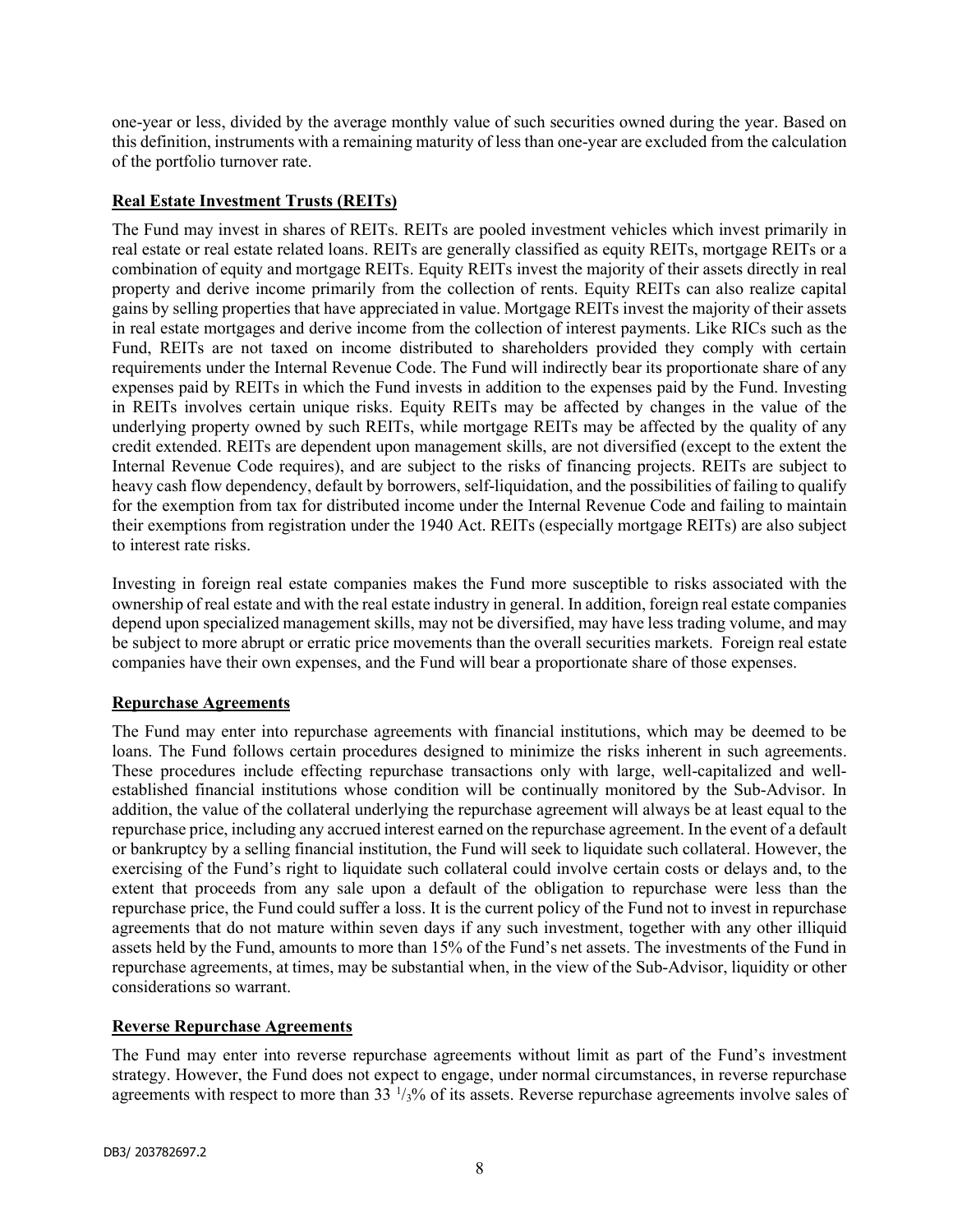one-year or less, divided by the average monthly value of such securities owned during the year. Based on this definition, instruments with a remaining maturity of less than one-year are excluded from the calculation of the portfolio turnover rate.

**Real Estate Investment Trusts (REITs)**

The Fund may invest in shares of REITs. REITs are pooled investment vehicles which invest primarily in real estate or real estate related loans. REITs are generally classified as equity REITs, mortgage REITs or a combination of equity and mortgage REITs. Equity REITs invest the majority of their assets directly in real property and derive income primarily from the collection of rents. Equity REITs can also realize capital gains by selling properties that have appreciated in value. Mortgage REITs invest the majority of their assets in real estate mortgages and derive income from the collection of interest payments. Like RICs such as the Fund, REITs are not taxed on income distributed to shareholders provided they comply with certain requirements under the Internal Revenue Code. The Fund will indirectly bear its proportionate share of any expenses paid by REITs in which the Fund invests in addition to the expenses paid by the Fund. Investing in REITs involves certain unique risks. Equity REITs may be affected by changes in the value of the underlying property owned by such REITs, while mortgage REITs may be affected by the quality of any credit extended. REITs are dependent upon management skills, are not diversified (except to the extent the Internal Revenue Code requires), and are subject to the risks of financing projects. REITs are subject to heavy cash flow dependency, default by borrowers, self-liquidation, and the possibilities of failing to qualify for the exemption from tax for distributed income under the Internal Revenue Code and failing to maintain their exemptions from registration under the 1940 Act. REITs (especially mortgage REITs) are also subject to interest rate risks.

Investing in foreign real estate companies makes the Fund more susceptible to risks associated with the ownership of real estate and with the real estate industry in general. In addition, foreign real estate companies depend upon specialized management skills, may not be diversified, may have less trading volume, and may be subject to more abrupt or erratic price movements than the overall securities markets. Foreign real estate companies have their own expenses, and the Fund will bear a proportionate share of those expenses.

**Repurchase Agreements**

The Fund may enter into repurchase agreements with financial institutions, which may be deemed to be loans. The Fund follows certain procedures designed to minimize the risks inherent in such agreements. These procedures include effecting repurchase transactions only with large, well-capitalized and well-established financial institutions whose condition will be continually monitored by the Sub-Advisor. In addition, the value of the collateral underlying the repurchase agreement will always be at least equal to the repurchase price, including any accrued interest earned on the repurchase agreement. In the event of a default or bankruptcy by a selling financial institution, the Fund will seek to liquidate such collateral. However, the exercising of the Fund's right to liquidate such collateral could involve certain costs or delays and, to the extent that proceeds from any sale upon a default of the obligation to repurchase were less than the repurchase price, the Fund could suffer a loss. It is the current policy of the Fund not to invest in repurchase agreements that do not mature within seven days if any such investment, together with any other illiquid assets held by the Fund, amounts to more than 15% of the Fund's net assets. The investments of the Fund in repurchase agreements, at times, may be substantial when, in the view of the Sub-Advisor, liquidity or other considerations so warrant.

**Reverse Repurchase Agreements**

The Fund may enter into reverse repurchase agreements without limit as part of the Fund's investment strategy. However, the Fund does not expect to engage, under normal circumstances, in reverse repurchase agreements with respect to more than 33 1/3% of its assets. Reverse repurchase agreements involve sales of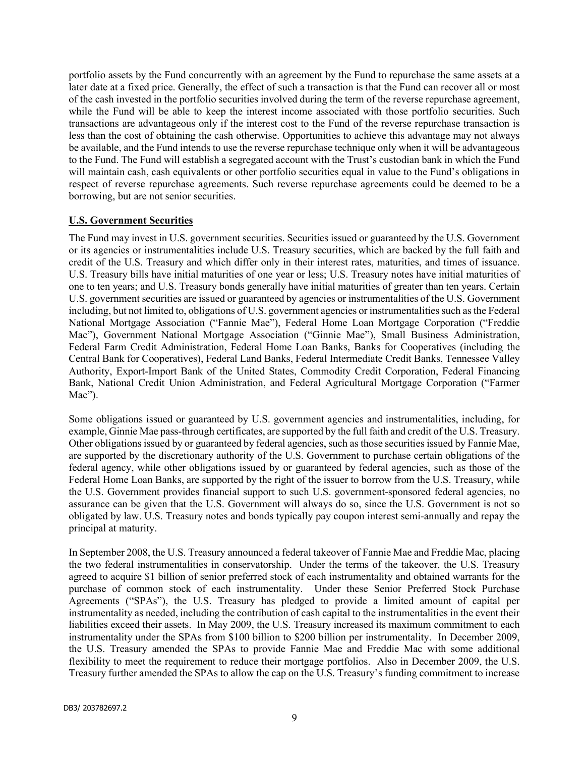portfolio assets by the Fund concurrently with an agreement by the Fund to repurchase the same assets at a later date at a fixed price. Generally, the effect of such a transaction is that the Fund can recover all or most of the cash invested in the portfolio securities involved during the term of the reverse repurchase agreement, while the Fund will be able to keep the interest income associated with those portfolio securities. Such transactions are advantageous only if the interest cost to the Fund of the reverse repurchase transaction is less than the cost of obtaining the cash otherwise. Opportunities to achieve this advantage may not always be available, and the Fund intends to use the reverse repurchase technique only when it will be advantageous to the Fund. The Fund will establish a segregated account with the Trust's custodian bank in which the Fund will maintain cash, cash equivalents or other portfolio securities equal in value to the Fund's obligations in respect of reverse repurchase agreements. Such reverse repurchase agreements could be deemed to be a borrowing, but are not senior securities.

## U.S. Government Securities

The Fund may invest in U.S. government securities. Securities issued or guaranteed by the U.S. Government or its agencies or instrumentalities include U.S. Treasury securities, which are backed by the full faith and credit of the U.S. Treasury and which differ only in their interest rates, maturities, and times of issuance. U.S. Treasury bills have initial maturities of one year or less; U.S. Treasury notes have initial maturities of one to ten years; and U.S. Treasury bonds generally have initial maturities of greater than ten years. Certain U.S. government securities are issued or guaranteed by agencies or instrumentalities of the U.S. Government including, but not limited to, obligations of U.S. government agencies or instrumentalities such as the Federal National Mortgage Association ("Fannie Mae"), Federal Home Loan Mortgage Corporation ("Freddie Mac"), Government National Mortgage Association ("Ginnie Mae"), Small Business Administration, Federal Farm Credit Administration, Federal Home Loan Banks, Banks for Cooperatives (including the Central Bank for Cooperatives), Federal Land Banks, Federal Intermediate Credit Banks, Tennessee Valley Authority, Export-Import Bank of the United States, Commodity Credit Corporation, Federal Financing Bank, National Credit Union Administration, and Federal Agricultural Mortgage Corporation ("Farmer Mac").

Some obligations issued or guaranteed by U.S. government agencies and instrumentalities, including, for example, Ginnie Mae pass-through certificates, are supported by the full faith and credit of the U.S. Treasury. Other obligations issued by or guaranteed by federal agencies, such as those securities issued by Fannie Mae, are supported by the discretionary authority of the U.S. Government to purchase certain obligations of the federal agency, while other obligations issued by or guaranteed by federal agencies, such as those of the Federal Home Loan Banks, are supported by the right of the issuer to borrow from the U.S. Treasury, while the U.S. Government provides financial support to such U.S. government-sponsored federal agencies, no assurance can be given that the U.S. Government will always do so, since the U.S. Government is not so obligated by law. U.S. Treasury notes and bonds typically pay coupon interest semi-annually and repay the principal at maturity.

In September 2008, the U.S. Treasury announced a federal takeover of Fannie Mae and Freddie Mac, placing the two federal instrumentalities in conservatorship. Under the terms of the takeover, the U.S. Treasury agreed to acquire $1 billion of senior preferred stock of each instrumentality and obtained warrants for the purchase of common stock of each instrumentality. Under these Senior Preferred Stock Purchase Agreements ("SPAs"), the U.S. Treasury has pledged to provide a limited amount of capital per instrumentality as needed, including the contribution of cash capital to the instrumentalities in the event their liabilities exceed their assets. In May 2009, the U.S. Treasury increased its maximum commitment to each instrumentality under the SPAs from $100 billion to $200 billion per instrumentality. In December 2009, the U.S. Treasury amended the SPAs to provide Fannie Mae and Freddie Mac with some additional flexibility to meet the requirement to reduce their mortgage portfolios. Also in December 2009, the U.S. Treasury further amended the SPAs to allow the cap on the U.S. Treasury's funding commitment to increase

DB3/ 203782697.2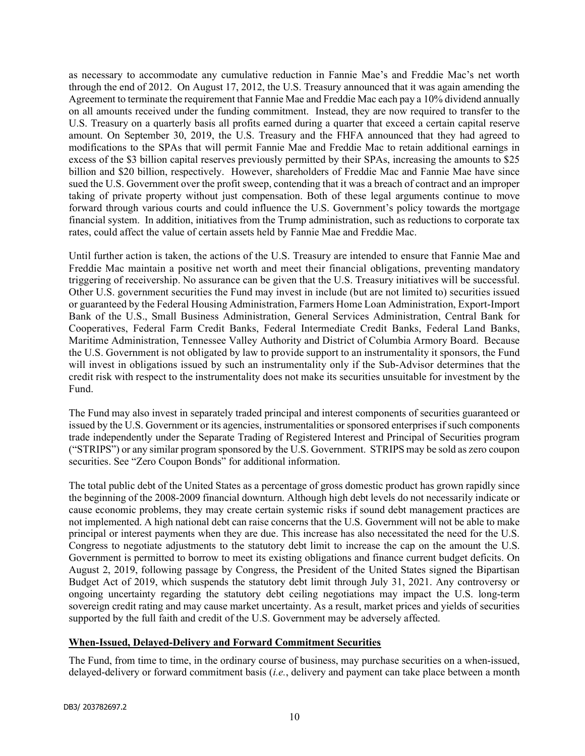as necessary to accommodate any cumulative reduction in Fannie Mae's and Freddie Mac's net worth through the end of 2012. On August 17, 2012, the U.S. Treasury announced that it was again amending the Agreement to terminate the requirement that Fannie Mae and Freddie Mac each pay a 10% dividend annually on all amounts received under the funding commitment. Instead, they are now required to transfer to the U.S. Treasury on a quarterly basis all profits earned during a quarter that exceed a certain capital reserve amount. On September 30, 2019, the U.S. Treasury and the FHFA announced that they had agreed to modifications to the SPAs that will permit Fannie Mae and Freddie Mac to retain additional earnings in excess of the $3 billion capital reserves previously permitted by their SPAs, increasing the amounts to $25 billion and $20 billion, respectively. However, shareholders of Freddie Mac and Fannie Mae have since sued the U.S. Government over the profit sweep, contending that it was a breach of contract and an improper taking of private property without just compensation. Both of these legal arguments continue to move forward through various courts and could influence the U.S. Government's policy towards the mortgage financial system. In addition, initiatives from the Trump administration, such as reductions to corporate tax rates, could affect the value of certain assets held by Fannie Mae and Freddie Mac.

Until further action is taken, the actions of the U.S. Treasury are intended to ensure that Fannie Mae and Freddie Mac maintain a positive net worth and meet their financial obligations, preventing mandatory triggering of receivership. No assurance can be given that the U.S. Treasury initiatives will be successful. Other U.S. government securities the Fund may invest in include (but are not limited to) securities issued or guaranteed by the Federal Housing Administration, Farmers Home Loan Administration, Export-Import Bank of the U.S., Small Business Administration, General Services Administration, Central Bank for Cooperatives, Federal Farm Credit Banks, Federal Intermediate Credit Banks, Federal Land Banks, Maritime Administration, Tennessee Valley Authority and District of Columbia Armory Board. Because the U.S. Government is not obligated by law to provide support to an instrumentality it sponsors, the Fund will invest in obligations issued by such an instrumentality only if the Sub-Advisor determines that the credit risk with respect to the instrumentality does not make its securities unsuitable for investment by the Fund.

The Fund may also invest in separately traded principal and interest components of securities guaranteed or issued by the U.S. Government or its agencies, instrumentalities or sponsored enterprises if such components trade independently under the Separate Trading of Registered Interest and Principal of Securities program ("STRIPS") or any similar program sponsored by the U.S. Government. STRIPS may be sold as zero coupon securities. See "Zero Coupon Bonds" for additional information.

The total public debt of the United States as a percentage of gross domestic product has grown rapidly since the beginning of the 2008-2009 financial downturn. Although high debt levels do not necessarily indicate or cause economic problems, they may create certain systemic risks if sound debt management practices are not implemented. A high national debt can raise concerns that the U.S. Government will not be able to make principal or interest payments when they are due. This increase has also necessitated the need for the U.S. Congress to negotiate adjustments to the statutory debt limit to increase the cap on the amount the U.S. Government is permitted to borrow to meet its existing obligations and finance current budget deficits. On August 2, 2019, following passage by Congress, the President of the United States signed the Bipartisan Budget Act of 2019, which suspends the statutory debt limit through July 31, 2021. Any controversy or ongoing uncertainty regarding the statutory debt ceiling negotiations may impact the U.S. long-term sovereign credit rating and may cause market uncertainty. As a result, market prices and yields of securities supported by the full faith and credit of the U.S. Government may be adversely affected.

## When-Issued, Delayed-Delivery and Forward Commitment Securities

The Fund, from time to time, in the ordinary course of business, may purchase securities on a when-issued, delayed-delivery or forward commitment basis (*i.e.*, delivery and payment can take place between a month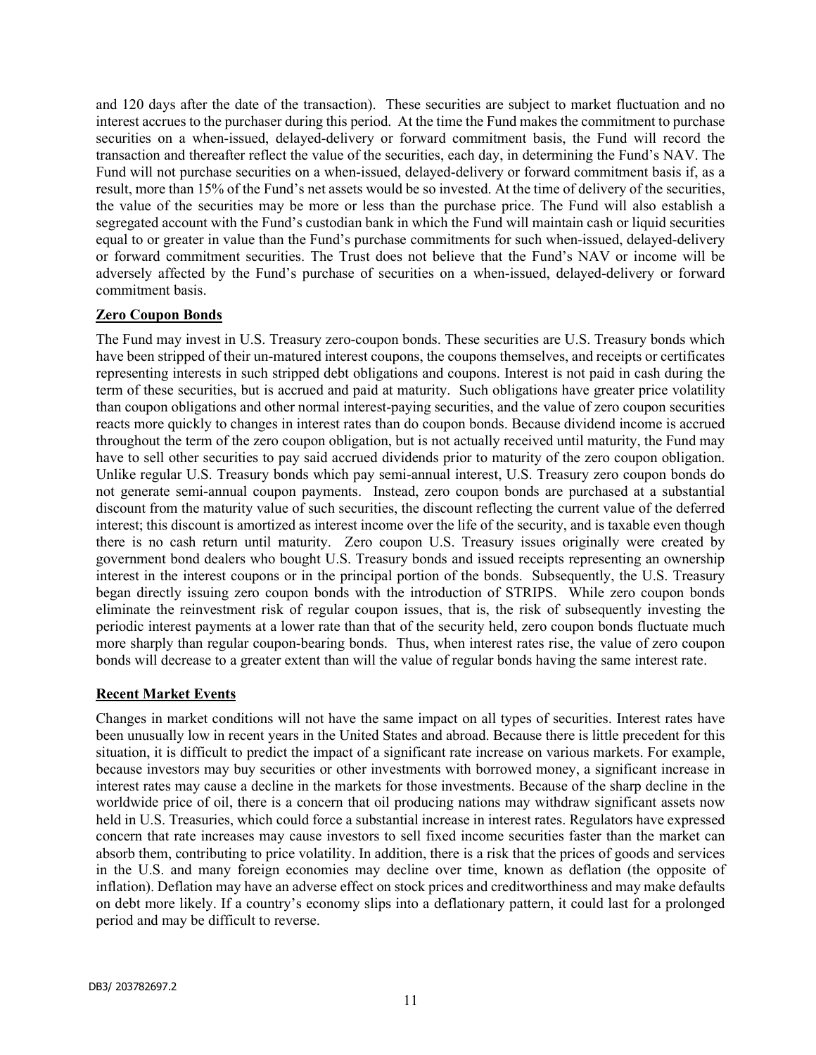and 120 days after the date of the transaction). These securities are subject to market fluctuation and no interest accrues to the purchaser during this period. At the time the Fund makes the commitment to purchase securities on a when-issued, delayed-delivery or forward commitment basis, the Fund will record the transaction and thereafter reflect the value of the securities, each day, in determining the Fund's NAV. The Fund will not purchase securities on a when-issued, delayed-delivery or forward commitment basis if, as a result, more than 15% of the Fund's net assets would be so invested. At the time of delivery of the securities, the value of the securities may be more or less than the purchase price. The Fund will also establish a segregated account with the Fund's custodian bank in which the Fund will maintain cash or liquid securities equal to or greater in value than the Fund's purchase commitments for such when-issued, delayed-delivery or forward commitment securities. The Trust does not believe that the Fund's NAV or income will be adversely affected by the Fund's purchase of securities on a when-issued, delayed-delivery or forward commitment basis.

## Zero Coupon Bonds

The Fund may invest in U.S. Treasury zero-coupon bonds. These securities are U.S. Treasury bonds which have been stripped of their un-matured interest coupons, the coupons themselves, and receipts or certificates representing interests in such stripped debt obligations and coupons. Interest is not paid in cash during the term of these securities, but is accrued and paid at maturity. Such obligations have greater price volatility than coupon obligations and other normal interest-paying securities, and the value of zero coupon securities reacts more quickly to changes in interest rates than do coupon bonds. Because dividend income is accrued throughout the term of the zero coupon obligation, but is not actually received until maturity, the Fund may have to sell other securities to pay said accrued dividends prior to maturity of the zero coupon obligation. Unlike regular U.S. Treasury bonds which pay semi-annual interest, U.S. Treasury zero coupon bonds do not generate semi-annual coupon payments. Instead, zero coupon bonds are purchased at a substantial discount from the maturity value of such securities, the discount reflecting the current value of the deferred interest; this discount is amortized as interest income over the life of the security, and is taxable even though there is no cash return until maturity. Zero coupon U.S. Treasury issues originally were created by government bond dealers who bought U.S. Treasury bonds and issued receipts representing an ownership interest in the interest coupons or in the principal portion of the bonds. Subsequently, the U.S. Treasury began directly issuing zero coupon bonds with the introduction of STRIPS. While zero coupon bonds eliminate the reinvestment risk of regular coupon issues, that is, the risk of subsequently investing the periodic interest payments at a lower rate than that of the security held, zero coupon bonds fluctuate much more sharply than regular coupon-bearing bonds. Thus, when interest rates rise, the value of zero coupon bonds will decrease to a greater extent than will the value of regular bonds having the same interest rate.

## Recent Market Events

Changes in market conditions will not have the same impact on all types of securities. Interest rates have been unusually low in recent years in the United States and abroad. Because there is little precedent for this situation, it is difficult to predict the impact of a significant rate increase on various markets. For example, because investors may buy securities or other investments with borrowed money, a significant increase in interest rates may cause a decline in the markets for those investments. Because of the sharp decline in the worldwide price of oil, there is a concern that oil producing nations may withdraw significant assets now held in U.S. Treasuries, which could force a substantial increase in interest rates. Regulators have expressed concern that rate increases may cause investors to sell fixed income securities faster than the market can absorb them, contributing to price volatility. In addition, there is a risk that the prices of goods and services in the U.S. and many foreign economies may decline over time, known as deflation (the opposite of inflation). Deflation may have an adverse effect on stock prices and creditworthiness and may make defaults on debt more likely. If a country's economy slips into a deflationary pattern, it could last for a prolonged period and may be difficult to reverse.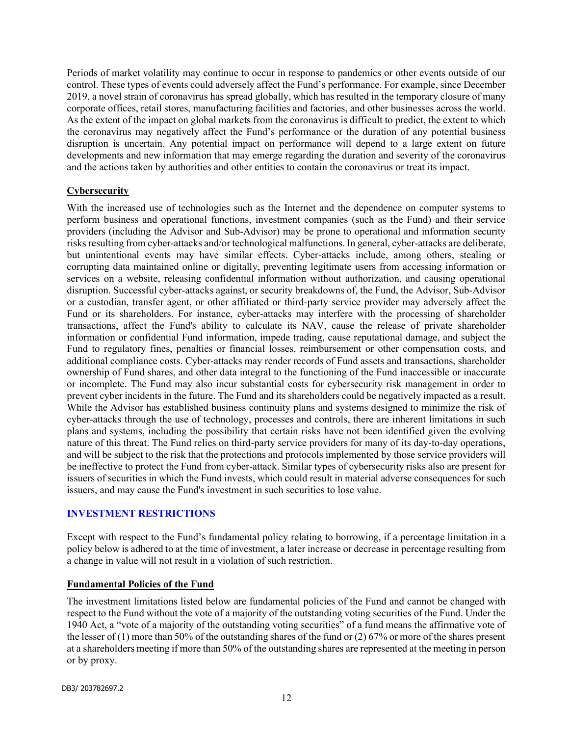Periods of market volatility may continue to occur in response to pandemics or other events outside of our control. These types of events could adversely affect the Fund's performance. For example, since December 2019, a novel strain of coronavirus has spread globally, which has resulted in the temporary closure of many corporate offices, retail stores, manufacturing facilities and factories, and other businesses across the world. As the extent of the impact on global markets from the coronavirus is difficult to predict, the extent to which the coronavirus may negatively affect the Fund's performance or the duration of any potential business disruption is uncertain. Any potential impact on performance will depend to a large extent on future developments and new information that may emerge regarding the duration and severity of the coronavirus and the actions taken by authorities and other entities to contain the coronavirus or treat its impact.

**Cybersecurity**

With the increased use of technologies such as the Internet and the dependence on computer systems to perform business and operational functions, investment companies (such as the Fund) and their service providers (including the Advisor and Sub-Advisor) may be prone to operational and information security risks resulting from cyber-attacks and/or technological malfunctions. In general, cyber-attacks are deliberate, but unintentional events may have similar effects. Cyber-attacks include, among others, stealing or corrupting data maintained online or digitally, preventing legitimate users from accessing information or services on a website, releasing confidential information without authorization, and causing operational disruption. Successful cyber-attacks against, or security breakdowns of, the Fund, the Advisor, Sub-Advisor or a custodian, transfer agent, or other affiliated or third-party service provider may adversely affect the Fund or its shareholders. For instance, cyber-attacks may interfere with the processing of shareholder transactions, affect the Fund's ability to calculate its NAV, cause the release of private shareholder information or confidential Fund information, impede trading, cause reputational damage, and subject the Fund to regulatory fines, penalties or financial losses, reimbursement or other compensation costs, and additional compliance costs. Cyber-attacks may render records of Fund assets and transactions, shareholder ownership of Fund shares, and other data integral to the functioning of the Fund inaccessible or inaccurate or incomplete. The Fund may also incur substantial costs for cybersecurity risk management in order to prevent cyber incidents in the future. The Fund and its shareholders could be negatively impacted as a result. While the Advisor has established business continuity plans and systems designed to minimize the risk of cyber-attacks through the use of technology, processes and controls, there are inherent limitations in such plans and systems, including the possibility that certain risks have not been identified given the evolving nature of this threat. The Fund relies on third-party service providers for many of its day-to-day operations, and will be subject to the risk that the protections and protocols implemented by those service providers will be ineffective to protect the Fund from cyber-attack. Similar types of cybersecurity risks also are present for issuers of securities in which the Fund invests, which could result in material adverse consequences for such issuers, and may cause the Fund's investment in such securities to lose value.

## INVESTMENT RESTRICTIONS

Except with respect to the Fund's fundamental policy relating to borrowing, if a percentage limitation in a policy below is adhered to at the time of investment, a later increase or decrease in percentage resulting from a change in value will not result in a violation of such restriction.

**Fundamental Policies of the Fund**

The investment limitations listed below are fundamental policies of the Fund and cannot be changed with respect to the Fund without the vote of a majority of the outstanding voting securities of the Fund. Under the 1940 Act, a "vote of a majority of the outstanding voting securities" of a fund means the affirmative vote of the lesser of (1) more than 50% of the outstanding shares of the fund or (2) 67% or more of the shares present at a shareholders meeting if more than 50% of the outstanding shares are represented at the meeting in person or by proxy.

DB3/ 203782697.2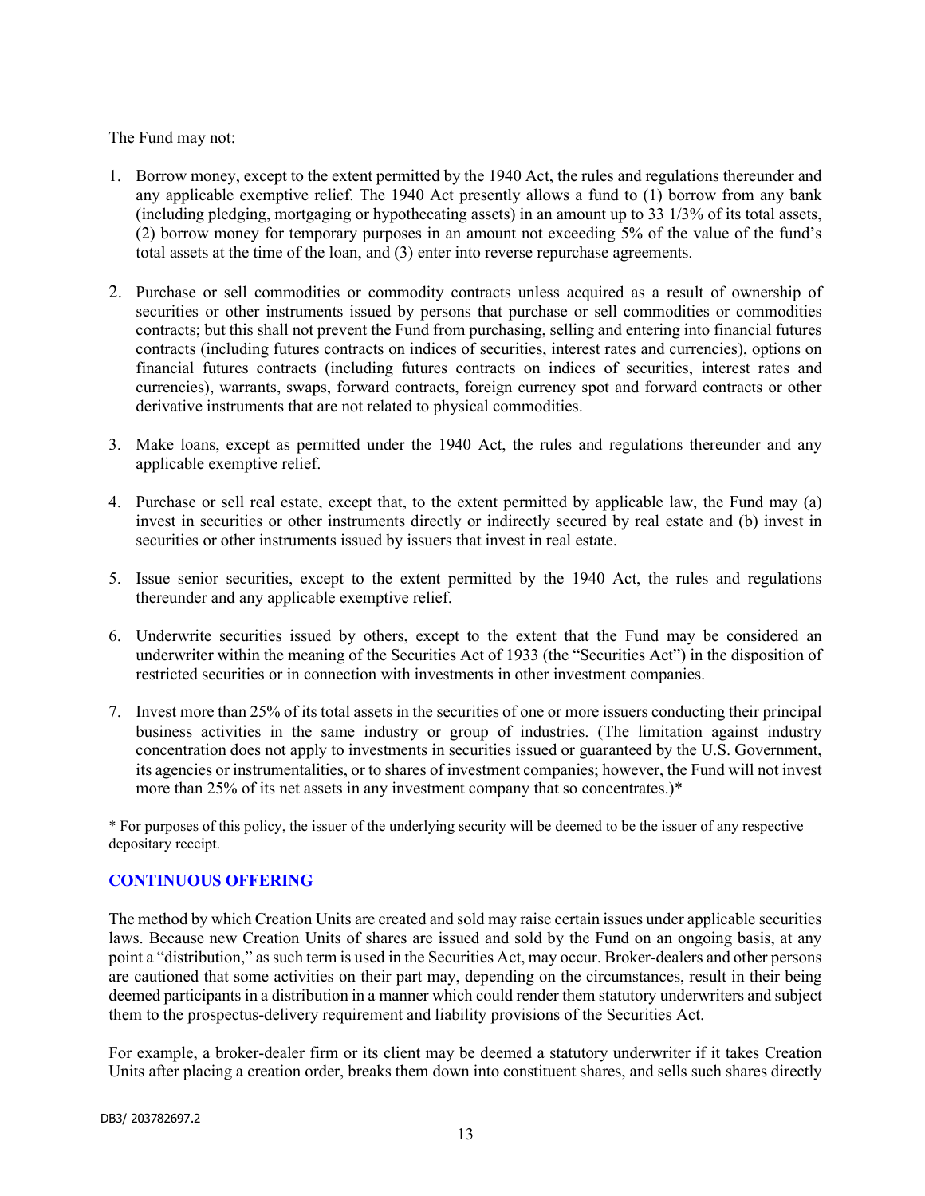The Fund may not:

1. Borrow money, except to the extent permitted by the 1940 Act, the rules and regulations thereunder and any applicable exemptive relief. The 1940 Act presently allows a fund to (1) borrow from any bank (including pledging, mortgaging or hypothecating assets) in an amount up to 33 1/3% of its total assets, (2) borrow money for temporary purposes in an amount not exceeding 5% of the value of the fund's total assets at the time of the loan, and (3) enter into reverse repurchase agreements.

2. Purchase or sell commodities or commodity contracts unless acquired as a result of ownership of securities or other instruments issued by persons that purchase or sell commodities or commodities contracts; but this shall not prevent the Fund from purchasing, selling and entering into financial futures contracts (including futures contracts on indices of securities, interest rates and currencies), options on financial futures contracts (including futures contracts on indices of securities, interest rates and currencies), warrants, swaps, forward contracts, foreign currency spot and forward contracts or other derivative instruments that are not related to physical commodities.

3. Make loans, except as permitted under the 1940 Act, the rules and regulations thereunder and any applicable exemptive relief.

4. Purchase or sell real estate, except that, to the extent permitted by applicable law, the Fund may (a) invest in securities or other instruments directly or indirectly secured by real estate and (b) invest in securities or other instruments issued by issuers that invest in real estate.

5. Issue senior securities, except to the extent permitted by the 1940 Act, the rules and regulations thereunder and any applicable exemptive relief.

6. Underwrite securities issued by others, except to the extent that the Fund may be considered an underwriter within the meaning of the Securities Act of 1933 (the "Securities Act") in the disposition of restricted securities or in connection with investments in other investment companies.

7. Invest more than 25% of its total assets in the securities of one or more issuers conducting their principal business activities in the same industry or group of industries. (The limitation against industry concentration does not apply to investments in securities issued or guaranteed by the U.S. Government, its agencies or instrumentalities, or to shares of investment companies; however, the Fund will not invest more than 25% of its net assets in any investment company that so concentrates.)*

\* For purposes of this policy, the issuer of the underlying security will be deemed to be the issuer of any respective depositary receipt.

## CONTINUOUS OFFERING

The method by which Creation Units are created and sold may raise certain issues under applicable securities laws. Because new Creation Units of shares are issued and sold by the Fund on an ongoing basis, at any point a "distribution," as such term is used in the Securities Act, may occur. Broker-dealers and other persons are cautioned that some activities on their part may, depending on the circumstances, result in their being deemed participants in a distribution in a manner which could render them statutory underwriters and subject them to the prospectus-delivery requirement and liability provisions of the Securities Act.

For example, a broker-dealer firm or its client may be deemed a statutory underwriter if it takes Creation Units after placing a creation order, breaks them down into constituent shares, and sells such shares directly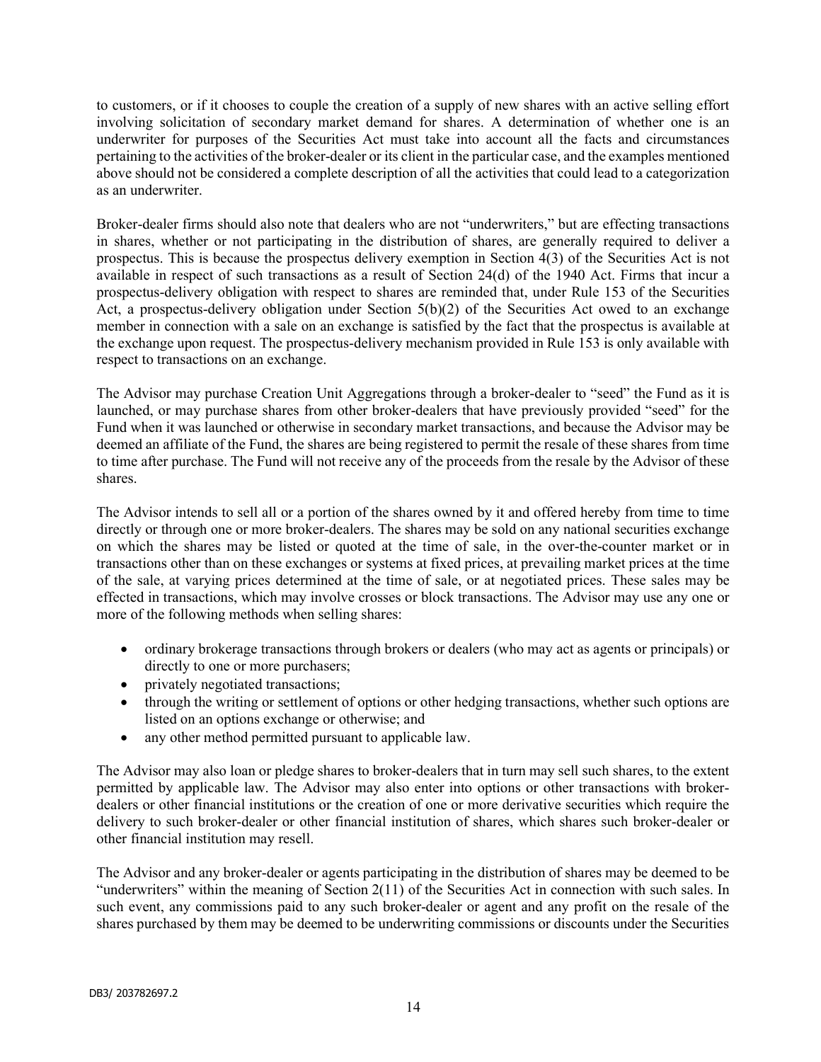to customers, or if it chooses to couple the creation of a supply of new shares with an active selling effort involving solicitation of secondary market demand for shares. A determination of whether one is an underwriter for purposes of the Securities Act must take into account all the facts and circumstances pertaining to the activities of the broker-dealer or its client in the particular case, and the examples mentioned above should not be considered a complete description of all the activities that could lead to a categorization as an underwriter.

Broker-dealer firms should also note that dealers who are not "underwriters," but are effecting transactions in shares, whether or not participating in the distribution of shares, are generally required to deliver a prospectus. This is because the prospectus delivery exemption in Section 4(3) of the Securities Act is not available in respect of such transactions as a result of Section 24(d) of the 1940 Act. Firms that incur a prospectus-delivery obligation with respect to shares are reminded that, under Rule 153 of the Securities Act, a prospectus-delivery obligation under Section 5(b)(2) of the Securities Act owed to an exchange member in connection with a sale on an exchange is satisfied by the fact that the prospectus is available at the exchange upon request. The prospectus-delivery mechanism provided in Rule 153 is only available with respect to transactions on an exchange.

The Advisor may purchase Creation Unit Aggregations through a broker-dealer to "seed" the Fund as it is launched, or may purchase shares from other broker-dealers that have previously provided "seed" for the Fund when it was launched or otherwise in secondary market transactions, and because the Advisor may be deemed an affiliate of the Fund, the shares are being registered to permit the resale of these shares from time to time after purchase. The Fund will not receive any of the proceeds from the resale by the Advisor of these shares.

The Advisor intends to sell all or a portion of the shares owned by it and offered hereby from time to time directly or through one or more broker-dealers. The shares may be sold on any national securities exchange on which the shares may be listed or quoted at the time of sale, in the over-the-counter market or in transactions other than on these exchanges or systems at fixed prices, at prevailing market prices at the time of the sale, at varying prices determined at the time of sale, or at negotiated prices. These sales may be effected in transactions, which may involve crosses or block transactions. The Advisor may use any one or more of the following methods when selling shares:

- ordinary brokerage transactions through brokers or dealers (who may act as agents or principals) or directly to one or more purchasers;
- privately negotiated transactions;
- through the writing or settlement of options or other hedging transactions, whether such options are listed on an options exchange or otherwise; and
- any other method permitted pursuant to applicable law.

The Advisor may also loan or pledge shares to broker-dealers that in turn may sell such shares, to the extent permitted by applicable law. The Advisor may also enter into options or other transactions with broker-dealers or other financial institutions or the creation of one or more derivative securities which require the delivery to such broker-dealer or other financial institution of shares, which shares such broker-dealer or other financial institution may resell.

The Advisor and any broker-dealer or agents participating in the distribution of shares may be deemed to be "underwriters" within the meaning of Section 2(11) of the Securities Act in connection with such sales. In such event, any commissions paid to any such broker-dealer or agent and any profit on the resale of the shares purchased by them may be deemed to be underwriting commissions or discounts under the Securities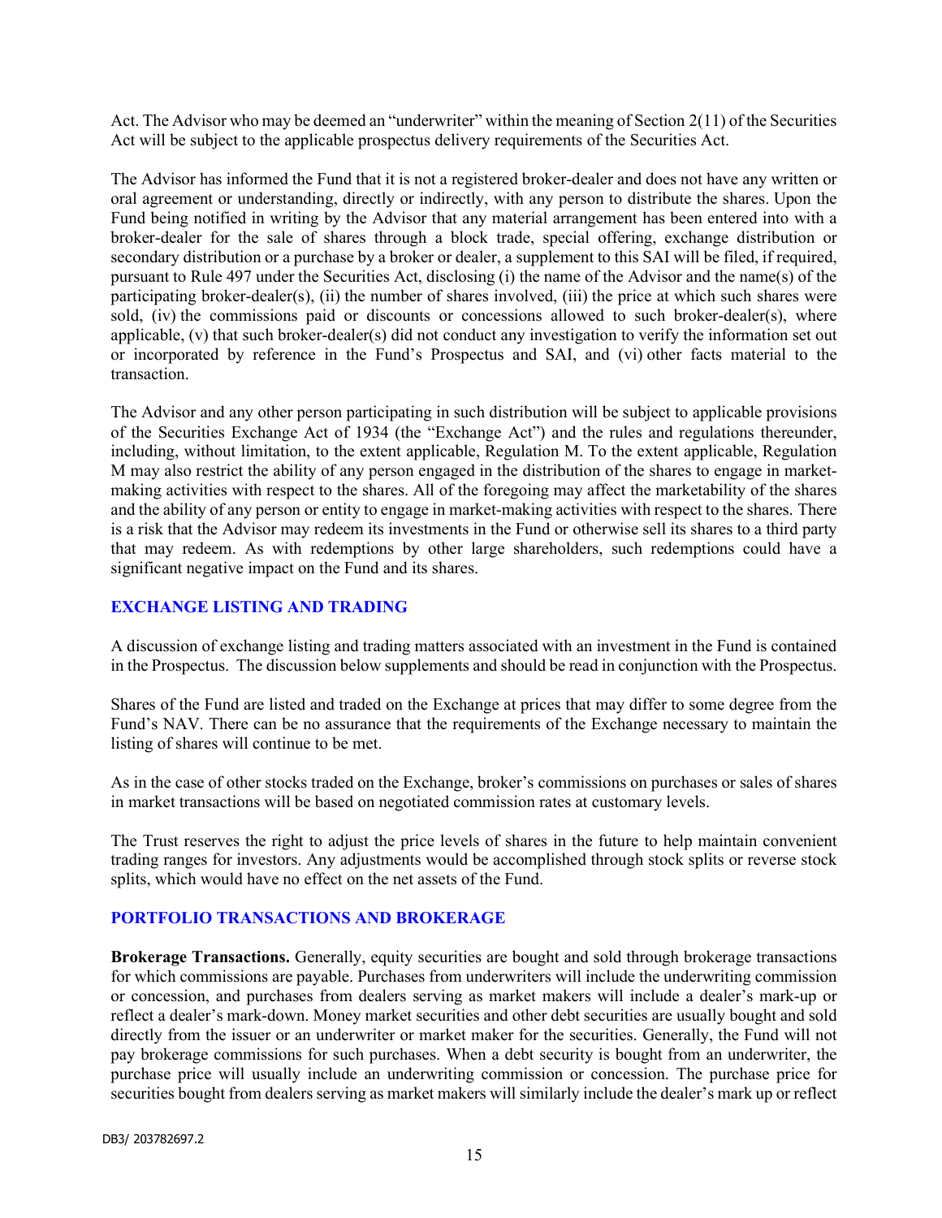Act. The Advisor who may be deemed an "underwriter" within the meaning of Section 2(11) of the Securities Act will be subject to the applicable prospectus delivery requirements of the Securities Act.

The Advisor has informed the Fund that it is not a registered broker-dealer and does not have any written or oral agreement or understanding, directly or indirectly, with any person to distribute the shares. Upon the Fund being notified in writing by the Advisor that any material arrangement has been entered into with a broker-dealer for the sale of shares through a block trade, special offering, exchange distribution or secondary distribution or a purchase by a broker or dealer, a supplement to this SAI will be filed, if required, pursuant to Rule 497 under the Securities Act, disclosing (i) the name of the Advisor and the name(s) of the participating broker-dealer(s), (ii) the number of shares involved, (iii) the price at which such shares were sold, (iv) the commissions paid or discounts or concessions allowed to such broker-dealer(s), where applicable, (v) that such broker-dealer(s) did not conduct any investigation to verify the information set out or incorporated by reference in the Fund's Prospectus and SAI, and (vi) other facts material to the transaction.

The Advisor and any other person participating in such distribution will be subject to applicable provisions of the Securities Exchange Act of 1934 (the "Exchange Act") and the rules and regulations thereunder, including, without limitation, to the extent applicable, Regulation M. To the extent applicable, Regulation M may also restrict the ability of any person engaged in the distribution of the shares to engage in market-making activities with respect to the shares. All of the foregoing may affect the marketability of the shares and the ability of any person or entity to engage in market-making activities with respect to the shares. There is a risk that the Advisor may redeem its investments in the Fund or otherwise sell its shares to a third party that may redeem. As with redemptions by other large shareholders, such redemptions could have a significant negative impact on the Fund and its shares.

## EXCHANGE LISTING AND TRADING

A discussion of exchange listing and trading matters associated with an investment in the Fund is contained in the Prospectus. The discussion below supplements and should be read in conjunction with the Prospectus.

Shares of the Fund are listed and traded on the Exchange at prices that may differ to some degree from the Fund's NAV. There can be no assurance that the requirements of the Exchange necessary to maintain the listing of shares will continue to be met.

As in the case of other stocks traded on the Exchange, broker's commissions on purchases or sales of shares in market transactions will be based on negotiated commission rates at customary levels.

The Trust reserves the right to adjust the price levels of shares in the future to help maintain convenient trading ranges for investors. Any adjustments would be accomplished through stock splits or reverse stock splits, which would have no effect on the net assets of the Fund.

## PORTFOLIO TRANSACTIONS AND BROKERAGE

**Brokerage Transactions.** Generally, equity securities are bought and sold through brokerage transactions for which commissions are payable. Purchases from underwriters will include the underwriting commission or concession, and purchases from dealers serving as market makers will include a dealer's mark-up or reflect a dealer's mark-down. Money market securities and other debt securities are usually bought and sold directly from the issuer or an underwriter or market maker for the securities. Generally, the Fund will not pay brokerage commissions for such purchases. When a debt security is bought from an underwriter, the purchase price will usually include an underwriting commission or concession. The purchase price for securities bought from dealers serving as market makers will similarly include the dealer's mark up or reflect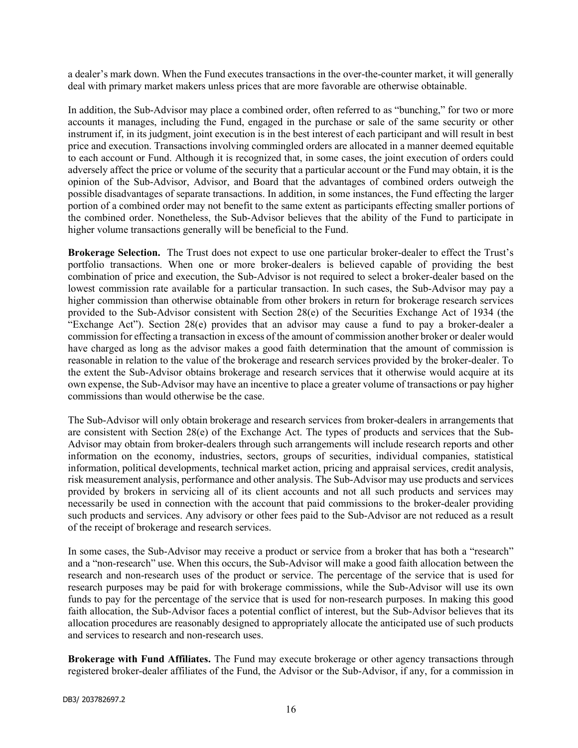a dealer's mark down. When the Fund executes transactions in the over-the-counter market, it will generally deal with primary market makers unless prices that are more favorable are otherwise obtainable.

In addition, the Sub-Advisor may place a combined order, often referred to as "bunching," for two or more accounts it manages, including the Fund, engaged in the purchase or sale of the same security or other instrument if, in its judgment, joint execution is in the best interest of each participant and will result in best price and execution. Transactions involving commingled orders are allocated in a manner deemed equitable to each account or Fund. Although it is recognized that, in some cases, the joint execution of orders could adversely affect the price or volume of the security that a particular account or the Fund may obtain, it is the opinion of the Sub-Advisor, Advisor, and Board that the advantages of combined orders outweigh the possible disadvantages of separate transactions. In addition, in some instances, the Fund effecting the larger portion of a combined order may not benefit to the same extent as participants effecting smaller portions of the combined order. Nonetheless, the Sub-Advisor believes that the ability of the Fund to participate in higher volume transactions generally will be beneficial to the Fund.

**Brokerage Selection.** The Trust does not expect to use one particular broker-dealer to effect the Trust's portfolio transactions. When one or more broker-dealers is believed capable of providing the best combination of price and execution, the Sub-Advisor is not required to select a broker-dealer based on the lowest commission rate available for a particular transaction. In such cases, the Sub-Advisor may pay a higher commission than otherwise obtainable from other brokers in return for brokerage research services provided to the Sub-Advisor consistent with Section 28(e) of the Securities Exchange Act of 1934 (the "Exchange Act"). Section 28(e) provides that an advisor may cause a fund to pay a broker-dealer a commission for effecting a transaction in excess of the amount of commission another broker or dealer would have charged as long as the advisor makes a good faith determination that the amount of commission is reasonable in relation to the value of the brokerage and research services provided by the broker-dealer. To the extent the Sub-Advisor obtains brokerage and research services that it otherwise would acquire at its own expense, the Sub-Advisor may have an incentive to place a greater volume of transactions or pay higher commissions than would otherwise be the case.

The Sub-Advisor will only obtain brokerage and research services from broker-dealers in arrangements that are consistent with Section 28(e) of the Exchange Act. The types of products and services that the Sub-Advisor may obtain from broker-dealers through such arrangements will include research reports and other information on the economy, industries, sectors, groups of securities, individual companies, statistical information, political developments, technical market action, pricing and appraisal services, credit analysis, risk measurement analysis, performance and other analysis. The Sub-Advisor may use products and services provided by brokers in servicing all of its client accounts and not all such products and services may necessarily be used in connection with the account that paid commissions to the broker-dealer providing such products and services. Any advisory or other fees paid to the Sub-Advisor are not reduced as a result of the receipt of brokerage and research services.

In some cases, the Sub-Advisor may receive a product or service from a broker that has both a "research" and a "non-research" use. When this occurs, the Sub-Advisor will make a good faith allocation between the research and non-research uses of the product or service. The percentage of the service that is used for research purposes may be paid for with brokerage commissions, while the Sub-Advisor will use its own funds to pay for the percentage of the service that is used for non-research purposes. In making this good faith allocation, the Sub-Advisor faces a potential conflict of interest, but the Sub-Advisor believes that its allocation procedures are reasonably designed to appropriately allocate the anticipated use of such products and services to research and non-research uses.

**Brokerage with Fund Affiliates.** The Fund may execute brokerage or other agency transactions through registered broker-dealer affiliates of the Fund, the Advisor or the Sub-Advisor, if any, for a commission in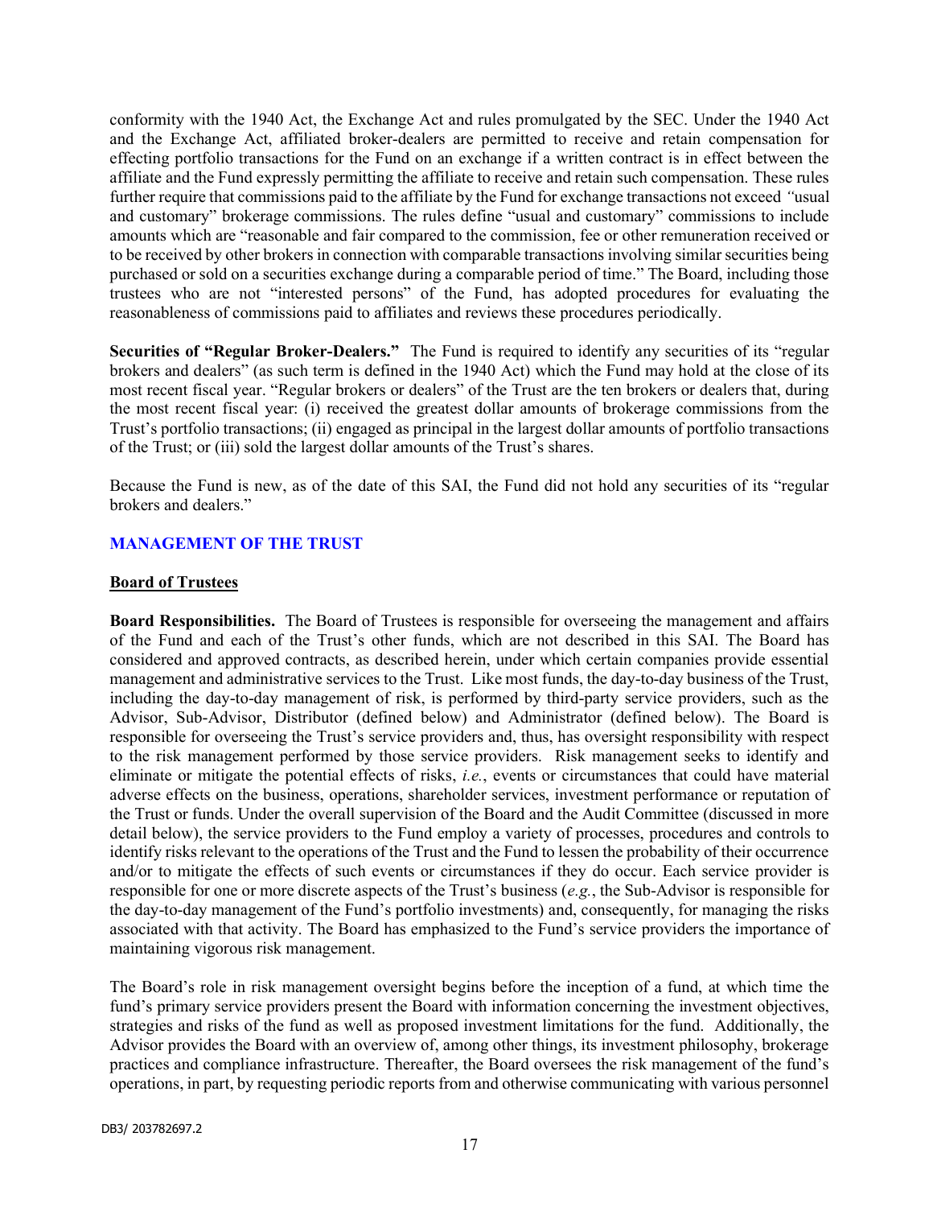conformity with the 1940 Act, the Exchange Act and rules promulgated by the SEC. Under the 1940 Act and the Exchange Act, affiliated broker-dealers are permitted to receive and retain compensation for effecting portfolio transactions for the Fund on an exchange if a written contract is in effect between the affiliate and the Fund expressly permitting the affiliate to receive and retain such compensation. These rules further require that commissions paid to the affiliate by the Fund for exchange transactions not exceed "usual and customary" brokerage commissions. The rules define "usual and customary" commissions to include amounts which are "reasonable and fair compared to the commission, fee or other remuneration received or to be received by other brokers in connection with comparable transactions involving similar securities being purchased or sold on a securities exchange during a comparable period of time." The Board, including those trustees who are not "interested persons" of the Fund, has adopted procedures for evaluating the reasonableness of commissions paid to affiliates and reviews these procedures periodically.

**Securities of "Regular Broker-Dealers."** The Fund is required to identify any securities of its "regular brokers and dealers" (as such term is defined in the 1940 Act) which the Fund may hold at the close of its most recent fiscal year. "Regular brokers or dealers" of the Trust are the ten brokers or dealers that, during the most recent fiscal year: (i) received the greatest dollar amounts of brokerage commissions from the Trust's portfolio transactions; (ii) engaged as principal in the largest dollar amounts of portfolio transactions of the Trust; or (iii) sold the largest dollar amounts of the Trust's shares.

Because the Fund is new, as of the date of this SAI, the Fund did not hold any securities of its "regular brokers and dealers."

## MANAGEMENT OF THE TRUST

### Board of Trustees

**Board Responsibilities.** The Board of Trustees is responsible for overseeing the management and affairs of the Fund and each of the Trust's other funds, which are not described in this SAI. The Board has considered and approved contracts, as described herein, under which certain companies provide essential management and administrative services to the Trust. Like most funds, the day-to-day business of the Trust, including the day-to-day management of risk, is performed by third-party service providers, such as the Advisor, Sub-Advisor, Distributor (defined below) and Administrator (defined below). The Board is responsible for overseeing the Trust's service providers and, thus, has oversight responsibility with respect to the risk management performed by those service providers. Risk management seeks to identify and eliminate or mitigate the potential effects of risks, *i.e.*, events or circumstances that could have material adverse effects on the business, operations, shareholder services, investment performance or reputation of the Trust or funds. Under the overall supervision of the Board and the Audit Committee (discussed in more detail below), the service providers to the Fund employ a variety of processes, procedures and controls to identify risks relevant to the operations of the Trust and the Fund to lessen the probability of their occurrence and/or to mitigate the effects of such events or circumstances if they do occur. Each service provider is responsible for one or more discrete aspects of the Trust's business (*e.g.*, the Sub-Advisor is responsible for the day-to-day management of the Fund's portfolio investments) and, consequently, for managing the risks associated with that activity. The Board has emphasized to the Fund's service providers the importance of maintaining vigorous risk management.

The Board's role in risk management oversight begins before the inception of a fund, at which time the fund's primary service providers present the Board with information concerning the investment objectives, strategies and risks of the fund as well as proposed investment limitations for the fund. Additionally, the Advisor provides the Board with an overview of, among other things, its investment philosophy, brokerage practices and compliance infrastructure. Thereafter, the Board oversees the risk management of the fund's operations, in part, by requesting periodic reports from and otherwise communicating with various personnel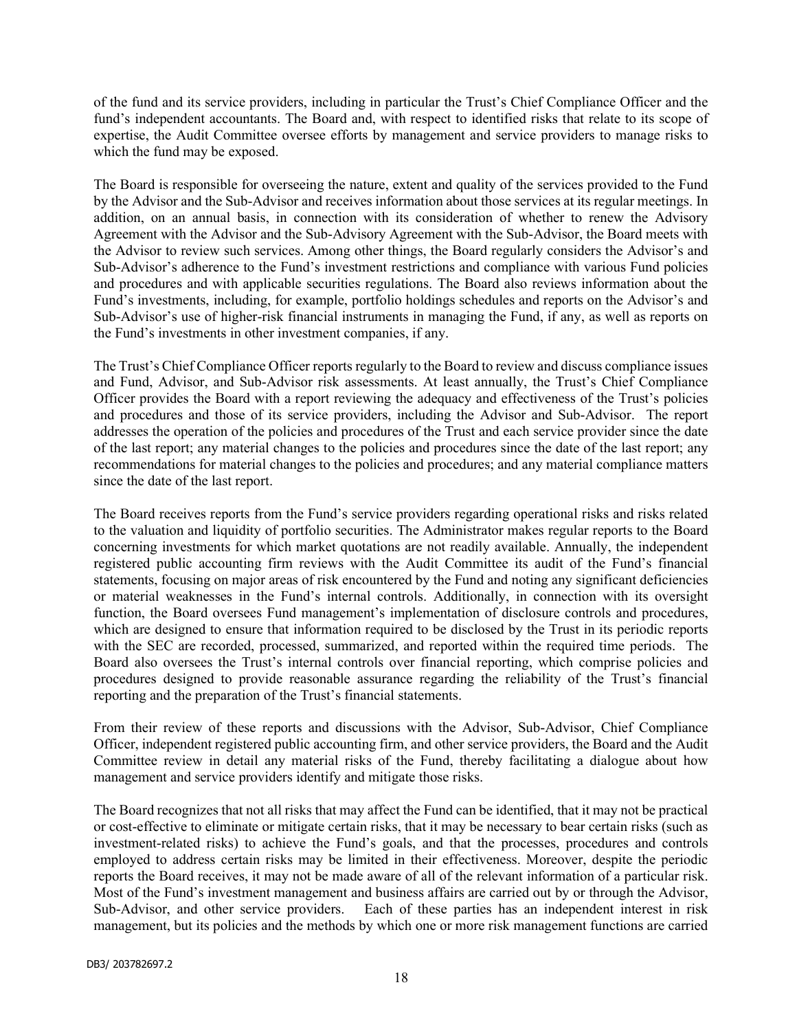of the fund and its service providers, including in particular the Trust's Chief Compliance Officer and the fund's independent accountants. The Board and, with respect to identified risks that relate to its scope of expertise, the Audit Committee oversee efforts by management and service providers to manage risks to which the fund may be exposed.

The Board is responsible for overseeing the nature, extent and quality of the services provided to the Fund by the Advisor and the Sub-Advisor and receives information about those services at its regular meetings. In addition, on an annual basis, in connection with its consideration of whether to renew the Advisory Agreement with the Advisor and the Sub-Advisory Agreement with the Sub-Advisor, the Board meets with the Advisor to review such services. Among other things, the Board regularly considers the Advisor's and Sub-Advisor's adherence to the Fund's investment restrictions and compliance with various Fund policies and procedures and with applicable securities regulations. The Board also reviews information about the Fund's investments, including, for example, portfolio holdings schedules and reports on the Advisor's and Sub-Advisor's use of higher-risk financial instruments in managing the Fund, if any, as well as reports on the Fund's investments in other investment companies, if any.

The Trust's Chief Compliance Officer reports regularly to the Board to review and discuss compliance issues and Fund, Advisor, and Sub-Advisor risk assessments. At least annually, the Trust's Chief Compliance Officer provides the Board with a report reviewing the adequacy and effectiveness of the Trust's policies and procedures and those of its service providers, including the Advisor and Sub-Advisor. The report addresses the operation of the policies and procedures of the Trust and each service provider since the date of the last report; any material changes to the policies and procedures since the date of the last report; any recommendations for material changes to the policies and procedures; and any material compliance matters since the date of the last report.

The Board receives reports from the Fund's service providers regarding operational risks and risks related to the valuation and liquidity of portfolio securities. The Administrator makes regular reports to the Board concerning investments for which market quotations are not readily available. Annually, the independent registered public accounting firm reviews with the Audit Committee its audit of the Fund's financial statements, focusing on major areas of risk encountered by the Fund and noting any significant deficiencies or material weaknesses in the Fund's internal controls. Additionally, in connection with its oversight function, the Board oversees Fund management's implementation of disclosure controls and procedures, which are designed to ensure that information required to be disclosed by the Trust in its periodic reports with the SEC are recorded, processed, summarized, and reported within the required time periods. The Board also oversees the Trust's internal controls over financial reporting, which comprise policies and procedures designed to provide reasonable assurance regarding the reliability of the Trust's financial reporting and the preparation of the Trust's financial statements.

From their review of these reports and discussions with the Advisor, Sub-Advisor, Chief Compliance Officer, independent registered public accounting firm, and other service providers, the Board and the Audit Committee review in detail any material risks of the Fund, thereby facilitating a dialogue about how management and service providers identify and mitigate those risks.

The Board recognizes that not all risks that may affect the Fund can be identified, that it may not be practical or cost-effective to eliminate or mitigate certain risks, that it may be necessary to bear certain risks (such as investment-related risks) to achieve the Fund's goals, and that the processes, procedures and controls employed to address certain risks may be limited in their effectiveness. Moreover, despite the periodic reports the Board receives, it may not be made aware of all of the relevant information of a particular risk. Most of the Fund's investment management and business affairs are carried out by or through the Advisor, Sub-Advisor, and other service providers. Each of these parties has an independent interest in risk management, but its policies and the methods by which one or more risk management functions are carried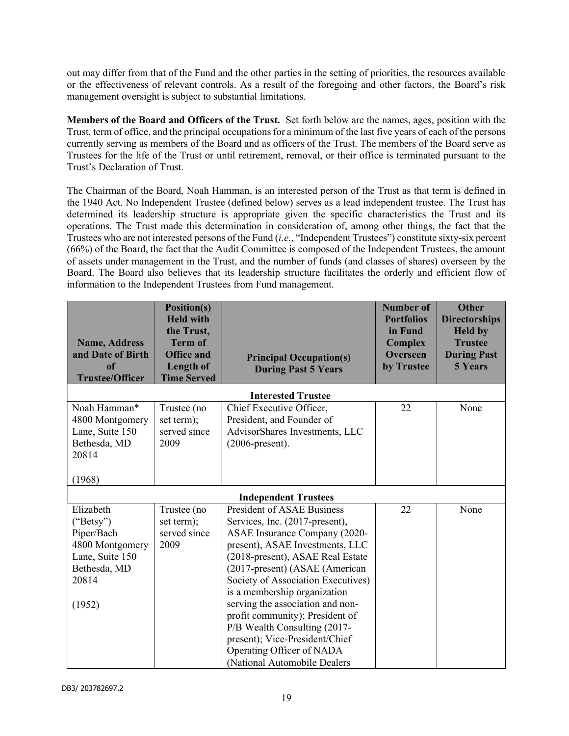out may differ from that of the Fund and the other parties in the setting of priorities, the resources available or the effectiveness of relevant controls. As a result of the foregoing and other factors, the Board's risk management oversight is subject to substantial limitations.

**Members of the Board and Officers of the Trust.** Set forth below are the names, ages, position with the Trust, term of office, and the principal occupations for a minimum of the last five years of each of the persons currently serving as members of the Board and as officers of the Trust. The members of the Board serve as Trustees for the life of the Trust or until retirement, removal, or their office is terminated pursuant to the Trust's Declaration of Trust.

The Chairman of the Board, Noah Hamman, is an interested person of the Trust as that term is defined in the 1940 Act. No Independent Trustee (defined below) serves as a lead independent trustee. The Trust has determined its leadership structure is appropriate given the specific characteristics the Trust and its operations. The Trust made this determination in consideration of, among other things, the fact that the Trustees who are not interested persons of the Fund (*i.e.*, "Independent Trustees") constitute sixty-six percent (66%) of the Board, the fact that the Audit Committee is composed of the Independent Trustees, the amount of assets under management in the Trust, and the number of funds (and classes of shares) overseen by the Board. The Board also believes that its leadership structure facilitates the orderly and efficient flow of information to the Independent Trustees from Fund management.

| Name, Address and Date of Birth of Trustee/Officer | Position(s) Held with the Trust, Term of Office and Length of Time Served | Principal Occupation(s) During Past 5 Years | Number of Portfolios in Fund Complex Overseen by Trustee | Other Directorships Held by Trustee During Past 5 Years |
|---|---|---|---|---|
| | | **Interested Trustee** | | |
| Noah Hamman* 4800 Montgomery Lane, Suite 150 Bethesda, MD 20814 (1968) | Trustee (no set term); served since 2009 | Chief Executive Officer, President, and Founder of AdvisorShares Investments, LLC (2006-present). | 22 | None |
| | | **Independent Trustees** | | |
| Elizabeth ("Betsy") Piper/Bach 4800 Montgomery Lane, Suite 150 Bethesda, MD 20814 (1952) | Trustee (no set term); served since 2009 | President of ASAE Business Services, Inc. (2017-present), ASAE Insurance Company (2020-present), ASAE Investments, LLC (2018-present), ASAE Real Estate (2017-present) (ASAE (American Society of Association Executives) is a membership organization serving the association and non-profit community); President of P/B Wealth Consulting (2017-present); Vice-President/Chief Operating Officer of NADA (National Automobile Dealers | 22 | None |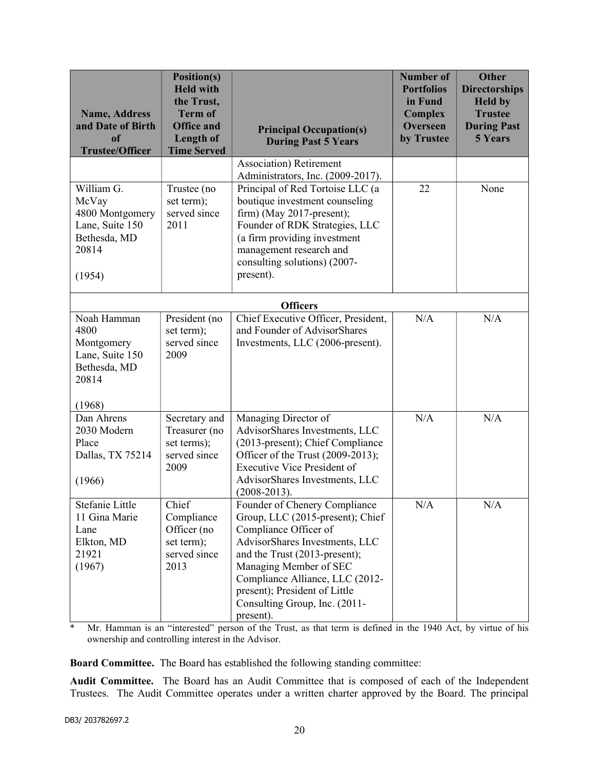| Name, Address and Date of Birth of Trustee/Officer | Position(s) Held with the Trust, Term of Office and Length of Time Served | Principal Occupation(s) During Past 5 Years | Number of Portfolios in Fund Complex Overseen by Trustee | Other Directorships Held by Trustee During Past 5 Years |
|---|---|---|---|---|
| | | Association) Retirement Administrators, Inc. (2009-2017). | | |
| William G. McVay<br>4800 Montgomery Lane, Suite 150<br>Bethesda, MD 20814<br><br>(1954) | Trustee (no set term); served since 2011 | Principal of Red Tortoise LLC (a boutique investment counseling firm) (May 2017-present); Founder of RDK Strategies, LLC (a firm providing investment management research and consulting solutions) (2007-present). | 22 | None |
| **Officers** | | | | |
| Noah Hamman<br>4800 Montgomery Lane, Suite 150<br>Bethesda, MD 20814<br><br>(1968) | President (no set term); served since 2009 | Chief Executive Officer, President, and Founder of AdvisorShares Investments, LLC (2006-present). | N/A | N/A |
| Dan Ahrens<br>2030 Modern Place<br>Dallas, TX 75214<br><br>(1966) | Secretary and Treasurer (no set terms); served since 2009 | Managing Director of AdvisorShares Investments, LLC (2013-present); Chief Compliance Officer of the Trust (2009-2013); Executive Vice President of AdvisorShares Investments, LLC (2008-2013). | N/A | N/A |
| Stefanie Little<br>11 Gina Marie Lane<br>Elkton, MD 21921<br>(1967) | Chief Compliance Officer (no set term); served since 2013 | Founder of Chenery Compliance Group, LLC (2015-present); Chief Compliance Officer of AdvisorShares Investments, LLC and the Trust (2013-present); Managing Member of SEC Compliance Alliance, LLC (2012-present); President of Little Consulting Group, Inc. (2011-present). | N/A | N/A |

\* Mr. Hamman is an "interested" person of the Trust, as that term is defined in the 1940 Act, by virtue of his ownership and controlling interest in the Advisor.

**Board Committee.** The Board has established the following standing committee:

**Audit Committee.** The Board has an Audit Committee that is composed of each of the Independent Trustees. The Audit Committee operates under a written charter approved by the Board. The principal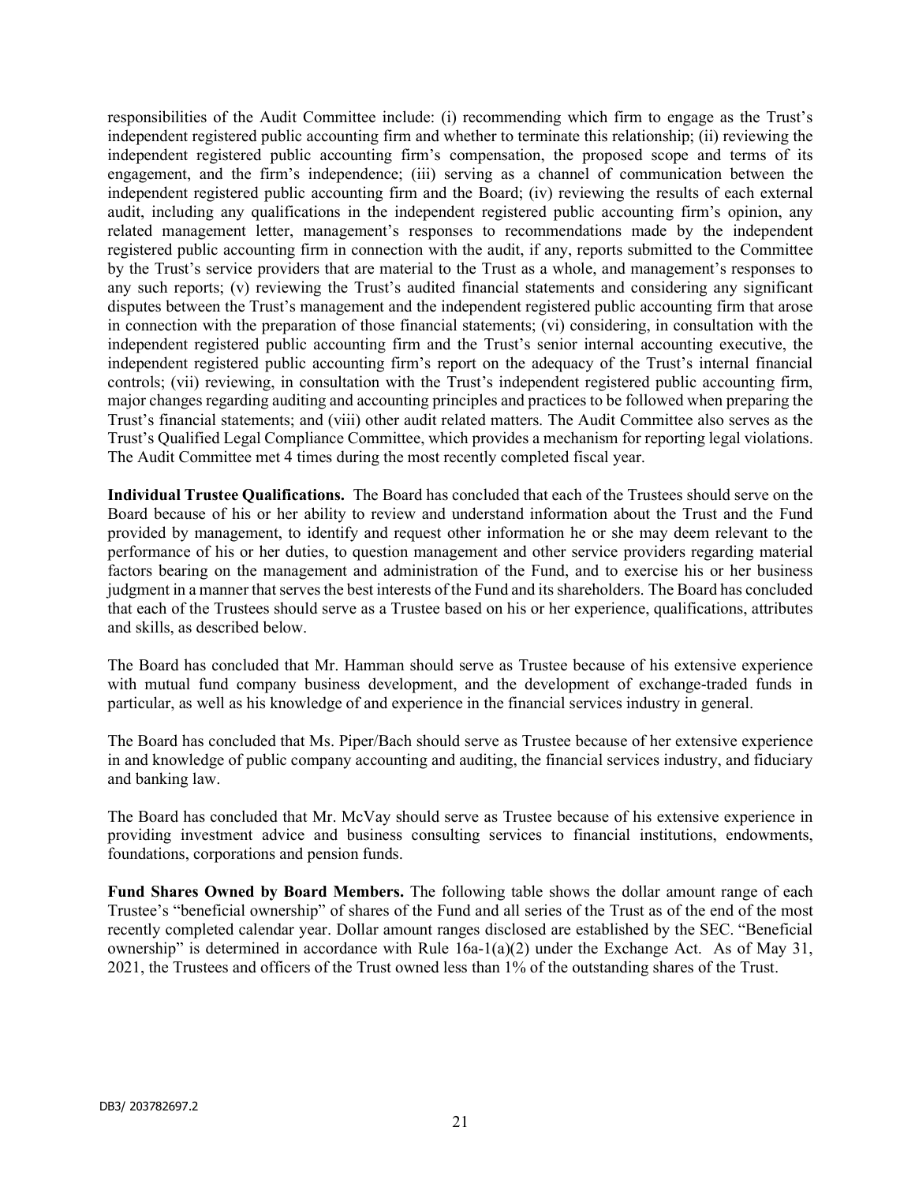responsibilities of the Audit Committee include: (i) recommending which firm to engage as the Trust's independent registered public accounting firm and whether to terminate this relationship; (ii) reviewing the independent registered public accounting firm's compensation, the proposed scope and terms of its engagement, and the firm's independence; (iii) serving as a channel of communication between the independent registered public accounting firm and the Board; (iv) reviewing the results of each external audit, including any qualifications in the independent registered public accounting firm's opinion, any related management letter, management's responses to recommendations made by the independent registered public accounting firm in connection with the audit, if any, reports submitted to the Committee by the Trust's service providers that are material to the Trust as a whole, and management's responses to any such reports; (v) reviewing the Trust's audited financial statements and considering any significant disputes between the Trust's management and the independent registered public accounting firm that arose in connection with the preparation of those financial statements; (vi) considering, in consultation with the independent registered public accounting firm and the Trust's senior internal accounting executive, the independent registered public accounting firm's report on the adequacy of the Trust's internal financial controls; (vii) reviewing, in consultation with the Trust's independent registered public accounting firm, major changes regarding auditing and accounting principles and practices to be followed when preparing the Trust's financial statements; and (viii) other audit related matters. The Audit Committee also serves as the Trust's Qualified Legal Compliance Committee, which provides a mechanism for reporting legal violations. The Audit Committee met 4 times during the most recently completed fiscal year.

**Individual Trustee Qualifications.** The Board has concluded that each of the Trustees should serve on the Board because of his or her ability to review and understand information about the Trust and the Fund provided by management, to identify and request other information he or she may deem relevant to the performance of his or her duties, to question management and other service providers regarding material factors bearing on the management and administration of the Fund, and to exercise his or her business judgment in a manner that serves the best interests of the Fund and its shareholders. The Board has concluded that each of the Trustees should serve as a Trustee based on his or her experience, qualifications, attributes and skills, as described below.

The Board has concluded that Mr. Hamman should serve as Trustee because of his extensive experience with mutual fund company business development, and the development of exchange-traded funds in particular, as well as his knowledge of and experience in the financial services industry in general.

The Board has concluded that Ms. Piper/Bach should serve as Trustee because of her extensive experience in and knowledge of public company accounting and auditing, the financial services industry, and fiduciary and banking law.

The Board has concluded that Mr. McVay should serve as Trustee because of his extensive experience in providing investment advice and business consulting services to financial institutions, endowments, foundations, corporations and pension funds.

**Fund Shares Owned by Board Members.** The following table shows the dollar amount range of each Trustee's "beneficial ownership" of shares of the Fund and all series of the Trust as of the end of the most recently completed calendar year. Dollar amount ranges disclosed are established by the SEC. "Beneficial ownership" is determined in accordance with Rule 16a-1(a)(2) under the Exchange Act. As of May 31, 2021, the Trustees and officers of the Trust owned less than 1% of the outstanding shares of the Trust.

DB3/ 203782697.2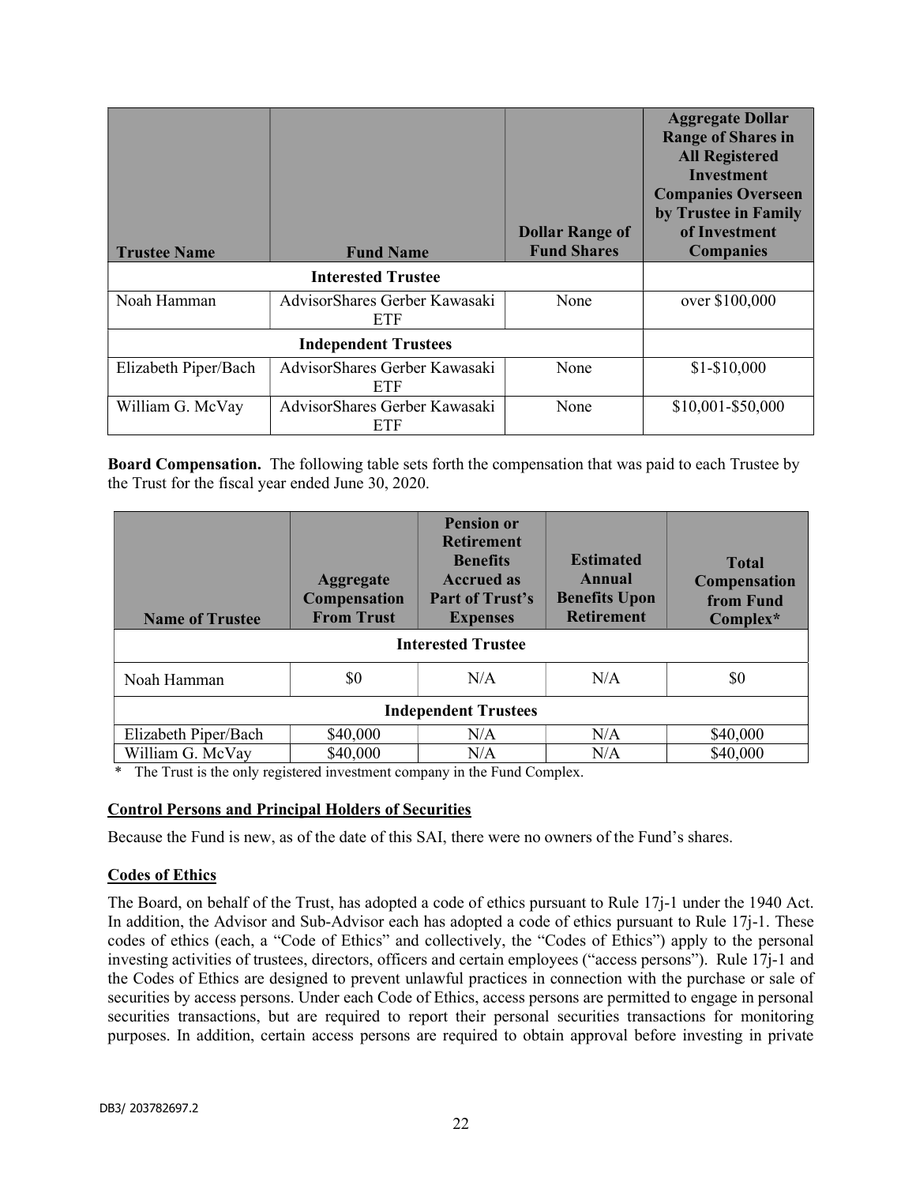| Trustee Name | Fund Name | Dollar Range of Fund Shares | Aggregate Dollar Range of Shares in All Registered Investment Companies Overseen by Trustee in Family of Investment Companies |
|---|---|---|---|
| **Interested Trustee** | | | |
| Noah Hamman | AdvisorShares Gerber Kawasaki ETF | None | over $100,000 |
| **Independent Trustees** | | | |
| Elizabeth Piper/Bach | AdvisorShares Gerber Kawasaki ETF | None | $1-$10,000 |
| William G. McVay | AdvisorShares Gerber Kawasaki ETF | None | $10,001-$50,000 |

**Board Compensation.** The following table sets forth the compensation that was paid to each Trustee by the Trust for the fiscal year ended June 30, 2020.

| Name of Trustee | Aggregate Compensation From Trust | Pension or Retirement Benefits Accrued as Part of Trust's Expenses | Estimated Annual Benefits Upon Retirement | Total Compensation from Fund Complex* |
|---|---|---|---|---|
| **Interested Trustee** | | | | |
| Noah Hamman | $0 | N/A | N/A | $0 |
| **Independent Trustees** | | | | |
| Elizabeth Piper/Bach | $40,000 | N/A | N/A | $40,000 |
| William G. McVay | $40,000 | N/A | N/A | $40,000 |

\* The Trust is the only registered investment company in the Fund Complex.

**Control Persons and Principal Holders of Securities**

Because the Fund is new, as of the date of this SAI, there were no owners of the Fund's shares.

**Codes of Ethics**

The Board, on behalf of the Trust, has adopted a code of ethics pursuant to Rule 17j-1 under the 1940 Act. In addition, the Advisor and Sub-Advisor each has adopted a code of ethics pursuant to Rule 17j-1. These codes of ethics (each, a "Code of Ethics" and collectively, the "Codes of Ethics") apply to the personal investing activities of trustees, directors, officers and certain employees ("access persons"). Rule 17j-1 and the Codes of Ethics are designed to prevent unlawful practices in connection with the purchase or sale of securities by access persons. Under each Code of Ethics, access persons are permitted to engage in personal securities transactions, but are required to report their personal securities transactions for monitoring purposes. In addition, certain access persons are required to obtain approval before investing in private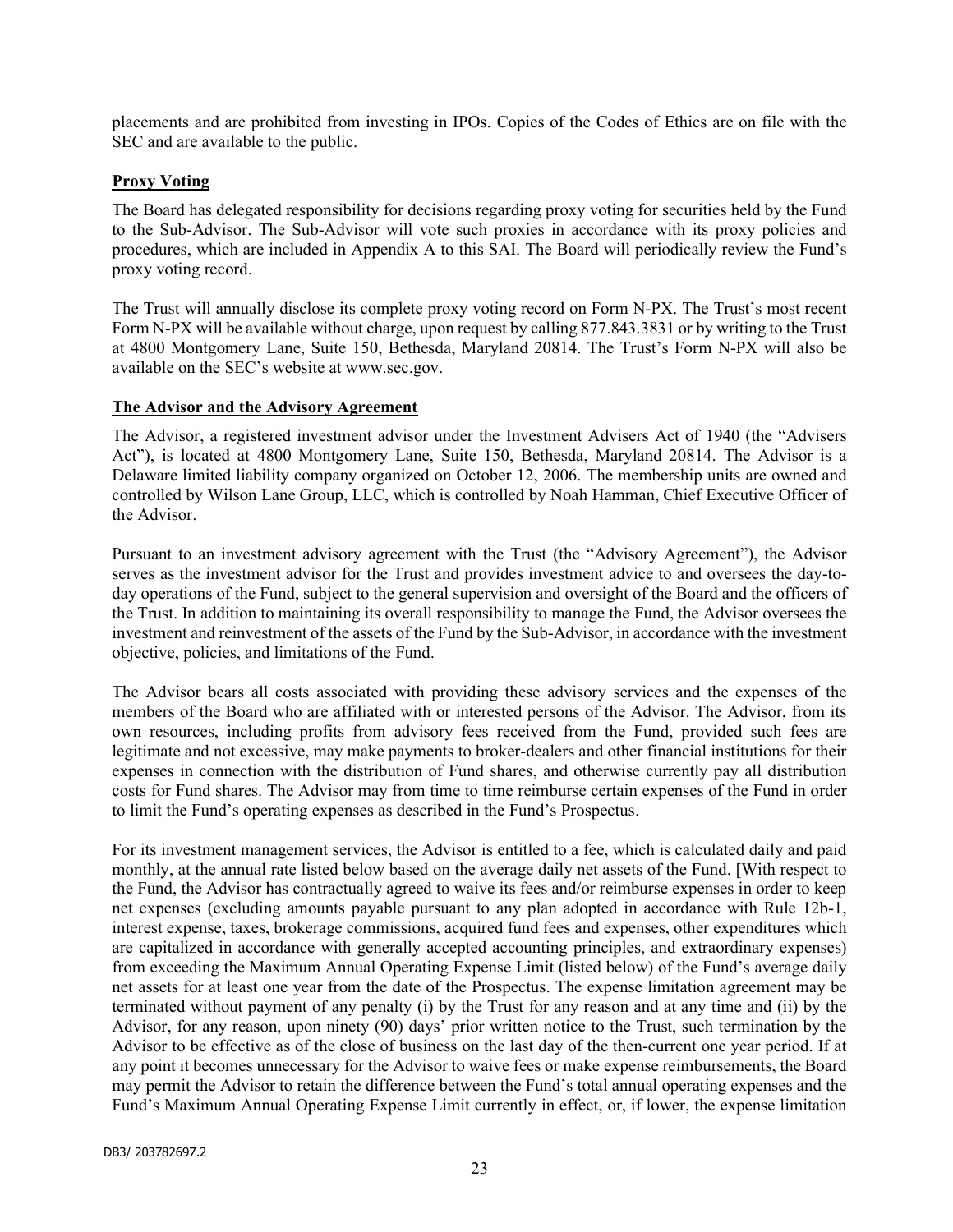placements and are prohibited from investing in IPOs. Copies of the Codes of Ethics are on file with the SEC and are available to the public.

**Proxy Voting**

The Board has delegated responsibility for decisions regarding proxy voting for securities held by the Fund to the Sub-Advisor. The Sub-Advisor will vote such proxies in accordance with its proxy policies and procedures, which are included in Appendix A to this SAI. The Board will periodically review the Fund's proxy voting record.

The Trust will annually disclose its complete proxy voting record on Form N-PX. The Trust's most recent Form N-PX will be available without charge, upon request by calling 877.843.3831 or by writing to the Trust at 4800 Montgomery Lane, Suite 150, Bethesda, Maryland 20814. The Trust's Form N-PX will also be available on the SEC's website at www.sec.gov.

**The Advisor and the Advisory Agreement**

The Advisor, a registered investment advisor under the Investment Advisers Act of 1940 (the "Advisers Act"), is located at 4800 Montgomery Lane, Suite 150, Bethesda, Maryland 20814. The Advisor is a Delaware limited liability company organized on October 12, 2006. The membership units are owned and controlled by Wilson Lane Group, LLC, which is controlled by Noah Hamman, Chief Executive Officer of the Advisor.

Pursuant to an investment advisory agreement with the Trust (the "Advisory Agreement"), the Advisor serves as the investment advisor for the Trust and provides investment advice to and oversees the day-to-day operations of the Fund, subject to the general supervision and oversight of the Board and the officers of the Trust. In addition to maintaining its overall responsibility to manage the Fund, the Advisor oversees the investment and reinvestment of the assets of the Fund by the Sub-Advisor, in accordance with the investment objective, policies, and limitations of the Fund.

The Advisor bears all costs associated with providing these advisory services and the expenses of the members of the Board who are affiliated with or interested persons of the Advisor. The Advisor, from its own resources, including profits from advisory fees received from the Fund, provided such fees are legitimate and not excessive, may make payments to broker-dealers and other financial institutions for their expenses in connection with the distribution of Fund shares, and otherwise currently pay all distribution costs for Fund shares. The Advisor may from time to time reimburse certain expenses of the Fund in order to limit the Fund's operating expenses as described in the Fund's Prospectus.

For its investment management services, the Advisor is entitled to a fee, which is calculated daily and paid monthly, at the annual rate listed below based on the average daily net assets of the Fund. [With respect to the Fund, the Advisor has contractually agreed to waive its fees and/or reimburse expenses in order to keep net expenses (excluding amounts payable pursuant to any plan adopted in accordance with Rule 12b-1, interest expense, taxes, brokerage commissions, acquired fund fees and expenses, other expenditures which are capitalized in accordance with generally accepted accounting principles, and extraordinary expenses) from exceeding the Maximum Annual Operating Expense Limit (listed below) of the Fund's average daily net assets for at least one year from the date of the Prospectus. The expense limitation agreement may be terminated without payment of any penalty (i) by the Trust for any reason and at any time and (ii) by the Advisor, for any reason, upon ninety (90) days' prior written notice to the Trust, such termination by the Advisor to be effective as of the close of business on the last day of the then-current one year period. If at any point it becomes unnecessary for the Advisor to waive fees or make expense reimbursements, the Board may permit the Advisor to retain the difference between the Fund's total annual operating expenses and the Fund's Maximum Annual Operating Expense Limit currently in effect, or, if lower, the expense limitation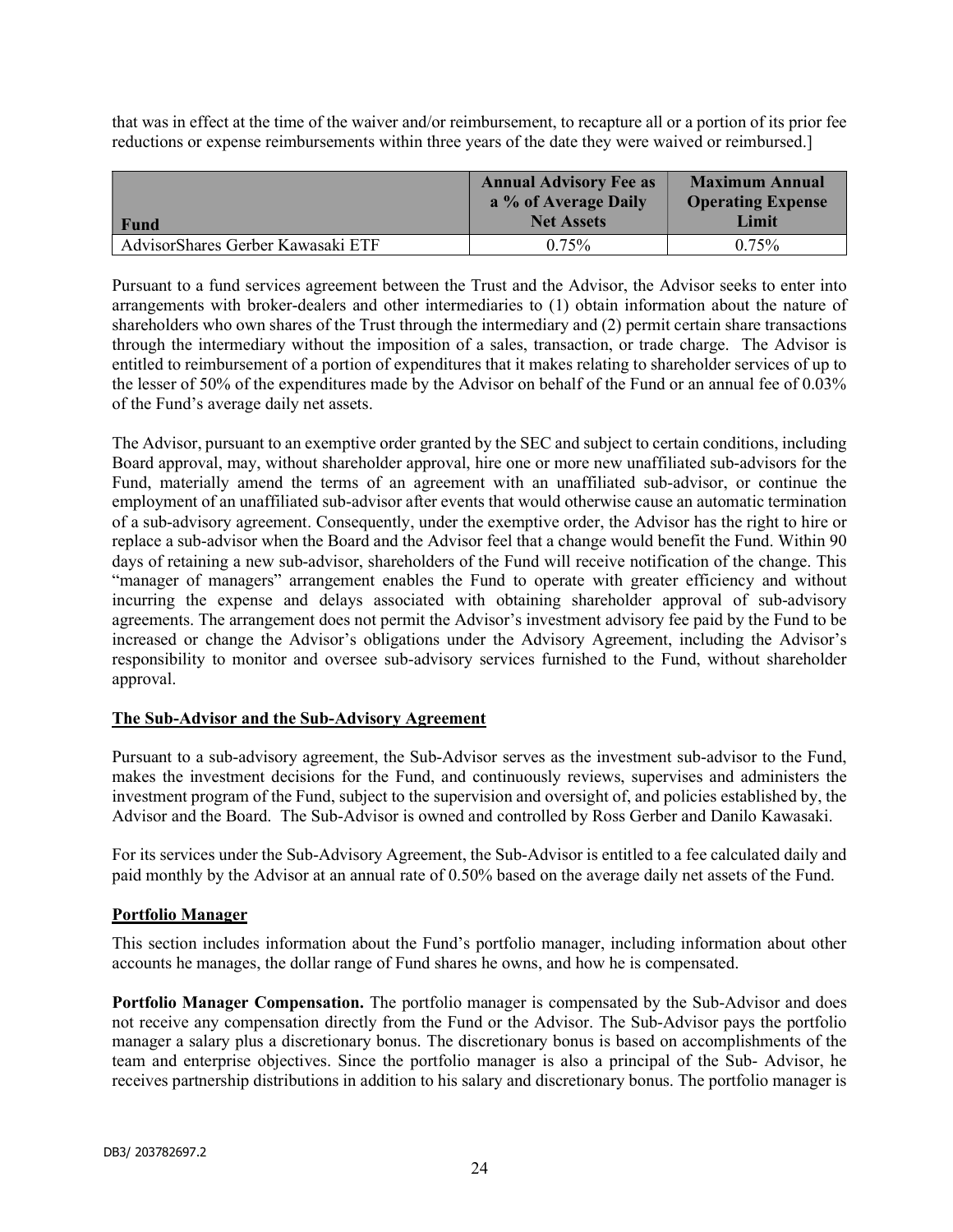that was in effect at the time of the waiver and/or reimbursement, to recapture all or a portion of its prior fee reductions or expense reimbursements within three years of the date they were waived or reimbursed.]

| Fund | Annual Advisory Fee as a % of Average Daily Net Assets | Maximum Annual Operating Expense Limit |
|---|---|---|
| AdvisorShares Gerber Kawasaki ETF | 0.75% | 0.75% |

Pursuant to a fund services agreement between the Trust and the Advisor, the Advisor seeks to enter into arrangements with broker-dealers and other intermediaries to (1) obtain information about the nature of shareholders who own shares of the Trust through the intermediary and (2) permit certain share transactions through the intermediary without the imposition of a sales, transaction, or trade charge. The Advisor is entitled to reimbursement of a portion of expenditures that it makes relating to shareholder services of up to the lesser of 50% of the expenditures made by the Advisor on behalf of the Fund or an annual fee of 0.03% of the Fund's average daily net assets.

The Advisor, pursuant to an exemptive order granted by the SEC and subject to certain conditions, including Board approval, may, without shareholder approval, hire one or more new unaffiliated sub-advisors for the Fund, materially amend the terms of an agreement with an unaffiliated sub-advisor, or continue the employment of an unaffiliated sub-advisor after events that would otherwise cause an automatic termination of a sub-advisory agreement. Consequently, under the exemptive order, the Advisor has the right to hire or replace a sub-advisor when the Board and the Advisor feel that a change would benefit the Fund. Within 90 days of retaining a new sub-advisor, shareholders of the Fund will receive notification of the change. This "manager of managers" arrangement enables the Fund to operate with greater efficiency and without incurring the expense and delays associated with obtaining shareholder approval of sub-advisory agreements. The arrangement does not permit the Advisor's investment advisory fee paid by the Fund to be increased or change the Advisor's obligations under the Advisory Agreement, including the Advisor's responsibility to monitor and oversee sub-advisory services furnished to the Fund, without shareholder approval.

## The Sub-Advisor and the Sub-Advisory Agreement

Pursuant to a sub-advisory agreement, the Sub-Advisor serves as the investment sub-advisor to the Fund, makes the investment decisions for the Fund, and continuously reviews, supervises and administers the investment program of the Fund, subject to the supervision and oversight of, and policies established by, the Advisor and the Board. The Sub-Advisor is owned and controlled by Ross Gerber and Danilo Kawasaki.

For its services under the Sub-Advisory Agreement, the Sub-Advisor is entitled to a fee calculated daily and paid monthly by the Advisor at an annual rate of 0.50% based on the average daily net assets of the Fund.

## Portfolio Manager

This section includes information about the Fund's portfolio manager, including information about other accounts he manages, the dollar range of Fund shares he owns, and how he is compensated.

**Portfolio Manager Compensation.** The portfolio manager is compensated by the Sub-Advisor and does not receive any compensation directly from the Fund or the Advisor. The Sub-Advisor pays the portfolio manager a salary plus a discretionary bonus. The discretionary bonus is based on accomplishments of the team and enterprise objectives. Since the portfolio manager is also a principal of the Sub- Advisor, he receives partnership distributions in addition to his salary and discretionary bonus. The portfolio manager is

DB3/ 203782697.2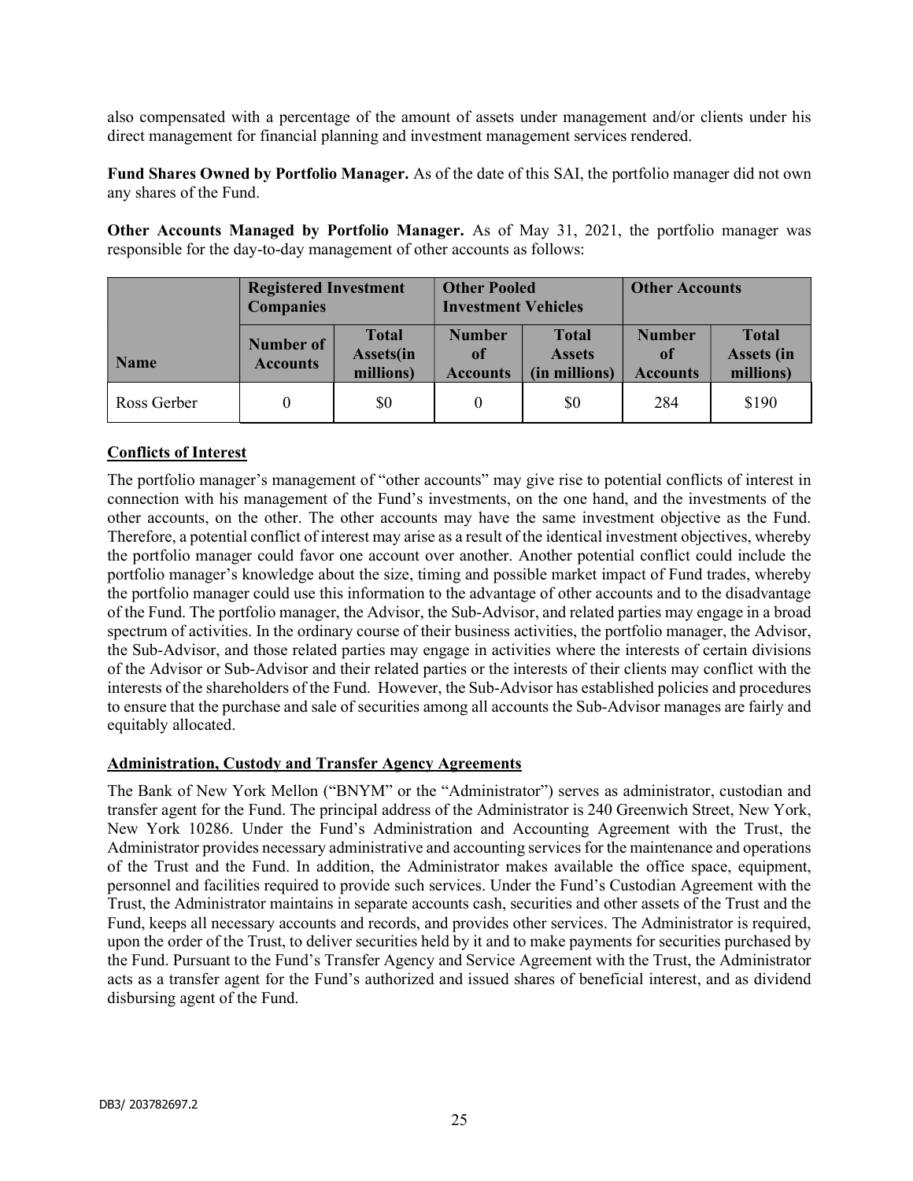also compensated with a percentage of the amount of assets under management and/or clients under his direct management for financial planning and investment management services rendered.

**Fund Shares Owned by Portfolio Manager.** As of the date of this SAI, the portfolio manager did not own any shares of the Fund.

**Other Accounts Managed by Portfolio Manager.** As of May 31, 2021, the portfolio manager was responsible for the day-to-day management of other accounts as follows:

| | Registered Investment Companies | | Other Pooled Investment Vehicles | | Other Accounts | |
|---|---|---|---|---|---|---|
| Name | Number of Accounts | Total Assets(in millions) | Number of Accounts | Total Assets (in millions) | Number of Accounts | Total Assets (in millions) |
| Ross Gerber | 0 | \$0 | 0 | \$0 | 284 | \$190 |

## Conflicts of Interest

The portfolio manager's management of "other accounts" may give rise to potential conflicts of interest in connection with his management of the Fund's investments, on the one hand, and the investments of the other accounts, on the other. The other accounts may have the same investment objective as the Fund. Therefore, a potential conflict of interest may arise as a result of the identical investment objectives, whereby the portfolio manager could favor one account over another. Another potential conflict could include the portfolio manager's knowledge about the size, timing and possible market impact of Fund trades, whereby the portfolio manager could use this information to the advantage of other accounts and to the disadvantage of the Fund. The portfolio manager, the Advisor, the Sub-Advisor, and related parties may engage in a broad spectrum of activities. In the ordinary course of their business activities, the portfolio manager, the Advisor, the Sub-Advisor, and those related parties may engage in activities where the interests of certain divisions of the Advisor or Sub-Advisor and their related parties or the interests of their clients may conflict with the interests of the shareholders of the Fund. However, the Sub-Advisor has established policies and procedures to ensure that the purchase and sale of securities among all accounts the Sub-Advisor manages are fairly and equitably allocated.

## Administration, Custody and Transfer Agency Agreements

The Bank of New York Mellon ("BNYM" or the "Administrator") serves as administrator, custodian and transfer agent for the Fund. The principal address of the Administrator is 240 Greenwich Street, New York, New York 10286. Under the Fund's Administration and Accounting Agreement with the Trust, the Administrator provides necessary administrative and accounting services for the maintenance and operations of the Trust and the Fund. In addition, the Administrator makes available the office space, equipment, personnel and facilities required to provide such services. Under the Fund's Custodian Agreement with the Trust, the Administrator maintains in separate accounts cash, securities and other assets of the Trust and the Fund, keeps all necessary accounts and records, and provides other services. The Administrator is required, upon the order of the Trust, to deliver securities held by it and to make payments for securities purchased by the Fund. Pursuant to the Fund's Transfer Agency and Service Agreement with the Trust, the Administrator acts as a transfer agent for the Fund's authorized and issued shares of beneficial interest, and as dividend disbursing agent of the Fund.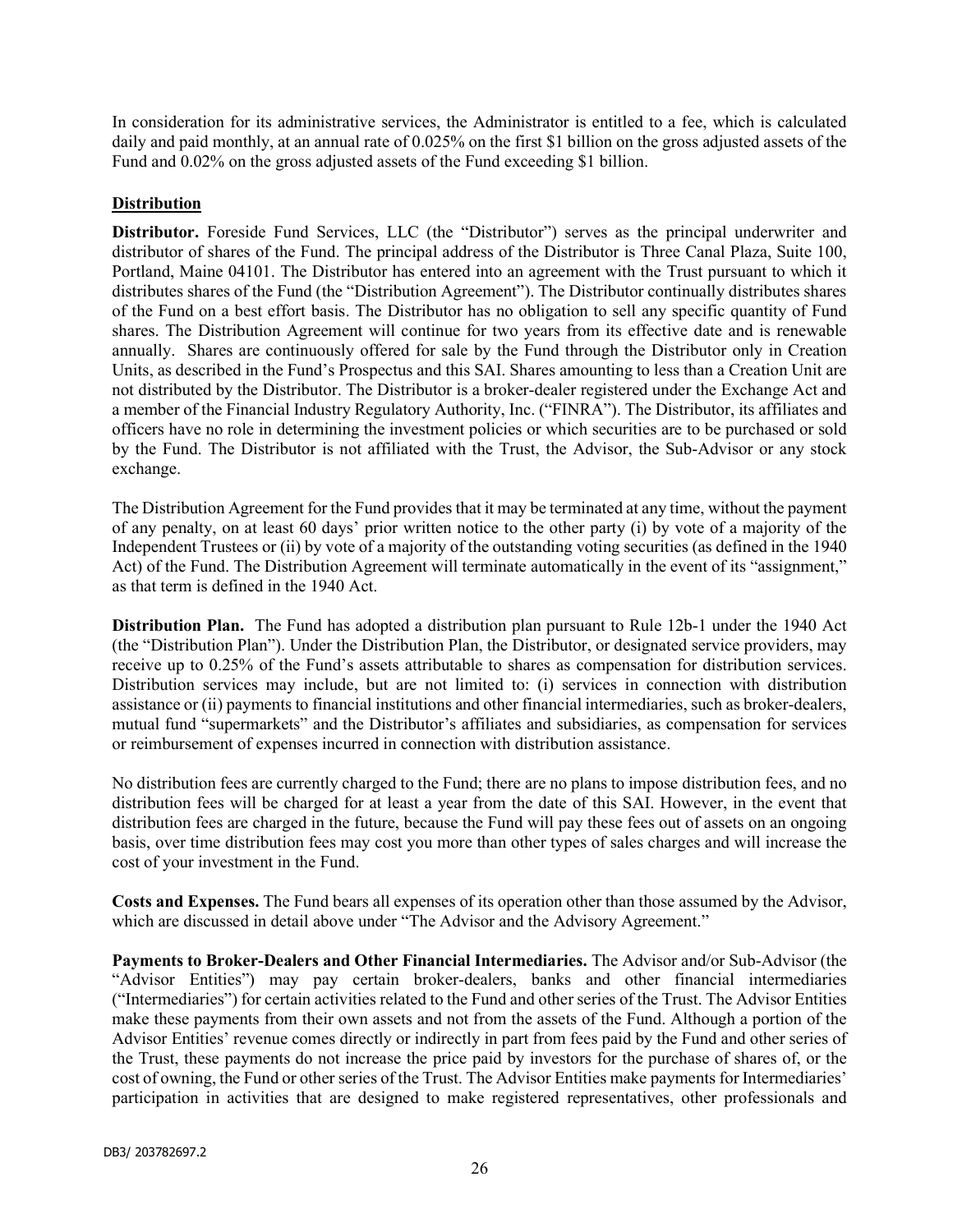In consideration for its administrative services, the Administrator is entitled to a fee, which is calculated daily and paid monthly, at an annual rate of 0.025% on the first $1 billion on the gross adjusted assets of the Fund and 0.02% on the gross adjusted assets of the Fund exceeding $1 billion.

## Distribution

**Distributor.** Foreside Fund Services, LLC (the "Distributor") serves as the principal underwriter and distributor of shares of the Fund. The principal address of the Distributor is Three Canal Plaza, Suite 100, Portland, Maine 04101. The Distributor has entered into an agreement with the Trust pursuant to which it distributes shares of the Fund (the "Distribution Agreement"). The Distributor continually distributes shares of the Fund on a best effort basis. The Distributor has no obligation to sell any specific quantity of Fund shares. The Distribution Agreement will continue for two years from its effective date and is renewable annually. Shares are continuously offered for sale by the Fund through the Distributor only in Creation Units, as described in the Fund's Prospectus and this SAI. Shares amounting to less than a Creation Unit are not distributed by the Distributor. The Distributor is a broker-dealer registered under the Exchange Act and a member of the Financial Industry Regulatory Authority, Inc. ("FINRA"). The Distributor, its affiliates and officers have no role in determining the investment policies or which securities are to be purchased or sold by the Fund. The Distributor is not affiliated with the Trust, the Advisor, the Sub-Advisor or any stock exchange.

The Distribution Agreement for the Fund provides that it may be terminated at any time, without the payment of any penalty, on at least 60 days' prior written notice to the other party (i) by vote of a majority of the Independent Trustees or (ii) by vote of a majority of the outstanding voting securities (as defined in the 1940 Act) of the Fund. The Distribution Agreement will terminate automatically in the event of its "assignment," as that term is defined in the 1940 Act.

**Distribution Plan.** The Fund has adopted a distribution plan pursuant to Rule 12b-1 under the 1940 Act (the "Distribution Plan"). Under the Distribution Plan, the Distributor, or designated service providers, may receive up to 0.25% of the Fund's assets attributable to shares as compensation for distribution services. Distribution services may include, but are not limited to: (i) services in connection with distribution assistance or (ii) payments to financial institutions and other financial intermediaries, such as broker-dealers, mutual fund "supermarkets" and the Distributor's affiliates and subsidiaries, as compensation for services or reimbursement of expenses incurred in connection with distribution assistance.

No distribution fees are currently charged to the Fund; there are no plans to impose distribution fees, and no distribution fees will be charged for at least a year from the date of this SAI. However, in the event that distribution fees are charged in the future, because the Fund will pay these fees out of assets on an ongoing basis, over time distribution fees may cost you more than other types of sales charges and will increase the cost of your investment in the Fund.

**Costs and Expenses.** The Fund bears all expenses of its operation other than those assumed by the Advisor, which are discussed in detail above under "The Advisor and the Advisory Agreement."

**Payments to Broker-Dealers and Other Financial Intermediaries.** The Advisor and/or Sub-Advisor (the "Advisor Entities") may pay certain broker-dealers, banks and other financial intermediaries ("Intermediaries") for certain activities related to the Fund and other series of the Trust. The Advisor Entities make these payments from their own assets and not from the assets of the Fund. Although a portion of the Advisor Entities' revenue comes directly or indirectly in part from fees paid by the Fund and other series of the Trust, these payments do not increase the price paid by investors for the purchase of shares of, or the cost of owning, the Fund or other series of the Trust. The Advisor Entities make payments for Intermediaries' participation in activities that are designed to make registered representatives, other professionals and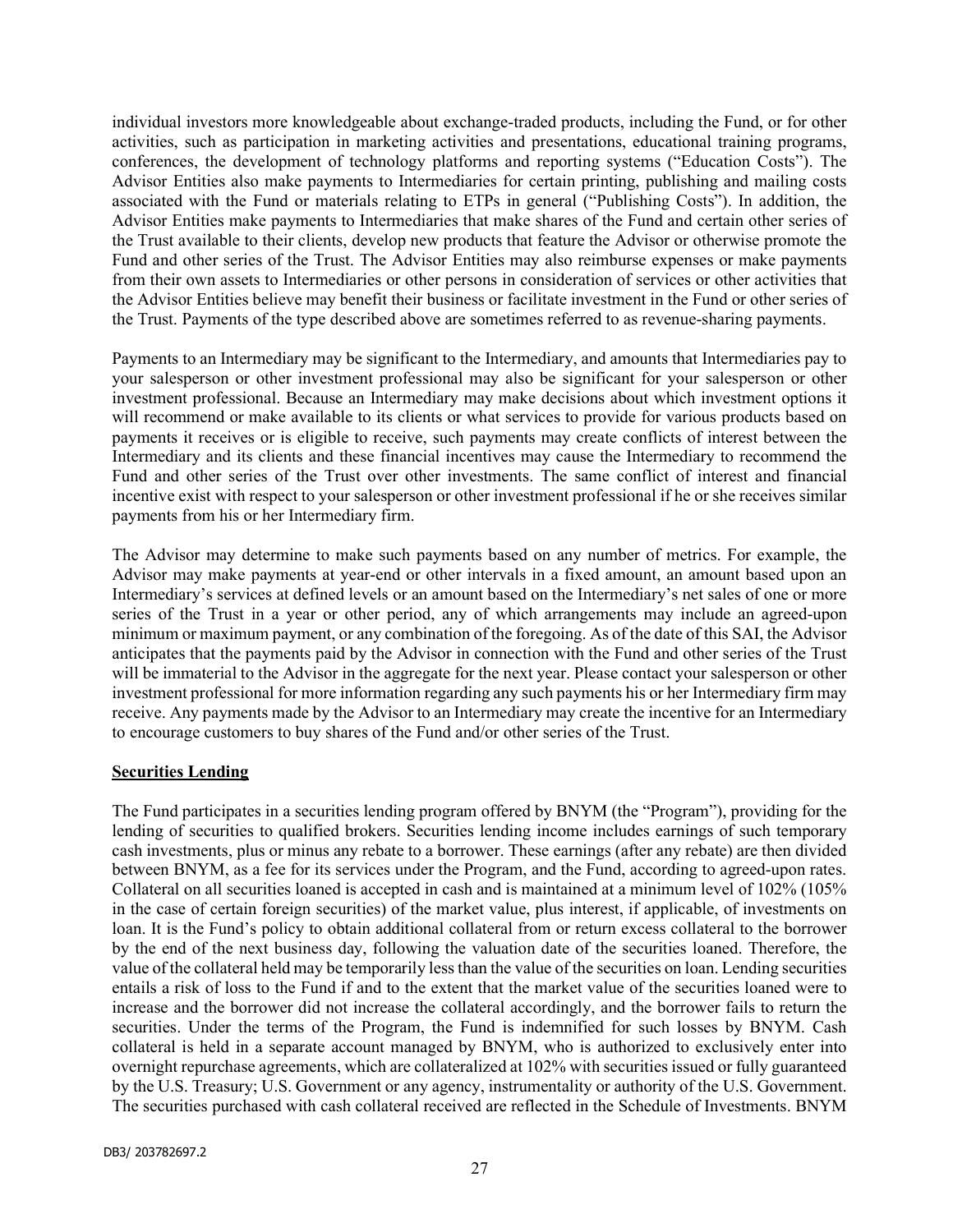individual investors more knowledgeable about exchange-traded products, including the Fund, or for other activities, such as participation in marketing activities and presentations, educational training programs, conferences, the development of technology platforms and reporting systems ("Education Costs"). The Advisor Entities also make payments to Intermediaries for certain printing, publishing and mailing costs associated with the Fund or materials relating to ETPs in general ("Publishing Costs"). In addition, the Advisor Entities make payments to Intermediaries that make shares of the Fund and certain other series of the Trust available to their clients, develop new products that feature the Advisor or otherwise promote the Fund and other series of the Trust. The Advisor Entities may also reimburse expenses or make payments from their own assets to Intermediaries or other persons in consideration of services or other activities that the Advisor Entities believe may benefit their business or facilitate investment in the Fund or other series of the Trust. Payments of the type described above are sometimes referred to as revenue-sharing payments.

Payments to an Intermediary may be significant to the Intermediary, and amounts that Intermediaries pay to your salesperson or other investment professional may also be significant for your salesperson or other investment professional. Because an Intermediary may make decisions about which investment options it will recommend or make available to its clients or what services to provide for various products based on payments it receives or is eligible to receive, such payments may create conflicts of interest between the Intermediary and its clients and these financial incentives may cause the Intermediary to recommend the Fund and other series of the Trust over other investments. The same conflict of interest and financial incentive exist with respect to your salesperson or other investment professional if he or she receives similar payments from his or her Intermediary firm.

The Advisor may determine to make such payments based on any number of metrics. For example, the Advisor may make payments at year-end or other intervals in a fixed amount, an amount based upon an Intermediary's services at defined levels or an amount based on the Intermediary's net sales of one or more series of the Trust in a year or other period, any of which arrangements may include an agreed-upon minimum or maximum payment, or any combination of the foregoing. As of the date of this SAI, the Advisor anticipates that the payments paid by the Advisor in connection with the Fund and other series of the Trust will be immaterial to the Advisor in the aggregate for the next year. Please contact your salesperson or other investment professional for more information regarding any such payments his or her Intermediary firm may receive. Any payments made by the Advisor to an Intermediary may create the incentive for an Intermediary to encourage customers to buy shares of the Fund and/or other series of the Trust.

## Securities Lending

The Fund participates in a securities lending program offered by BNYM (the "Program"), providing for the lending of securities to qualified brokers. Securities lending income includes earnings of such temporary cash investments, plus or minus any rebate to a borrower. These earnings (after any rebate) are then divided between BNYM, as a fee for its services under the Program, and the Fund, according to agreed-upon rates. Collateral on all securities loaned is accepted in cash and is maintained at a minimum level of 102% (105% in the case of certain foreign securities) of the market value, plus interest, if applicable, of investments on loan. It is the Fund's policy to obtain additional collateral from or return excess collateral to the borrower by the end of the next business day, following the valuation date of the securities loaned. Therefore, the value of the collateral held may be temporarily less than the value of the securities on loan. Lending securities entails a risk of loss to the Fund if and to the extent that the market value of the securities loaned were to increase and the borrower did not increase the collateral accordingly, and the borrower fails to return the securities. Under the terms of the Program, the Fund is indemnified for such losses by BNYM. Cash collateral is held in a separate account managed by BNYM, who is authorized to exclusively enter into overnight repurchase agreements, which are collateralized at 102% with securities issued or fully guaranteed by the U.S. Treasury; U.S. Government or any agency, instrumentality or authority of the U.S. Government. The securities purchased with cash collateral received are reflected in the Schedule of Investments. BNYM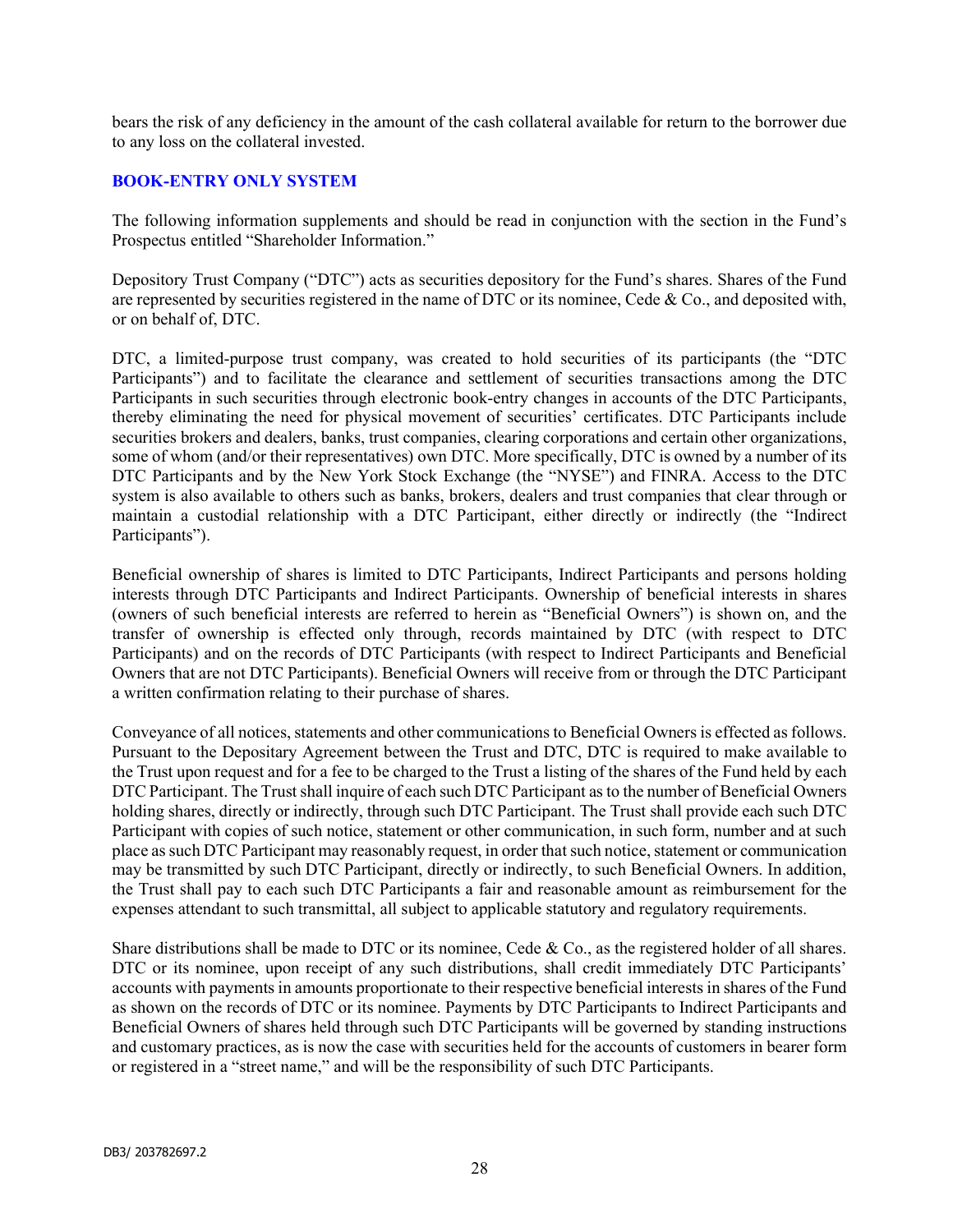bears the risk of any deficiency in the amount of the cash collateral available for return to the borrower due to any loss on the collateral invested.

## BOOK-ENTRY ONLY SYSTEM

The following information supplements and should be read in conjunction with the section in the Fund's Prospectus entitled "Shareholder Information."

Depository Trust Company ("DTC") acts as securities depository for the Fund's shares. Shares of the Fund are represented by securities registered in the name of DTC or its nominee, Cede & Co., and deposited with, or on behalf of, DTC.

DTC, a limited-purpose trust company, was created to hold securities of its participants (the "DTC Participants") and to facilitate the clearance and settlement of securities transactions among the DTC Participants in such securities through electronic book-entry changes in accounts of the DTC Participants, thereby eliminating the need for physical movement of securities' certificates. DTC Participants include securities brokers and dealers, banks, trust companies, clearing corporations and certain other organizations, some of whom (and/or their representatives) own DTC. More specifically, DTC is owned by a number of its DTC Participants and by the New York Stock Exchange (the "NYSE") and FINRA. Access to the DTC system is also available to others such as banks, brokers, dealers and trust companies that clear through or maintain a custodial relationship with a DTC Participant, either directly or indirectly (the "Indirect Participants").

Beneficial ownership of shares is limited to DTC Participants, Indirect Participants and persons holding interests through DTC Participants and Indirect Participants. Ownership of beneficial interests in shares (owners of such beneficial interests are referred to herein as "Beneficial Owners") is shown on, and the transfer of ownership is effected only through, records maintained by DTC (with respect to DTC Participants) and on the records of DTC Participants (with respect to Indirect Participants and Beneficial Owners that are not DTC Participants). Beneficial Owners will receive from or through the DTC Participant a written confirmation relating to their purchase of shares.

Conveyance of all notices, statements and other communications to Beneficial Owners is effected as follows. Pursuant to the Depositary Agreement between the Trust and DTC, DTC is required to make available to the Trust upon request and for a fee to be charged to the Trust a listing of the shares of the Fund held by each DTC Participant. The Trust shall inquire of each such DTC Participant as to the number of Beneficial Owners holding shares, directly or indirectly, through such DTC Participant. The Trust shall provide each such DTC Participant with copies of such notice, statement or other communication, in such form, number and at such place as such DTC Participant may reasonably request, in order that such notice, statement or communication may be transmitted by such DTC Participant, directly or indirectly, to such Beneficial Owners. In addition, the Trust shall pay to each such DTC Participants a fair and reasonable amount as reimbursement for the expenses attendant to such transmittal, all subject to applicable statutory and regulatory requirements.

Share distributions shall be made to DTC or its nominee, Cede & Co., as the registered holder of all shares. DTC or its nominee, upon receipt of any such distributions, shall credit immediately DTC Participants' accounts with payments in amounts proportionate to their respective beneficial interests in shares of the Fund as shown on the records of DTC or its nominee. Payments by DTC Participants to Indirect Participants and Beneficial Owners of shares held through such DTC Participants will be governed by standing instructions and customary practices, as is now the case with securities held for the accounts of customers in bearer form or registered in a "street name," and will be the responsibility of such DTC Participants.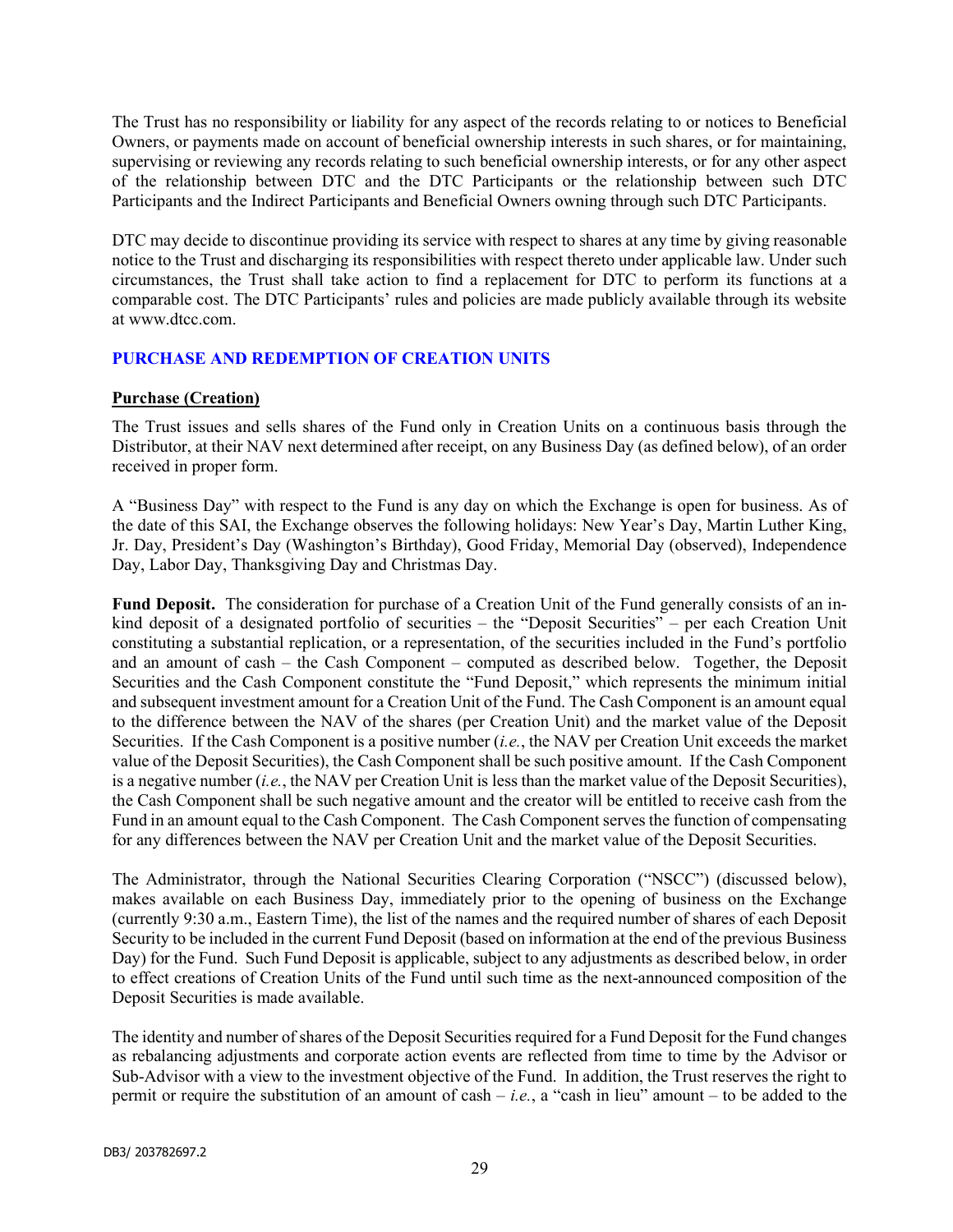The Trust has no responsibility or liability for any aspect of the records relating to or notices to Beneficial Owners, or payments made on account of beneficial ownership interests in such shares, or for maintaining, supervising or reviewing any records relating to such beneficial ownership interests, or for any other aspect of the relationship between DTC and the DTC Participants or the relationship between such DTC Participants and the Indirect Participants and Beneficial Owners owning through such DTC Participants.

DTC may decide to discontinue providing its service with respect to shares at any time by giving reasonable notice to the Trust and discharging its responsibilities with respect thereto under applicable law. Under such circumstances, the Trust shall take action to find a replacement for DTC to perform its functions at a comparable cost. The DTC Participants' rules and policies are made publicly available through its website at www.dtcc.com.

## PURCHASE AND REDEMPTION OF CREATION UNITS

### Purchase (Creation)

The Trust issues and sells shares of the Fund only in Creation Units on a continuous basis through the Distributor, at their NAV next determined after receipt, on any Business Day (as defined below), of an order received in proper form.

A "Business Day" with respect to the Fund is any day on which the Exchange is open for business. As of the date of this SAI, the Exchange observes the following holidays: New Year's Day, Martin Luther King, Jr. Day, President's Day (Washington's Birthday), Good Friday, Memorial Day (observed), Independence Day, Labor Day, Thanksgiving Day and Christmas Day.

**Fund Deposit.** The consideration for purchase of a Creation Unit of the Fund generally consists of an in-kind deposit of a designated portfolio of securities – the "Deposit Securities" – per each Creation Unit constituting a substantial replication, or a representation, of the securities included in the Fund's portfolio and an amount of cash – the Cash Component – computed as described below. Together, the Deposit Securities and the Cash Component constitute the "Fund Deposit," which represents the minimum initial and subsequent investment amount for a Creation Unit of the Fund. The Cash Component is an amount equal to the difference between the NAV of the shares (per Creation Unit) and the market value of the Deposit Securities. If the Cash Component is a positive number (*i.e.*, the NAV per Creation Unit exceeds the market value of the Deposit Securities), the Cash Component shall be such positive amount. If the Cash Component is a negative number (*i.e.*, the NAV per Creation Unit is less than the market value of the Deposit Securities), the Cash Component shall be such negative amount and the creator will be entitled to receive cash from the Fund in an amount equal to the Cash Component. The Cash Component serves the function of compensating for any differences between the NAV per Creation Unit and the market value of the Deposit Securities.

The Administrator, through the National Securities Clearing Corporation ("NSCC") (discussed below), makes available on each Business Day, immediately prior to the opening of business on the Exchange (currently 9:30 a.m., Eastern Time), the list of the names and the required number of shares of each Deposit Security to be included in the current Fund Deposit (based on information at the end of the previous Business Day) for the Fund. Such Fund Deposit is applicable, subject to any adjustments as described below, in order to effect creations of Creation Units of the Fund until such time as the next-announced composition of the Deposit Securities is made available.

The identity and number of shares of the Deposit Securities required for a Fund Deposit for the Fund changes as rebalancing adjustments and corporate action events are reflected from time to time by the Advisor or Sub-Advisor with a view to the investment objective of the Fund. In addition, the Trust reserves the right to permit or require the substitution of an amount of cash – *i.e.*, a "cash in lieu" amount – to be added to the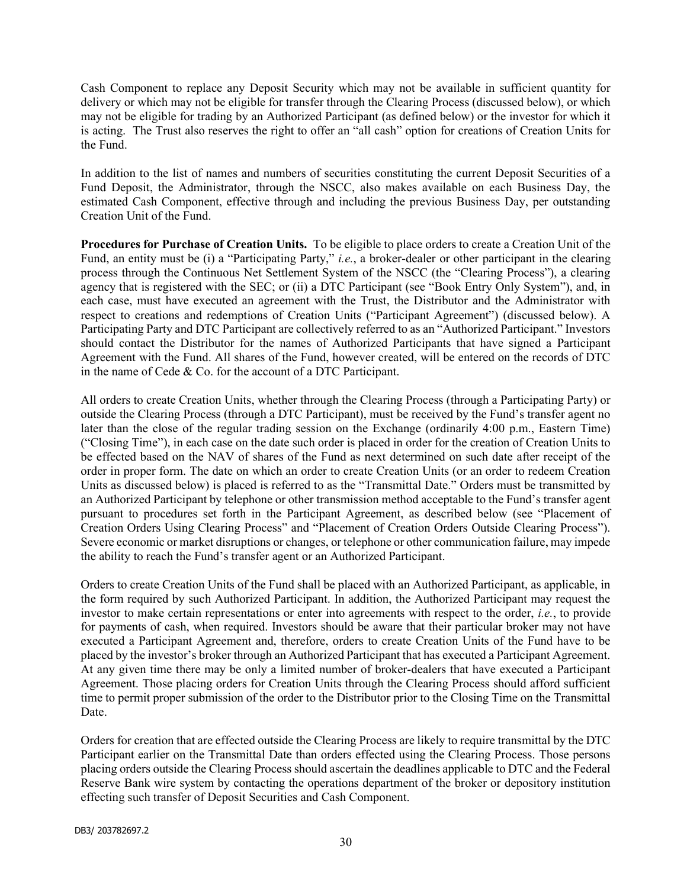Cash Component to replace any Deposit Security which may not be available in sufficient quantity for delivery or which may not be eligible for transfer through the Clearing Process (discussed below), or which may not be eligible for trading by an Authorized Participant (as defined below) or the investor for which it is acting. The Trust also reserves the right to offer an "all cash" option for creations of Creation Units for the Fund.

In addition to the list of names and numbers of securities constituting the current Deposit Securities of a Fund Deposit, the Administrator, through the NSCC, also makes available on each Business Day, the estimated Cash Component, effective through and including the previous Business Day, per outstanding Creation Unit of the Fund.

**Procedures for Purchase of Creation Units.** To be eligible to place orders to create a Creation Unit of the Fund, an entity must be (i) a "Participating Party," *i.e.*, a broker-dealer or other participant in the clearing process through the Continuous Net Settlement System of the NSCC (the "Clearing Process"), a clearing agency that is registered with the SEC; or (ii) a DTC Participant (see "Book Entry Only System"), and, in each case, must have executed an agreement with the Trust, the Distributor and the Administrator with respect to creations and redemptions of Creation Units ("Participant Agreement") (discussed below). A Participating Party and DTC Participant are collectively referred to as an "Authorized Participant." Investors should contact the Distributor for the names of Authorized Participants that have signed a Participant Agreement with the Fund. All shares of the Fund, however created, will be entered on the records of DTC in the name of Cede & Co. for the account of a DTC Participant.

All orders to create Creation Units, whether through the Clearing Process (through a Participating Party) or outside the Clearing Process (through a DTC Participant), must be received by the Fund's transfer agent no later than the close of the regular trading session on the Exchange (ordinarily 4:00 p.m., Eastern Time) ("Closing Time"), in each case on the date such order is placed in order for the creation of Creation Units to be effected based on the NAV of shares of the Fund as next determined on such date after receipt of the order in proper form. The date on which an order to create Creation Units (or an order to redeem Creation Units as discussed below) is placed is referred to as the "Transmittal Date." Orders must be transmitted by an Authorized Participant by telephone or other transmission method acceptable to the Fund's transfer agent pursuant to procedures set forth in the Participant Agreement, as described below (see "Placement of Creation Orders Using Clearing Process" and "Placement of Creation Orders Outside Clearing Process"). Severe economic or market disruptions or changes, or telephone or other communication failure, may impede the ability to reach the Fund's transfer agent or an Authorized Participant.

Orders to create Creation Units of the Fund shall be placed with an Authorized Participant, as applicable, in the form required by such Authorized Participant. In addition, the Authorized Participant may request the investor to make certain representations or enter into agreements with respect to the order, *i.e.*, to provide for payments of cash, when required. Investors should be aware that their particular broker may not have executed a Participant Agreement and, therefore, orders to create Creation Units of the Fund have to be placed by the investor's broker through an Authorized Participant that has executed a Participant Agreement. At any given time there may be only a limited number of broker-dealers that have executed a Participant Agreement. Those placing orders for Creation Units through the Clearing Process should afford sufficient time to permit proper submission of the order to the Distributor prior to the Closing Time on the Transmittal Date.

Orders for creation that are effected outside the Clearing Process are likely to require transmittal by the DTC Participant earlier on the Transmittal Date than orders effected using the Clearing Process. Those persons placing orders outside the Clearing Process should ascertain the deadlines applicable to DTC and the Federal Reserve Bank wire system by contacting the operations department of the broker or depository institution effecting such transfer of Deposit Securities and Cash Component.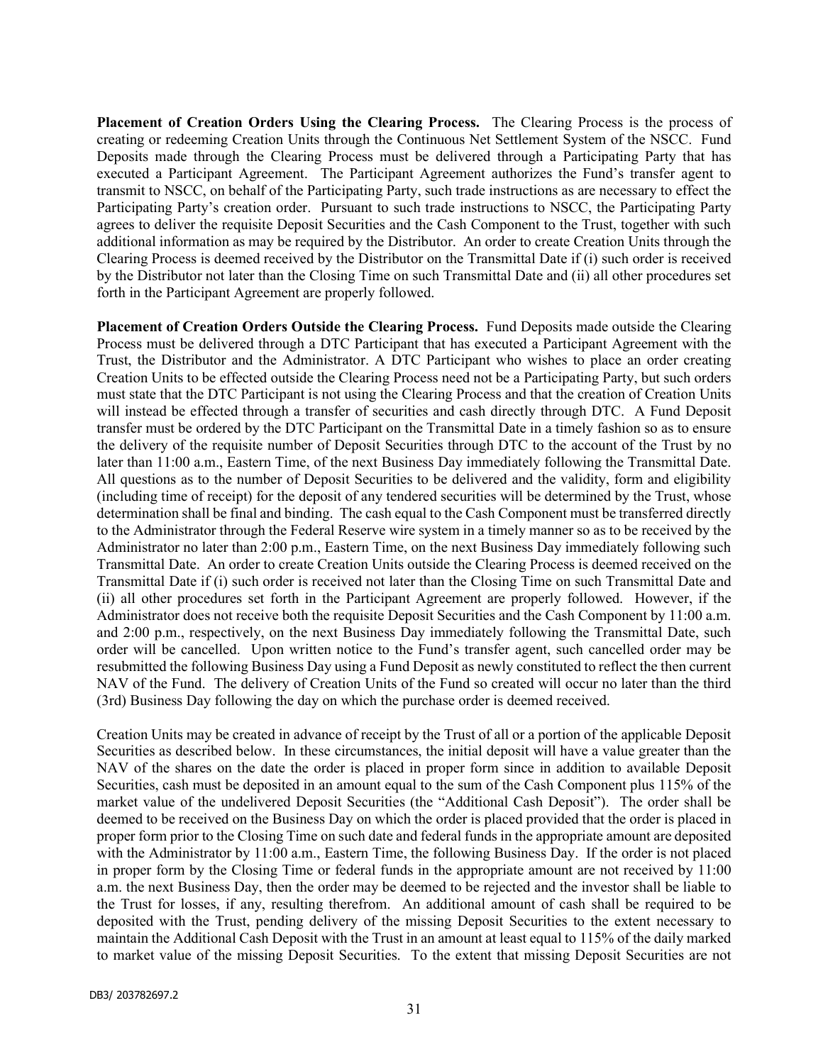**Placement of Creation Orders Using the Clearing Process.** The Clearing Process is the process of creating or redeeming Creation Units through the Continuous Net Settlement System of the NSCC. Fund Deposits made through the Clearing Process must be delivered through a Participating Party that has executed a Participant Agreement. The Participant Agreement authorizes the Fund's transfer agent to transmit to NSCC, on behalf of the Participating Party, such trade instructions as are necessary to effect the Participating Party's creation order. Pursuant to such trade instructions to NSCC, the Participating Party agrees to deliver the requisite Deposit Securities and the Cash Component to the Trust, together with such additional information as may be required by the Distributor. An order to create Creation Units through the Clearing Process is deemed received by the Distributor on the Transmittal Date if (i) such order is received by the Distributor not later than the Closing Time on such Transmittal Date and (ii) all other procedures set forth in the Participant Agreement are properly followed.

**Placement of Creation Orders Outside the Clearing Process.** Fund Deposits made outside the Clearing Process must be delivered through a DTC Participant that has executed a Participant Agreement with the Trust, the Distributor and the Administrator. A DTC Participant who wishes to place an order creating Creation Units to be effected outside the Clearing Process need not be a Participating Party, but such orders must state that the DTC Participant is not using the Clearing Process and that the creation of Creation Units will instead be effected through a transfer of securities and cash directly through DTC. A Fund Deposit transfer must be ordered by the DTC Participant on the Transmittal Date in a timely fashion so as to ensure the delivery of the requisite number of Deposit Securities through DTC to the account of the Trust by no later than 11:00 a.m., Eastern Time, of the next Business Day immediately following the Transmittal Date. All questions as to the number of Deposit Securities to be delivered and the validity, form and eligibility (including time of receipt) for the deposit of any tendered securities will be determined by the Trust, whose determination shall be final and binding. The cash equal to the Cash Component must be transferred directly to the Administrator through the Federal Reserve wire system in a timely manner so as to be received by the Administrator no later than 2:00 p.m., Eastern Time, on the next Business Day immediately following such Transmittal Date. An order to create Creation Units outside the Clearing Process is deemed received on the Transmittal Date if (i) such order is received not later than the Closing Time on such Transmittal Date and (ii) all other procedures set forth in the Participant Agreement are properly followed. However, if the Administrator does not receive both the requisite Deposit Securities and the Cash Component by 11:00 a.m. and 2:00 p.m., respectively, on the next Business Day immediately following the Transmittal Date, such order will be cancelled. Upon written notice to the Fund's transfer agent, such cancelled order may be resubmitted the following Business Day using a Fund Deposit as newly constituted to reflect the then current NAV of the Fund. The delivery of Creation Units of the Fund so created will occur no later than the third (3rd) Business Day following the day on which the purchase order is deemed received.

Creation Units may be created in advance of receipt by the Trust of all or a portion of the applicable Deposit Securities as described below. In these circumstances, the initial deposit will have a value greater than the NAV of the shares on the date the order is placed in proper form since in addition to available Deposit Securities, cash must be deposited in an amount equal to the sum of the Cash Component plus 115% of the market value of the undelivered Deposit Securities (the "Additional Cash Deposit"). The order shall be deemed to be received on the Business Day on which the order is placed provided that the order is placed in proper form prior to the Closing Time on such date and federal funds in the appropriate amount are deposited with the Administrator by 11:00 a.m., Eastern Time, the following Business Day. If the order is not placed in proper form by the Closing Time or federal funds in the appropriate amount are not received by 11:00 a.m. the next Business Day, then the order may be deemed to be rejected and the investor shall be liable to the Trust for losses, if any, resulting therefrom. An additional amount of cash shall be required to be deposited with the Trust, pending delivery of the missing Deposit Securities to the extent necessary to maintain the Additional Cash Deposit with the Trust in an amount at least equal to 115% of the daily marked to market value of the missing Deposit Securities. To the extent that missing Deposit Securities are not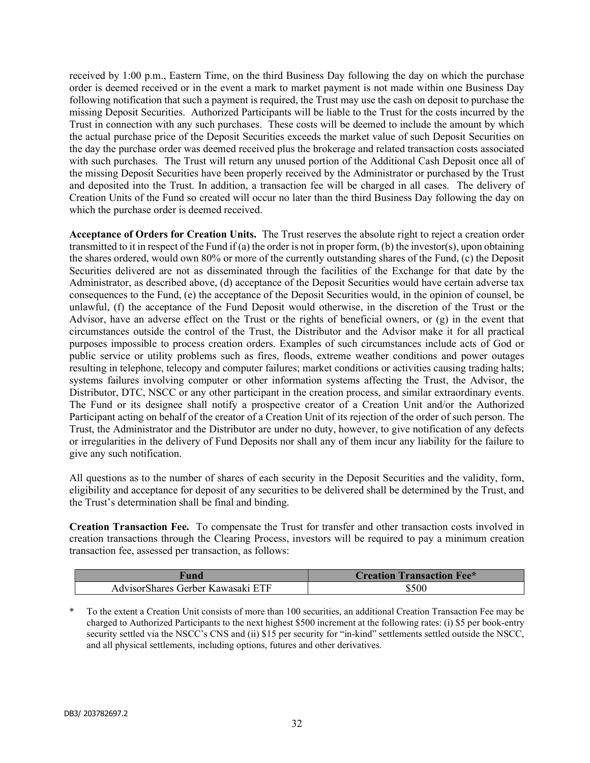received by 1:00 p.m., Eastern Time, on the third Business Day following the day on which the purchase order is deemed received or in the event a mark to market payment is not made within one Business Day following notification that such a payment is required, the Trust may use the cash on deposit to purchase the missing Deposit Securities. Authorized Participants will be liable to the Trust for the costs incurred by the Trust in connection with any such purchases. These costs will be deemed to include the amount by which the actual purchase price of the Deposit Securities exceeds the market value of such Deposit Securities on the day the purchase order was deemed received plus the brokerage and related transaction costs associated with such purchases. The Trust will return any unused portion of the Additional Cash Deposit once all of the missing Deposit Securities have been properly received by the Administrator or purchased by the Trust and deposited into the Trust. In addition, a transaction fee will be charged in all cases. The delivery of Creation Units of the Fund so created will occur no later than the third Business Day following the day on which the purchase order is deemed received.

**Acceptance of Orders for Creation Units.** The Trust reserves the absolute right to reject a creation order transmitted to it in respect of the Fund if (a) the order is not in proper form, (b) the investor(s), upon obtaining the shares ordered, would own 80% or more of the currently outstanding shares of the Fund, (c) the Deposit Securities delivered are not as disseminated through the facilities of the Exchange for that date by the Administrator, as described above, (d) acceptance of the Deposit Securities would have certain adverse tax consequences to the Fund, (e) the acceptance of the Deposit Securities would, in the opinion of counsel, be unlawful, (f) the acceptance of the Fund Deposit would otherwise, in the discretion of the Trust or the Advisor, have an adverse effect on the Trust or the rights of beneficial owners, or (g) in the event that circumstances outside the control of the Trust, the Distributor and the Advisor make it for all practical purposes impossible to process creation orders. Examples of such circumstances include acts of God or public service or utility problems such as fires, floods, extreme weather conditions and power outages resulting in telephone, telecopy and computer failures; market conditions or activities causing trading halts; systems failures involving computer or other information systems affecting the Trust, the Advisor, the Distributor, DTC, NSCC or any other participant in the creation process, and similar extraordinary events. The Fund or its designee shall notify a prospective creator of a Creation Unit and/or the Authorized Participant acting on behalf of the creator of a Creation Unit of its rejection of the order of such person. The Trust, the Administrator and the Distributor are under no duty, however, to give notification of any defects or irregularities in the delivery of Fund Deposits nor shall any of them incur any liability for the failure to give any such notification.

All questions as to the number of shares of each security in the Deposit Securities and the validity, form, eligibility and acceptance for deposit of any securities to be delivered shall be determined by the Trust, and the Trust's determination shall be final and binding.

**Creation Transaction Fee.** To compensate the Trust for transfer and other transaction costs involved in creation transactions through the Clearing Process, investors will be required to pay a minimum creation transaction fee, assessed per transaction, as follows:

| Fund | Creation Transaction Fee* |
| --- | --- |
| AdvisorShares Gerber Kawasaki ETF | $500 |

\* To the extent a Creation Unit consists of more than 100 securities, an additional Creation Transaction Fee may be charged to Authorized Participants to the next highest $500 increment at the following rates: (i) $5 per book-entry security settled via the NSCC's CNS and (ii) $15 per security for "in-kind" settlements settled outside the NSCC, and all physical settlements, including options, futures and other derivatives.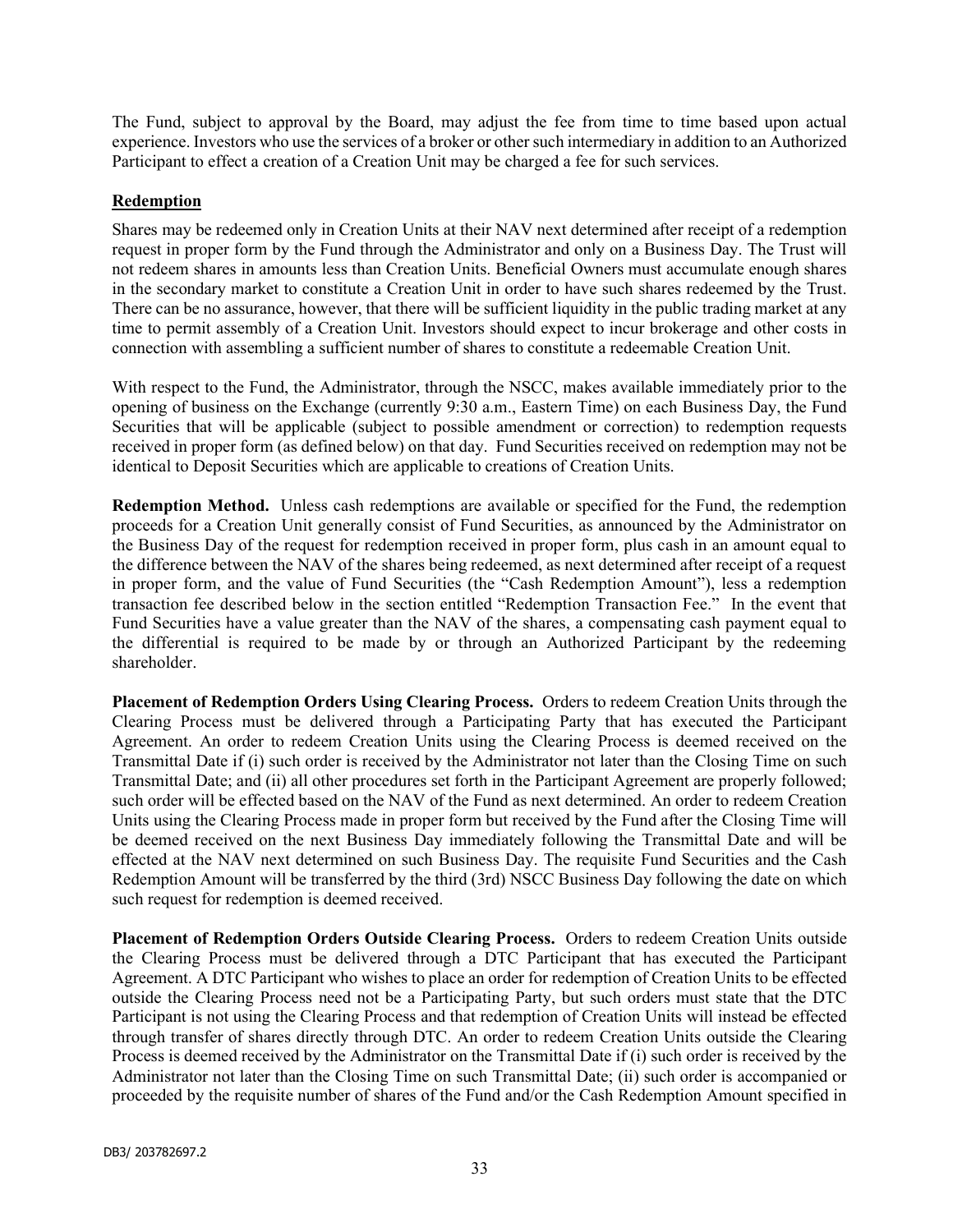The Fund, subject to approval by the Board, may adjust the fee from time to time based upon actual experience. Investors who use the services of a broker or other such intermediary in addition to an Authorized Participant to effect a creation of a Creation Unit may be charged a fee for such services.

## Redemption

Shares may be redeemed only in Creation Units at their NAV next determined after receipt of a redemption request in proper form by the Fund through the Administrator and only on a Business Day. The Trust will not redeem shares in amounts less than Creation Units. Beneficial Owners must accumulate enough shares in the secondary market to constitute a Creation Unit in order to have such shares redeemed by the Trust. There can be no assurance, however, that there will be sufficient liquidity in the public trading market at any time to permit assembly of a Creation Unit. Investors should expect to incur brokerage and other costs in connection with assembling a sufficient number of shares to constitute a redeemable Creation Unit.

With respect to the Fund, the Administrator, through the NSCC, makes available immediately prior to the opening of business on the Exchange (currently 9:30 a.m., Eastern Time) on each Business Day, the Fund Securities that will be applicable (subject to possible amendment or correction) to redemption requests received in proper form (as defined below) on that day. Fund Securities received on redemption may not be identical to Deposit Securities which are applicable to creations of Creation Units.

**Redemption Method.** Unless cash redemptions are available or specified for the Fund, the redemption proceeds for a Creation Unit generally consist of Fund Securities, as announced by the Administrator on the Business Day of the request for redemption received in proper form, plus cash in an amount equal to the difference between the NAV of the shares being redeemed, as next determined after receipt of a request in proper form, and the value of Fund Securities (the "Cash Redemption Amount"), less a redemption transaction fee described below in the section entitled "Redemption Transaction Fee." In the event that Fund Securities have a value greater than the NAV of the shares, a compensating cash payment equal to the differential is required to be made by or through an Authorized Participant by the redeeming shareholder.

**Placement of Redemption Orders Using Clearing Process.** Orders to redeem Creation Units through the Clearing Process must be delivered through a Participating Party that has executed the Participant Agreement. An order to redeem Creation Units using the Clearing Process is deemed received on the Transmittal Date if (i) such order is received by the Administrator not later than the Closing Time on such Transmittal Date; and (ii) all other procedures set forth in the Participant Agreement are properly followed; such order will be effected based on the NAV of the Fund as next determined. An order to redeem Creation Units using the Clearing Process made in proper form but received by the Fund after the Closing Time will be deemed received on the next Business Day immediately following the Transmittal Date and will be effected at the NAV next determined on such Business Day. The requisite Fund Securities and the Cash Redemption Amount will be transferred by the third (3rd) NSCC Business Day following the date on which such request for redemption is deemed received.

**Placement of Redemption Orders Outside Clearing Process.** Orders to redeem Creation Units outside the Clearing Process must be delivered through a DTC Participant that has executed the Participant Agreement. A DTC Participant who wishes to place an order for redemption of Creation Units to be effected outside the Clearing Process need not be a Participating Party, but such orders must state that the DTC Participant is not using the Clearing Process and that redemption of Creation Units will instead be effected through transfer of shares directly through DTC. An order to redeem Creation Units outside the Clearing Process is deemed received by the Administrator on the Transmittal Date if (i) such order is received by the Administrator not later than the Closing Time on such Transmittal Date; (ii) such order is accompanied or proceeded by the requisite number of shares of the Fund and/or the Cash Redemption Amount specified in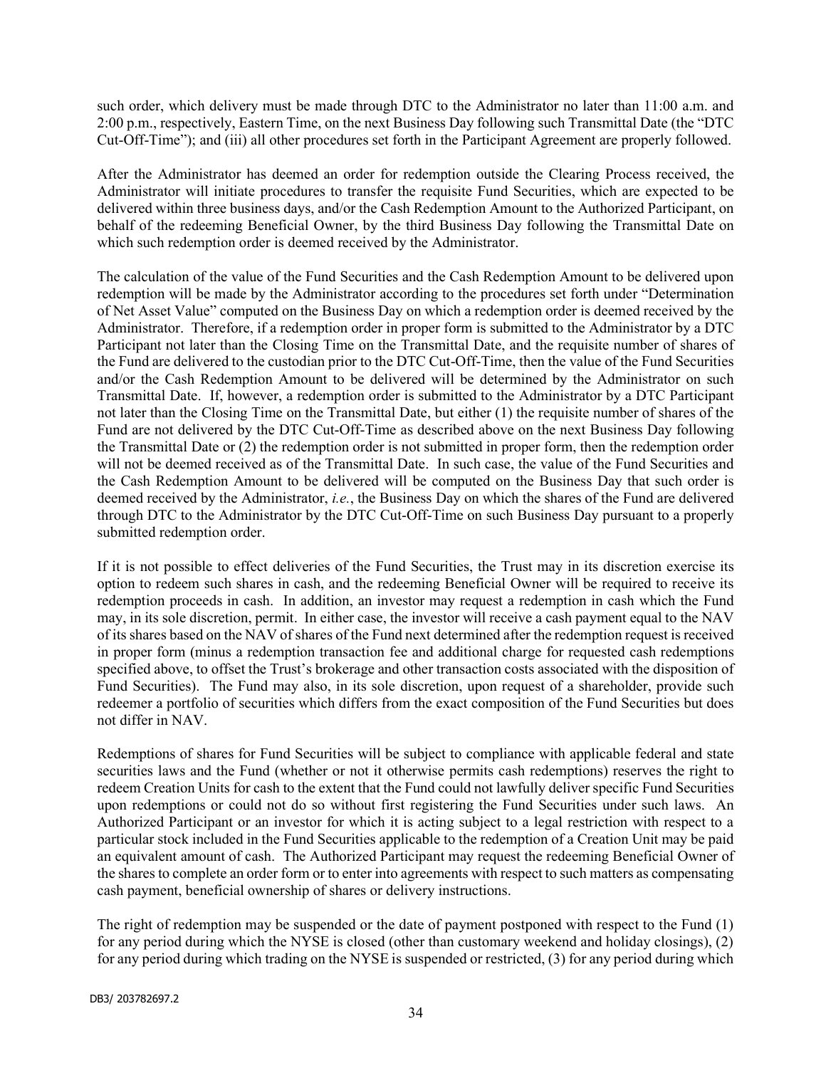such order, which delivery must be made through DTC to the Administrator no later than 11:00 a.m. and 2:00 p.m., respectively, Eastern Time, on the next Business Day following such Transmittal Date (the "DTC Cut-Off-Time"); and (iii) all other procedures set forth in the Participant Agreement are properly followed.

After the Administrator has deemed an order for redemption outside the Clearing Process received, the Administrator will initiate procedures to transfer the requisite Fund Securities, which are expected to be delivered within three business days, and/or the Cash Redemption Amount to the Authorized Participant, on behalf of the redeeming Beneficial Owner, by the third Business Day following the Transmittal Date on which such redemption order is deemed received by the Administrator.

The calculation of the value of the Fund Securities and the Cash Redemption Amount to be delivered upon redemption will be made by the Administrator according to the procedures set forth under "Determination of Net Asset Value" computed on the Business Day on which a redemption order is deemed received by the Administrator. Therefore, if a redemption order in proper form is submitted to the Administrator by a DTC Participant not later than the Closing Time on the Transmittal Date, and the requisite number of shares of the Fund are delivered to the custodian prior to the DTC Cut-Off-Time, then the value of the Fund Securities and/or the Cash Redemption Amount to be delivered will be determined by the Administrator on such Transmittal Date. If, however, a redemption order is submitted to the Administrator by a DTC Participant not later than the Closing Time on the Transmittal Date, but either (1) the requisite number of shares of the Fund are not delivered by the DTC Cut-Off-Time as described above on the next Business Day following the Transmittal Date or (2) the redemption order is not submitted in proper form, then the redemption order will not be deemed received as of the Transmittal Date. In such case, the value of the Fund Securities and the Cash Redemption Amount to be delivered will be computed on the Business Day that such order is deemed received by the Administrator, *i.e.*, the Business Day on which the shares of the Fund are delivered through DTC to the Administrator by the DTC Cut-Off-Time on such Business Day pursuant to a properly submitted redemption order.

If it is not possible to effect deliveries of the Fund Securities, the Trust may in its discretion exercise its option to redeem such shares in cash, and the redeeming Beneficial Owner will be required to receive its redemption proceeds in cash. In addition, an investor may request a redemption in cash which the Fund may, in its sole discretion, permit. In either case, the investor will receive a cash payment equal to the NAV of its shares based on the NAV of shares of the Fund next determined after the redemption request is received in proper form (minus a redemption transaction fee and additional charge for requested cash redemptions specified above, to offset the Trust's brokerage and other transaction costs associated with the disposition of Fund Securities). The Fund may also, in its sole discretion, upon request of a shareholder, provide such redeemer a portfolio of securities which differs from the exact composition of the Fund Securities but does not differ in NAV.

Redemptions of shares for Fund Securities will be subject to compliance with applicable federal and state securities laws and the Fund (whether or not it otherwise permits cash redemptions) reserves the right to redeem Creation Units for cash to the extent that the Fund could not lawfully deliver specific Fund Securities upon redemptions or could not do so without first registering the Fund Securities under such laws. An Authorized Participant or an investor for which it is acting subject to a legal restriction with respect to a particular stock included in the Fund Securities applicable to the redemption of a Creation Unit may be paid an equivalent amount of cash. The Authorized Participant may request the redeeming Beneficial Owner of the shares to complete an order form or to enter into agreements with respect to such matters as compensating cash payment, beneficial ownership of shares or delivery instructions.

The right of redemption may be suspended or the date of payment postponed with respect to the Fund (1) for any period during which the NYSE is closed (other than customary weekend and holiday closings), (2) for any period during which trading on the NYSE is suspended or restricted, (3) for any period during which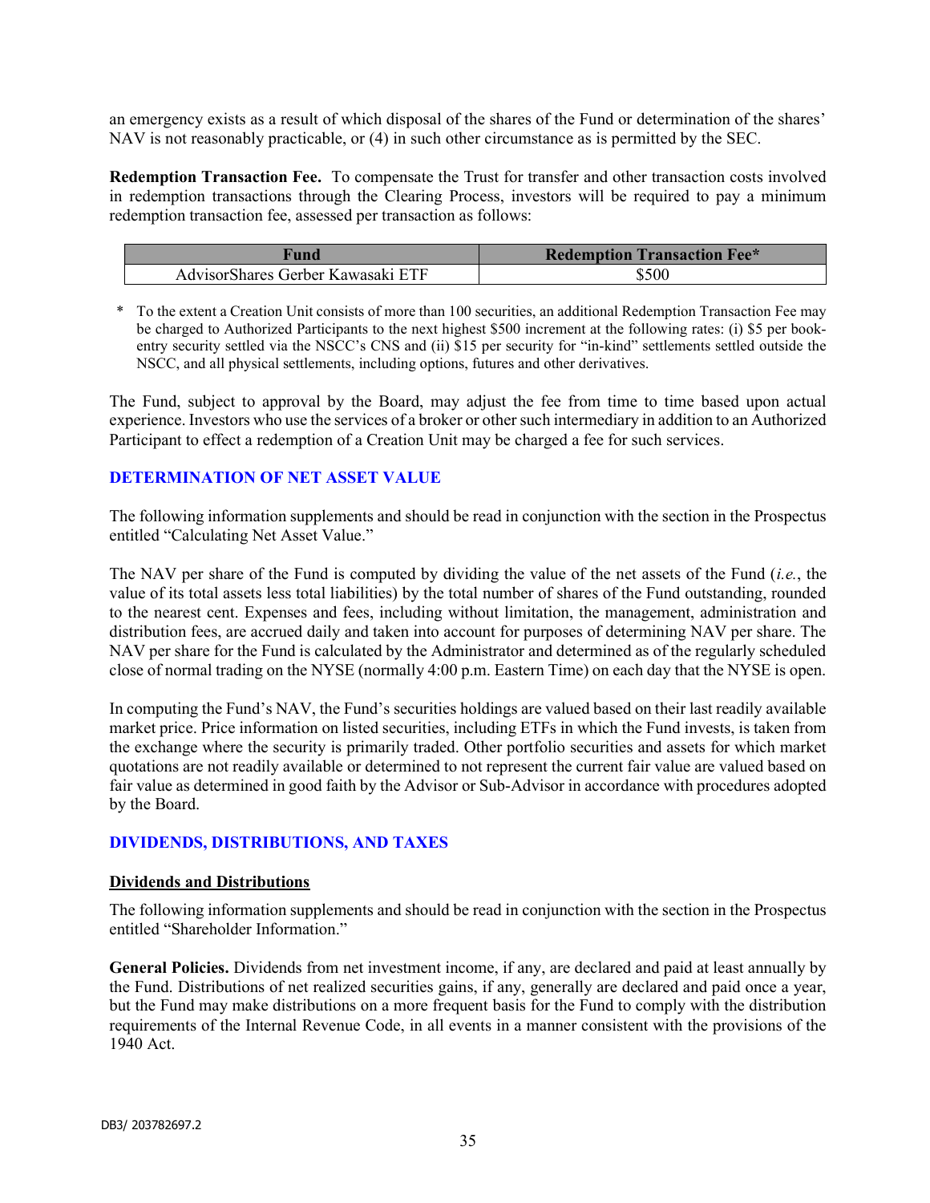an emergency exists as a result of which disposal of the shares of the Fund or determination of the shares' NAV is not reasonably practicable, or (4) in such other circumstance as is permitted by the SEC.

**Redemption Transaction Fee.** To compensate the Trust for transfer and other transaction costs involved in redemption transactions through the Clearing Process, investors will be required to pay a minimum redemption transaction fee, assessed per transaction as follows:

| Fund | Redemption Transaction Fee* |
|---|---|
| AdvisorShares Gerber Kawasaki ETF | $500 |

\* To the extent a Creation Unit consists of more than 100 securities, an additional Redemption Transaction Fee may be charged to Authorized Participants to the next highest $500 increment at the following rates: (i) $5 per book-entry security settled via the NSCC's CNS and (ii) $15 per security for "in-kind" settlements settled outside the NSCC, and all physical settlements, including options, futures and other derivatives.

The Fund, subject to approval by the Board, may adjust the fee from time to time based upon actual experience. Investors who use the services of a broker or other such intermediary in addition to an Authorized Participant to effect a redemption of a Creation Unit may be charged a fee for such services.

## DETERMINATION OF NET ASSET VALUE

The following information supplements and should be read in conjunction with the section in the Prospectus entitled "Calculating Net Asset Value."

The NAV per share of the Fund is computed by dividing the value of the net assets of the Fund (*i.e.*, the value of its total assets less total liabilities) by the total number of shares of the Fund outstanding, rounded to the nearest cent. Expenses and fees, including without limitation, the management, administration and distribution fees, are accrued daily and taken into account for purposes of determining NAV per share. The NAV per share for the Fund is calculated by the Administrator and determined as of the regularly scheduled close of normal trading on the NYSE (normally 4:00 p.m. Eastern Time) on each day that the NYSE is open.

In computing the Fund's NAV, the Fund's securities holdings are valued based on their last readily available market price. Price information on listed securities, including ETFs in which the Fund invests, is taken from the exchange where the security is primarily traded. Other portfolio securities and assets for which market quotations are not readily available or determined to not represent the current fair value are valued based on fair value as determined in good faith by the Advisor or Sub-Advisor in accordance with procedures adopted by the Board.

## DIVIDENDS, DISTRIBUTIONS, AND TAXES

### Dividends and Distributions

The following information supplements and should be read in conjunction with the section in the Prospectus entitled "Shareholder Information."

**General Policies.** Dividends from net investment income, if any, are declared and paid at least annually by the Fund. Distributions of net realized securities gains, if any, generally are declared and paid once a year, but the Fund may make distributions on a more frequent basis for the Fund to comply with the distribution requirements of the Internal Revenue Code, in all events in a manner consistent with the provisions of the 1940 Act.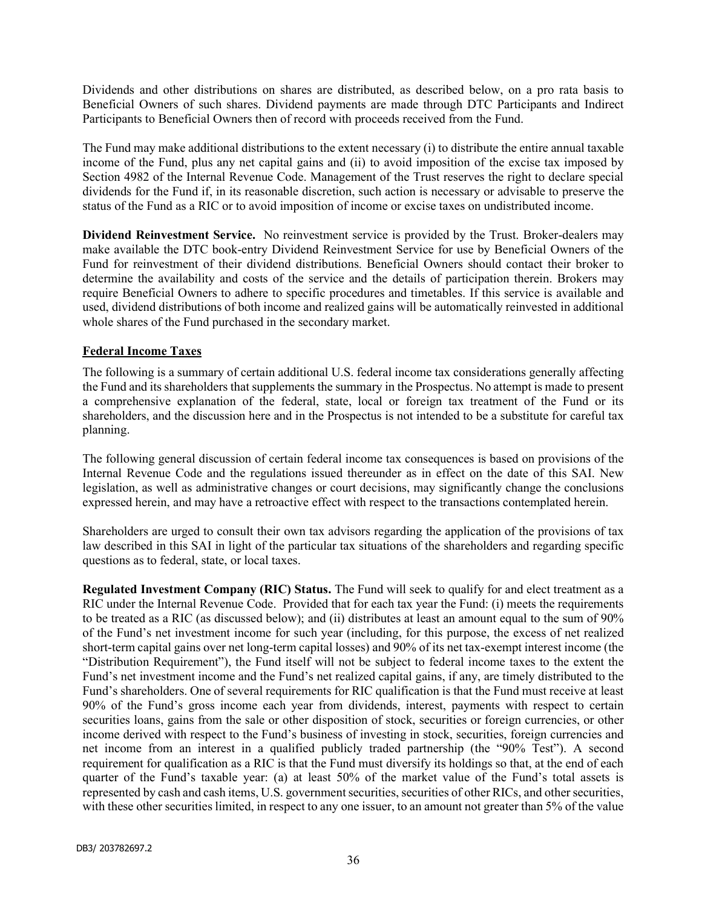Dividends and other distributions on shares are distributed, as described below, on a pro rata basis to Beneficial Owners of such shares. Dividend payments are made through DTC Participants and Indirect Participants to Beneficial Owners then of record with proceeds received from the Fund.

The Fund may make additional distributions to the extent necessary (i) to distribute the entire annual taxable income of the Fund, plus any net capital gains and (ii) to avoid imposition of the excise tax imposed by Section 4982 of the Internal Revenue Code. Management of the Trust reserves the right to declare special dividends for the Fund if, in its reasonable discretion, such action is necessary or advisable to preserve the status of the Fund as a RIC or to avoid imposition of income or excise taxes on undistributed income.

**Dividend Reinvestment Service.** No reinvestment service is provided by the Trust. Broker-dealers may make available the DTC book-entry Dividend Reinvestment Service for use by Beneficial Owners of the Fund for reinvestment of their dividend distributions. Beneficial Owners should contact their broker to determine the availability and costs of the service and the details of participation therein. Brokers may require Beneficial Owners to adhere to specific procedures and timetables. If this service is available and used, dividend distributions of both income and realized gains will be automatically reinvested in additional whole shares of the Fund purchased in the secondary market.

## Federal Income Taxes

The following is a summary of certain additional U.S. federal income tax considerations generally affecting the Fund and its shareholders that supplements the summary in the Prospectus. No attempt is made to present a comprehensive explanation of the federal, state, local or foreign tax treatment of the Fund or its shareholders, and the discussion here and in the Prospectus is not intended to be a substitute for careful tax planning.

The following general discussion of certain federal income tax consequences is based on provisions of the Internal Revenue Code and the regulations issued thereunder as in effect on the date of this SAI. New legislation, as well as administrative changes or court decisions, may significantly change the conclusions expressed herein, and may have a retroactive effect with respect to the transactions contemplated herein.

Shareholders are urged to consult their own tax advisors regarding the application of the provisions of tax law described in this SAI in light of the particular tax situations of the shareholders and regarding specific questions as to federal, state, or local taxes.

**Regulated Investment Company (RIC) Status.** The Fund will seek to qualify for and elect treatment as a RIC under the Internal Revenue Code. Provided that for each tax year the Fund: (i) meets the requirements to be treated as a RIC (as discussed below); and (ii) distributes at least an amount equal to the sum of 90% of the Fund's net investment income for such year (including, for this purpose, the excess of net realized short-term capital gains over net long-term capital losses) and 90% of its net tax-exempt interest income (the "Distribution Requirement"), the Fund itself will not be subject to federal income taxes to the extent the Fund's net investment income and the Fund's net realized capital gains, if any, are timely distributed to the Fund's shareholders. One of several requirements for RIC qualification is that the Fund must receive at least 90% of the Fund's gross income each year from dividends, interest, payments with respect to certain securities loans, gains from the sale or other disposition of stock, securities or foreign currencies, or other income derived with respect to the Fund's business of investing in stock, securities, foreign currencies and net income from an interest in a qualified publicly traded partnership (the "90% Test"). A second requirement for qualification as a RIC is that the Fund must diversify its holdings so that, at the end of each quarter of the Fund's taxable year: (a) at least 50% of the market value of the Fund's total assets is represented by cash and cash items, U.S. government securities, securities of other RICs, and other securities, with these other securities limited, in respect to any one issuer, to an amount not greater than 5% of the value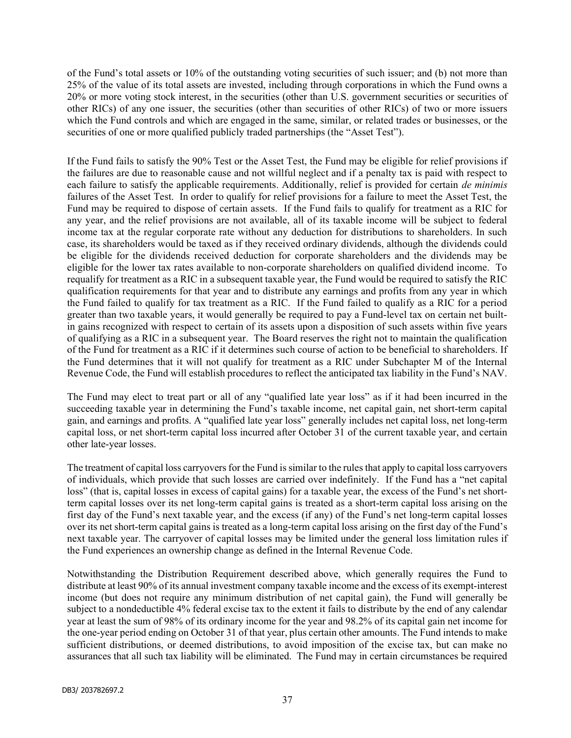of the Fund's total assets or 10% of the outstanding voting securities of such issuer; and (b) not more than 25% of the value of its total assets are invested, including through corporations in which the Fund owns a 20% or more voting stock interest, in the securities (other than U.S. government securities or securities of other RICs) of any one issuer, the securities (other than securities of other RICs) of two or more issuers which the Fund controls and which are engaged in the same, similar, or related trades or businesses, or the securities of one or more qualified publicly traded partnerships (the "Asset Test").

If the Fund fails to satisfy the 90% Test or the Asset Test, the Fund may be eligible for relief provisions if the failures are due to reasonable cause and not willful neglect and if a penalty tax is paid with respect to each failure to satisfy the applicable requirements. Additionally, relief is provided for certain *de minimis* failures of the Asset Test. In order to qualify for relief provisions for a failure to meet the Asset Test, the Fund may be required to dispose of certain assets. If the Fund fails to qualify for treatment as a RIC for any year, and the relief provisions are not available, all of its taxable income will be subject to federal income tax at the regular corporate rate without any deduction for distributions to shareholders. In such case, its shareholders would be taxed as if they received ordinary dividends, although the dividends could be eligible for the dividends received deduction for corporate shareholders and the dividends may be eligible for the lower tax rates available to non-corporate shareholders on qualified dividend income. To requalify for treatment as a RIC in a subsequent taxable year, the Fund would be required to satisfy the RIC qualification requirements for that year and to distribute any earnings and profits from any year in which the Fund failed to qualify for tax treatment as a RIC. If the Fund failed to qualify as a RIC for a period greater than two taxable years, it would generally be required to pay a Fund-level tax on certain net built-in gains recognized with respect to certain of its assets upon a disposition of such assets within five years of qualifying as a RIC in a subsequent year. The Board reserves the right not to maintain the qualification of the Fund for treatment as a RIC if it determines such course of action to be beneficial to shareholders. If the Fund determines that it will not qualify for treatment as a RIC under Subchapter M of the Internal Revenue Code, the Fund will establish procedures to reflect the anticipated tax liability in the Fund's NAV.

The Fund may elect to treat part or all of any "qualified late year loss" as if it had been incurred in the succeeding taxable year in determining the Fund's taxable income, net capital gain, net short-term capital gain, and earnings and profits. A "qualified late year loss" generally includes net capital loss, net long-term capital loss, or net short-term capital loss incurred after October 31 of the current taxable year, and certain other late-year losses.

The treatment of capital loss carryovers for the Fund is similar to the rules that apply to capital loss carryovers of individuals, which provide that such losses are carried over indefinitely. If the Fund has a "net capital loss" (that is, capital losses in excess of capital gains) for a taxable year, the excess of the Fund's net short-term capital losses over its net long-term capital gains is treated as a short-term capital loss arising on the first day of the Fund's next taxable year, and the excess (if any) of the Fund's net long-term capital losses over its net short-term capital gains is treated as a long-term capital loss arising on the first day of the Fund's next taxable year. The carryover of capital losses may be limited under the general loss limitation rules if the Fund experiences an ownership change as defined in the Internal Revenue Code.

Notwithstanding the Distribution Requirement described above, which generally requires the Fund to distribute at least 90% of its annual investment company taxable income and the excess of its exempt-interest income (but does not require any minimum distribution of net capital gain), the Fund will generally be subject to a nondeductible 4% federal excise tax to the extent it fails to distribute by the end of any calendar year at least the sum of 98% of its ordinary income for the year and 98.2% of its capital gain net income for the one-year period ending on October 31 of that year, plus certain other amounts. The Fund intends to make sufficient distributions, or deemed distributions, to avoid imposition of the excise tax, but can make no assurances that all such tax liability will be eliminated. The Fund may in certain circumstances be required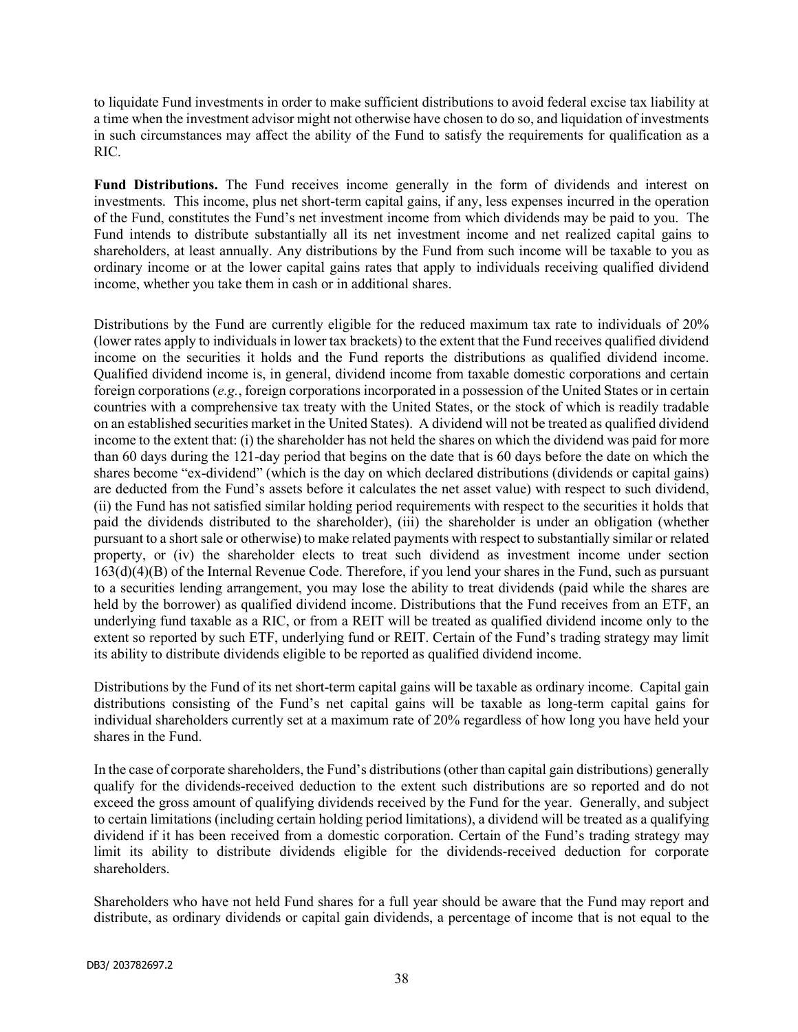to liquidate Fund investments in order to make sufficient distributions to avoid federal excise tax liability at a time when the investment advisor might not otherwise have chosen to do so, and liquidation of investments in such circumstances may affect the ability of the Fund to satisfy the requirements for qualification as a RIC.

**Fund Distributions.** The Fund receives income generally in the form of dividends and interest on investments. This income, plus net short-term capital gains, if any, less expenses incurred in the operation of the Fund, constitutes the Fund's net investment income from which dividends may be paid to you. The Fund intends to distribute substantially all its net investment income and net realized capital gains to shareholders, at least annually. Any distributions by the Fund from such income will be taxable to you as ordinary income or at the lower capital gains rates that apply to individuals receiving qualified dividend income, whether you take them in cash or in additional shares.

Distributions by the Fund are currently eligible for the reduced maximum tax rate to individuals of 20% (lower rates apply to individuals in lower tax brackets) to the extent that the Fund receives qualified dividend income on the securities it holds and the Fund reports the distributions as qualified dividend income. Qualified dividend income is, in general, dividend income from taxable domestic corporations and certain foreign corporations (*e.g.*, foreign corporations incorporated in a possession of the United States or in certain countries with a comprehensive tax treaty with the United States, or the stock of which is readily tradable on an established securities market in the United States). A dividend will not be treated as qualified dividend income to the extent that: (i) the shareholder has not held the shares on which the dividend was paid for more than 60 days during the 121-day period that begins on the date that is 60 days before the date on which the shares become "ex-dividend" (which is the day on which declared distributions (dividends or capital gains) are deducted from the Fund's assets before it calculates the net asset value) with respect to such dividend, (ii) the Fund has not satisfied similar holding period requirements with respect to the securities it holds that paid the dividends distributed to the shareholder), (iii) the shareholder is under an obligation (whether pursuant to a short sale or otherwise) to make related payments with respect to substantially similar or related property, or (iv) the shareholder elects to treat such dividend as investment income under section 163(d)(4)(B) of the Internal Revenue Code. Therefore, if you lend your shares in the Fund, such as pursuant to a securities lending arrangement, you may lose the ability to treat dividends (paid while the shares are held by the borrower) as qualified dividend income. Distributions that the Fund receives from an ETF, an underlying fund taxable as a RIC, or from a REIT will be treated as qualified dividend income only to the extent so reported by such ETF, underlying fund or REIT. Certain of the Fund's trading strategy may limit its ability to distribute dividends eligible to be reported as qualified dividend income.

Distributions by the Fund of its net short-term capital gains will be taxable as ordinary income. Capital gain distributions consisting of the Fund's net capital gains will be taxable as long-term capital gains for individual shareholders currently set at a maximum rate of 20% regardless of how long you have held your shares in the Fund.

In the case of corporate shareholders, the Fund's distributions (other than capital gain distributions) generally qualify for the dividends-received deduction to the extent such distributions are so reported and do not exceed the gross amount of qualifying dividends received by the Fund for the year. Generally, and subject to certain limitations (including certain holding period limitations), a dividend will be treated as a qualifying dividend if it has been received from a domestic corporation. Certain of the Fund's trading strategy may limit its ability to distribute dividends eligible for the dividends-received deduction for corporate shareholders.

Shareholders who have not held Fund shares for a full year should be aware that the Fund may report and distribute, as ordinary dividends or capital gain dividends, a percentage of income that is not equal to the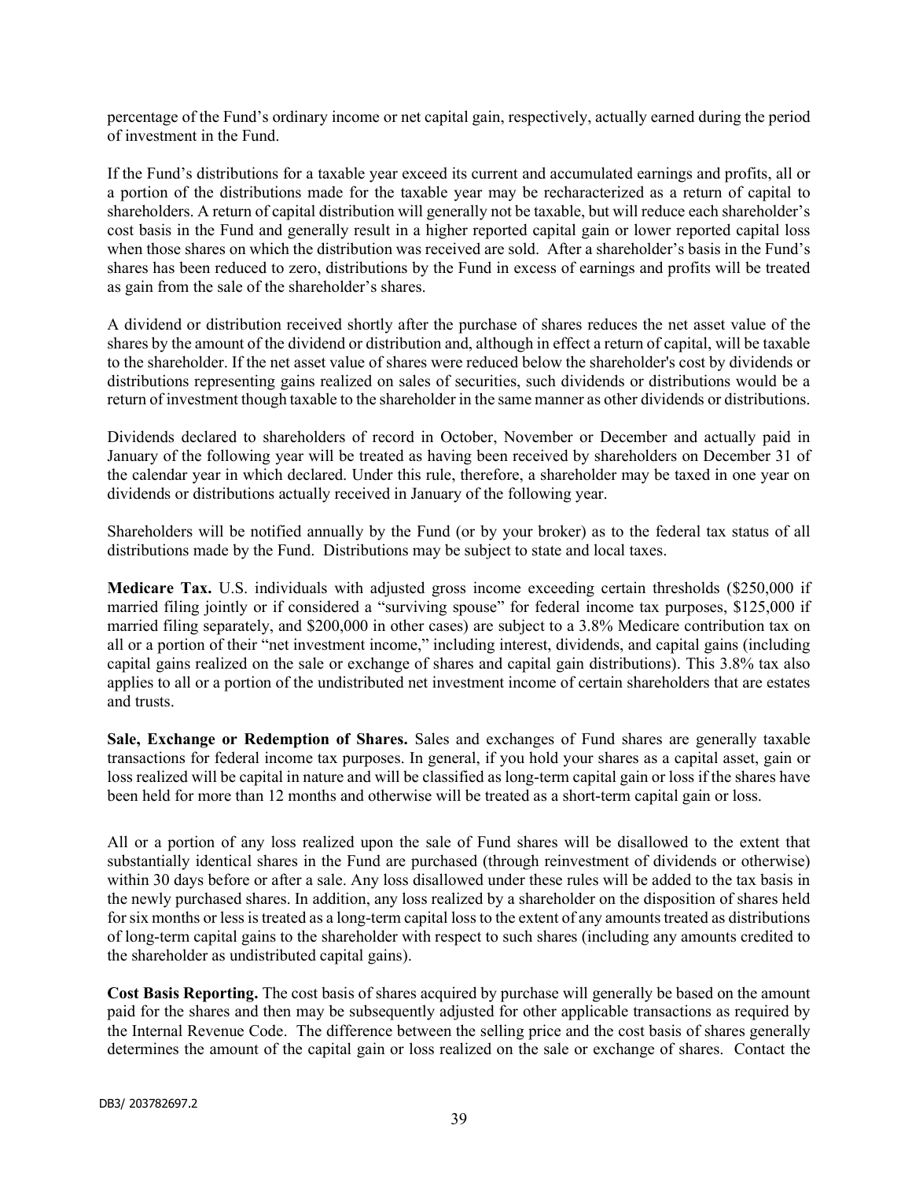percentage of the Fund's ordinary income or net capital gain, respectively, actually earned during the period of investment in the Fund.

If the Fund's distributions for a taxable year exceed its current and accumulated earnings and profits, all or a portion of the distributions made for the taxable year may be recharacterized as a return of capital to shareholders. A return of capital distribution will generally not be taxable, but will reduce each shareholder's cost basis in the Fund and generally result in a higher reported capital gain or lower reported capital loss when those shares on which the distribution was received are sold. After a shareholder's basis in the Fund's shares has been reduced to zero, distributions by the Fund in excess of earnings and profits will be treated as gain from the sale of the shareholder's shares.

A dividend or distribution received shortly after the purchase of shares reduces the net asset value of the shares by the amount of the dividend or distribution and, although in effect a return of capital, will be taxable to the shareholder. If the net asset value of shares were reduced below the shareholder's cost by dividends or distributions representing gains realized on sales of securities, such dividends or distributions would be a return of investment though taxable to the shareholder in the same manner as other dividends or distributions.

Dividends declared to shareholders of record in October, November or December and actually paid in January of the following year will be treated as having been received by shareholders on December 31 of the calendar year in which declared. Under this rule, therefore, a shareholder may be taxed in one year on dividends or distributions actually received in January of the following year.

Shareholders will be notified annually by the Fund (or by your broker) as to the federal tax status of all distributions made by the Fund. Distributions may be subject to state and local taxes.

**Medicare Tax.** U.S. individuals with adjusted gross income exceeding certain thresholds ($250,000 if married filing jointly or if considered a "surviving spouse" for federal income tax purposes, $125,000 if married filing separately, and $200,000 in other cases) are subject to a 3.8% Medicare contribution tax on all or a portion of their "net investment income," including interest, dividends, and capital gains (including capital gains realized on the sale or exchange of shares and capital gain distributions). This 3.8% tax also applies to all or a portion of the undistributed net investment income of certain shareholders that are estates and trusts.

**Sale, Exchange or Redemption of Shares.** Sales and exchanges of Fund shares are generally taxable transactions for federal income tax purposes. In general, if you hold your shares as a capital asset, gain or loss realized will be capital in nature and will be classified as long-term capital gain or loss if the shares have been held for more than 12 months and otherwise will be treated as a short-term capital gain or loss.

All or a portion of any loss realized upon the sale of Fund shares will be disallowed to the extent that substantially identical shares in the Fund are purchased (through reinvestment of dividends or otherwise) within 30 days before or after a sale. Any loss disallowed under these rules will be added to the tax basis in the newly purchased shares. In addition, any loss realized by a shareholder on the disposition of shares held for six months or less is treated as a long-term capital loss to the extent of any amounts treated as distributions of long-term capital gains to the shareholder with respect to such shares (including any amounts credited to the shareholder as undistributed capital gains).

**Cost Basis Reporting.** The cost basis of shares acquired by purchase will generally be based on the amount paid for the shares and then may be subsequently adjusted for other applicable transactions as required by the Internal Revenue Code. The difference between the selling price and the cost basis of shares generally determines the amount of the capital gain or loss realized on the sale or exchange of shares. Contact the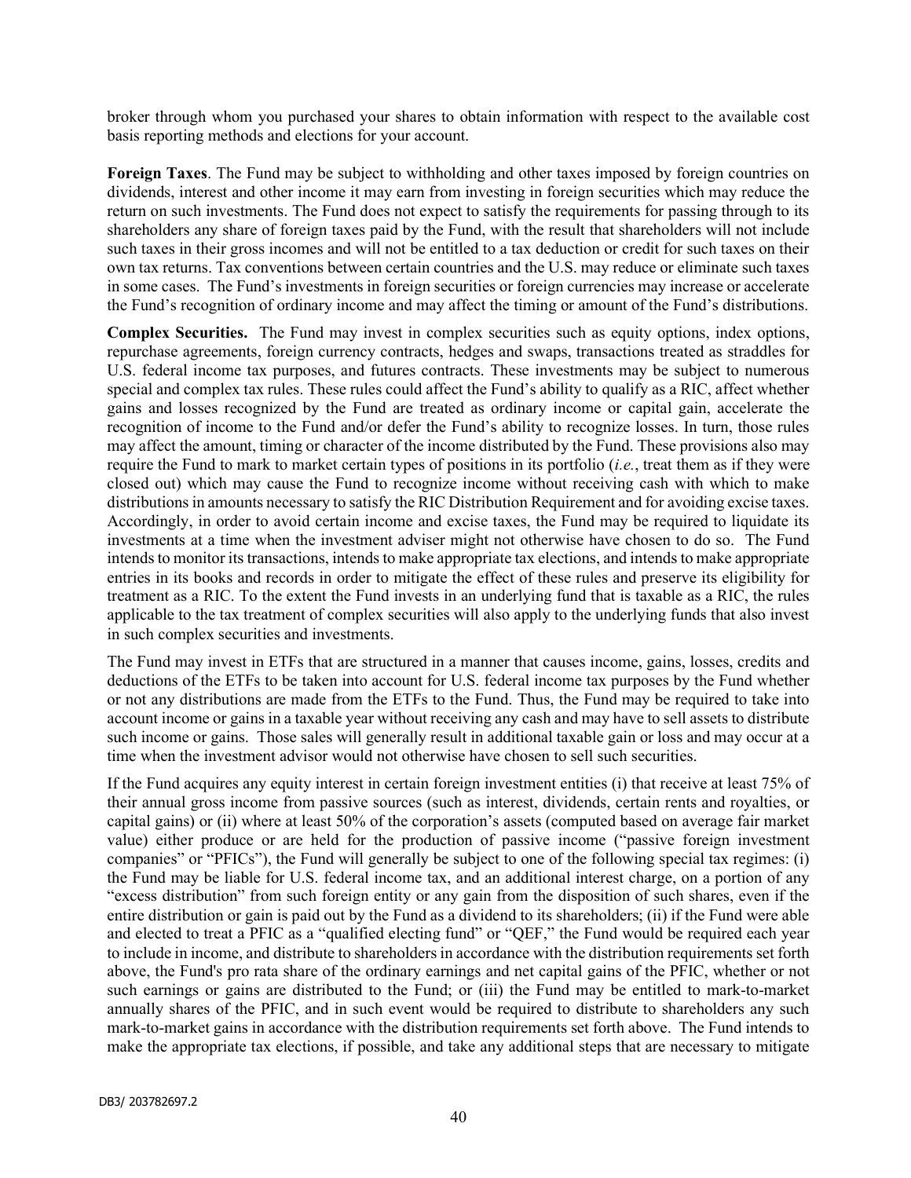broker through whom you purchased your shares to obtain information with respect to the available cost basis reporting methods and elections for your account.

**Foreign Taxes**. The Fund may be subject to withholding and other taxes imposed by foreign countries on dividends, interest and other income it may earn from investing in foreign securities which may reduce the return on such investments. The Fund does not expect to satisfy the requirements for passing through to its shareholders any share of foreign taxes paid by the Fund, with the result that shareholders will not include such taxes in their gross incomes and will not be entitled to a tax deduction or credit for such taxes on their own tax returns. Tax conventions between certain countries and the U.S. may reduce or eliminate such taxes in some cases. The Fund's investments in foreign securities or foreign currencies may increase or accelerate the Fund's recognition of ordinary income and may affect the timing or amount of the Fund's distributions.

**Complex Securities.** The Fund may invest in complex securities such as equity options, index options, repurchase agreements, foreign currency contracts, hedges and swaps, transactions treated as straddles for U.S. federal income tax purposes, and futures contracts. These investments may be subject to numerous special and complex tax rules. These rules could affect the Fund's ability to qualify as a RIC, affect whether gains and losses recognized by the Fund are treated as ordinary income or capital gain, accelerate the recognition of income to the Fund and/or defer the Fund's ability to recognize losses. In turn, those rules may affect the amount, timing or character of the income distributed by the Fund. These provisions also may require the Fund to mark to market certain types of positions in its portfolio (*i.e.*, treat them as if they were closed out) which may cause the Fund to recognize income without receiving cash with which to make distributions in amounts necessary to satisfy the RIC Distribution Requirement and for avoiding excise taxes. Accordingly, in order to avoid certain income and excise taxes, the Fund may be required to liquidate its investments at a time when the investment adviser might not otherwise have chosen to do so. The Fund intends to monitor its transactions, intends to make appropriate tax elections, and intends to make appropriate entries in its books and records in order to mitigate the effect of these rules and preserve its eligibility for treatment as a RIC. To the extent the Fund invests in an underlying fund that is taxable as a RIC, the rules applicable to the tax treatment of complex securities will also apply to the underlying funds that also invest in such complex securities and investments.

The Fund may invest in ETFs that are structured in a manner that causes income, gains, losses, credits and deductions of the ETFs to be taken into account for U.S. federal income tax purposes by the Fund whether or not any distributions are made from the ETFs to the Fund. Thus, the Fund may be required to take into account income or gains in a taxable year without receiving any cash and may have to sell assets to distribute such income or gains. Those sales will generally result in additional taxable gain or loss and may occur at a time when the investment advisor would not otherwise have chosen to sell such securities.

If the Fund acquires any equity interest in certain foreign investment entities (i) that receive at least 75% of their annual gross income from passive sources (such as interest, dividends, certain rents and royalties, or capital gains) or (ii) where at least 50% of the corporation's assets (computed based on average fair market value) either produce or are held for the production of passive income ("passive foreign investment companies" or "PFICs"), the Fund will generally be subject to one of the following special tax regimes: (i) the Fund may be liable for U.S. federal income tax, and an additional interest charge, on a portion of any "excess distribution" from such foreign entity or any gain from the disposition of such shares, even if the entire distribution or gain is paid out by the Fund as a dividend to its shareholders; (ii) if the Fund were able and elected to treat a PFIC as a "qualified electing fund" or "QEF," the Fund would be required each year to include in income, and distribute to shareholders in accordance with the distribution requirements set forth above, the Fund's pro rata share of the ordinary earnings and net capital gains of the PFIC, whether or not such earnings or gains are distributed to the Fund; or (iii) the Fund may be entitled to mark-to-market annually shares of the PFIC, and in such event would be required to distribute to shareholders any such mark-to-market gains in accordance with the distribution requirements set forth above. The Fund intends to make the appropriate tax elections, if possible, and take any additional steps that are necessary to mitigate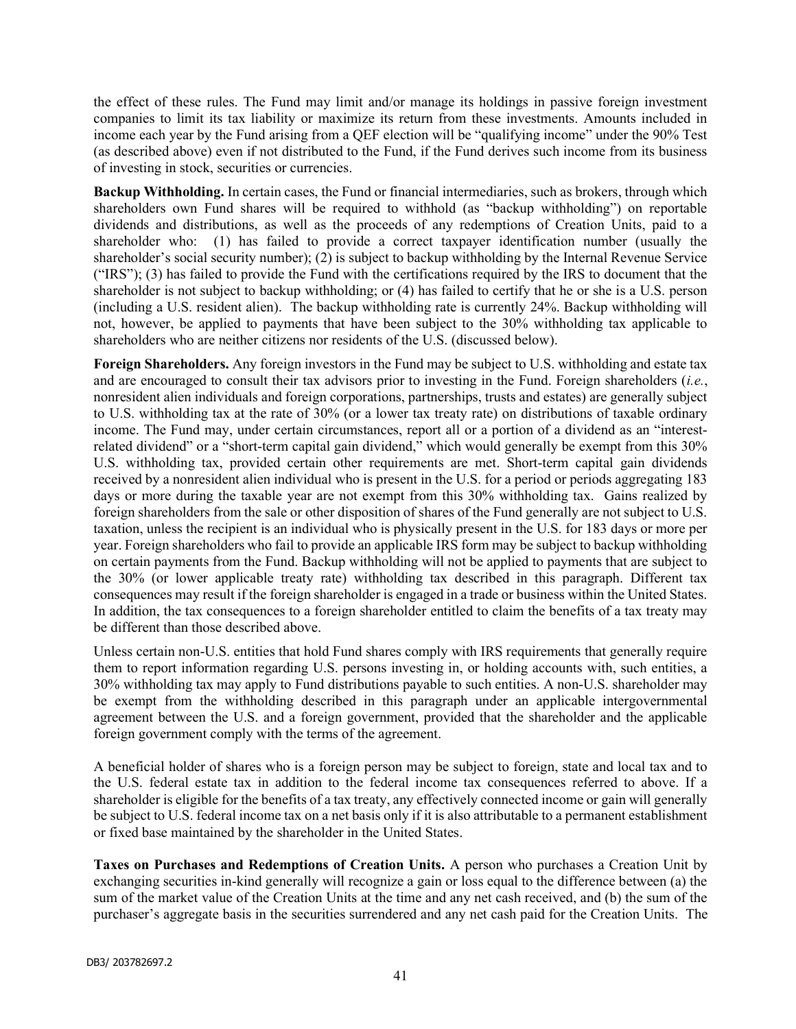the effect of these rules. The Fund may limit and/or manage its holdings in passive foreign investment companies to limit its tax liability or maximize its return from these investments. Amounts included in income each year by the Fund arising from a QEF election will be "qualifying income" under the 90% Test (as described above) even if not distributed to the Fund, if the Fund derives such income from its business of investing in stock, securities or currencies.

**Backup Withholding.** In certain cases, the Fund or financial intermediaries, such as brokers, through which shareholders own Fund shares will be required to withhold (as "backup withholding") on reportable dividends and distributions, as well as the proceeds of any redemptions of Creation Units, paid to a shareholder who: (1) has failed to provide a correct taxpayer identification number (usually the shareholder's social security number); (2) is subject to backup withholding by the Internal Revenue Service ("IRS"); (3) has failed to provide the Fund with the certifications required by the IRS to document that the shareholder is not subject to backup withholding; or (4) has failed to certify that he or she is a U.S. person (including a U.S. resident alien). The backup withholding rate is currently 24%. Backup withholding will not, however, be applied to payments that have been subject to the 30% withholding tax applicable to shareholders who are neither citizens nor residents of the U.S. (discussed below).

**Foreign Shareholders.** Any foreign investors in the Fund may be subject to U.S. withholding and estate tax and are encouraged to consult their tax advisors prior to investing in the Fund. Foreign shareholders (*i.e.*, nonresident alien individuals and foreign corporations, partnerships, trusts and estates) are generally subject to U.S. withholding tax at the rate of 30% (or a lower tax treaty rate) on distributions of taxable ordinary income. The Fund may, under certain circumstances, report all or a portion of a dividend as an "interest-related dividend" or a "short-term capital gain dividend," which would generally be exempt from this 30% U.S. withholding tax, provided certain other requirements are met. Short-term capital gain dividends received by a nonresident alien individual who is present in the U.S. for a period or periods aggregating 183 days or more during the taxable year are not exempt from this 30% withholding tax. Gains realized by foreign shareholders from the sale or other disposition of shares of the Fund generally are not subject to U.S. taxation, unless the recipient is an individual who is physically present in the U.S. for 183 days or more per year. Foreign shareholders who fail to provide an applicable IRS form may be subject to backup withholding on certain payments from the Fund. Backup withholding will not be applied to payments that are subject to the 30% (or lower applicable treaty rate) withholding tax described in this paragraph. Different tax consequences may result if the foreign shareholder is engaged in a trade or business within the United States. In addition, the tax consequences to a foreign shareholder entitled to claim the benefits of a tax treaty may be different than those described above.

Unless certain non-U.S. entities that hold Fund shares comply with IRS requirements that generally require them to report information regarding U.S. persons investing in, or holding accounts with, such entities, a 30% withholding tax may apply to Fund distributions payable to such entities. A non-U.S. shareholder may be exempt from the withholding described in this paragraph under an applicable intergovernmental agreement between the U.S. and a foreign government, provided that the shareholder and the applicable foreign government comply with the terms of the agreement.

A beneficial holder of shares who is a foreign person may be subject to foreign, state and local tax and to the U.S. federal estate tax in addition to the federal income tax consequences referred to above. If a shareholder is eligible for the benefits of a tax treaty, any effectively connected income or gain will generally be subject to U.S. federal income tax on a net basis only if it is also attributable to a permanent establishment or fixed base maintained by the shareholder in the United States.

**Taxes on Purchases and Redemptions of Creation Units.** A person who purchases a Creation Unit by exchanging securities in-kind generally will recognize a gain or loss equal to the difference between (a) the sum of the market value of the Creation Units at the time and any net cash received, and (b) the sum of the purchaser's aggregate basis in the securities surrendered and any net cash paid for the Creation Units. The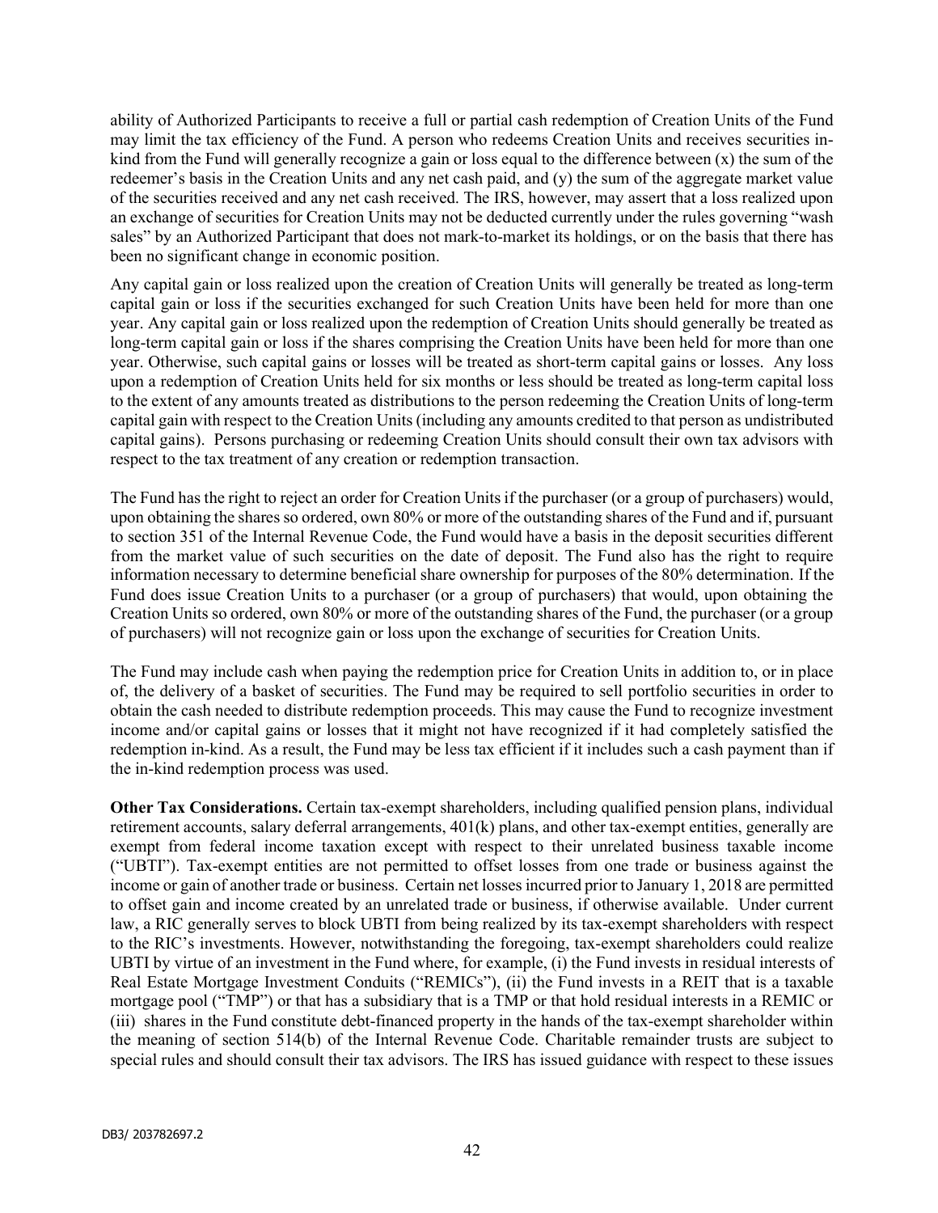ability of Authorized Participants to receive a full or partial cash redemption of Creation Units of the Fund may limit the tax efficiency of the Fund. A person who redeems Creation Units and receives securities in-kind from the Fund will generally recognize a gain or loss equal to the difference between (x) the sum of the redeemer's basis in the Creation Units and any net cash paid, and (y) the sum of the aggregate market value of the securities received and any net cash received. The IRS, however, may assert that a loss realized upon an exchange of securities for Creation Units may not be deducted currently under the rules governing "wash sales" by an Authorized Participant that does not mark-to-market its holdings, or on the basis that there has been no significant change in economic position.

Any capital gain or loss realized upon the creation of Creation Units will generally be treated as long-term capital gain or loss if the securities exchanged for such Creation Units have been held for more than one year. Any capital gain or loss realized upon the redemption of Creation Units should generally be treated as long-term capital gain or loss if the shares comprising the Creation Units have been held for more than one year. Otherwise, such capital gains or losses will be treated as short-term capital gains or losses. Any loss upon a redemption of Creation Units held for six months or less should be treated as long-term capital loss to the extent of any amounts treated as distributions to the person redeeming the Creation Units of long-term capital gain with respect to the Creation Units (including any amounts credited to that person as undistributed capital gains). Persons purchasing or redeeming Creation Units should consult their own tax advisors with respect to the tax treatment of any creation or redemption transaction.

The Fund has the right to reject an order for Creation Units if the purchaser (or a group of purchasers) would, upon obtaining the shares so ordered, own 80% or more of the outstanding shares of the Fund and if, pursuant to section 351 of the Internal Revenue Code, the Fund would have a basis in the deposit securities different from the market value of such securities on the date of deposit. The Fund also has the right to require information necessary to determine beneficial share ownership for purposes of the 80% determination. If the Fund does issue Creation Units to a purchaser (or a group of purchasers) that would, upon obtaining the Creation Units so ordered, own 80% or more of the outstanding shares of the Fund, the purchaser (or a group of purchasers) will not recognize gain or loss upon the exchange of securities for Creation Units.

The Fund may include cash when paying the redemption price for Creation Units in addition to, or in place of, the delivery of a basket of securities. The Fund may be required to sell portfolio securities in order to obtain the cash needed to distribute redemption proceeds. This may cause the Fund to recognize investment income and/or capital gains or losses that it might not have recognized if it had completely satisfied the redemption in-kind. As a result, the Fund may be less tax efficient if it includes such a cash payment than if the in-kind redemption process was used.

**Other Tax Considerations.** Certain tax-exempt shareholders, including qualified pension plans, individual retirement accounts, salary deferral arrangements, 401(k) plans, and other tax-exempt entities, generally are exempt from federal income taxation except with respect to their unrelated business taxable income ("UBTI"). Tax-exempt entities are not permitted to offset losses from one trade or business against the income or gain of another trade or business. Certain net losses incurred prior to January 1, 2018 are permitted to offset gain and income created by an unrelated trade or business, if otherwise available. Under current law, a RIC generally serves to block UBTI from being realized by its tax-exempt shareholders with respect to the RIC's investments. However, notwithstanding the foregoing, tax-exempt shareholders could realize UBTI by virtue of an investment in the Fund where, for example, (i) the Fund invests in residual interests of Real Estate Mortgage Investment Conduits ("REMICs"), (ii) the Fund invests in a REIT that is a taxable mortgage pool ("TMP") or that has a subsidiary that is a TMP or that hold residual interests in a REMIC or (iii) shares in the Fund constitute debt-financed property in the hands of the tax-exempt shareholder within the meaning of section 514(b) of the Internal Revenue Code. Charitable remainder trusts are subject to special rules and should consult their tax advisors. The IRS has issued guidance with respect to these issues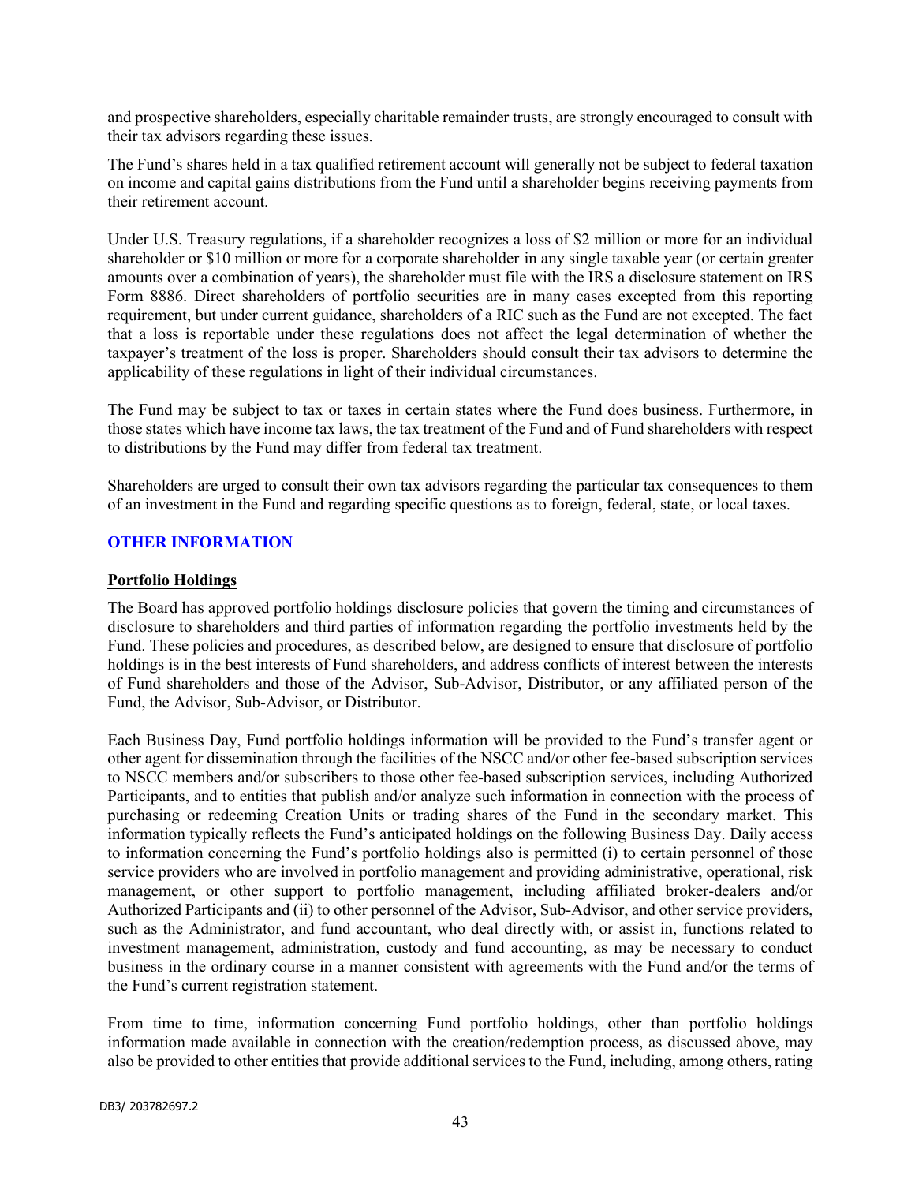and prospective shareholders, especially charitable remainder trusts, are strongly encouraged to consult with their tax advisors regarding these issues.

The Fund's shares held in a tax qualified retirement account will generally not be subject to federal taxation on income and capital gains distributions from the Fund until a shareholder begins receiving payments from their retirement account.

Under U.S. Treasury regulations, if a shareholder recognizes a loss of $2 million or more for an individual shareholder or $10 million or more for a corporate shareholder in any single taxable year (or certain greater amounts over a combination of years), the shareholder must file with the IRS a disclosure statement on IRS Form 8886. Direct shareholders of portfolio securities are in many cases excepted from this reporting requirement, but under current guidance, shareholders of a RIC such as the Fund are not excepted. The fact that a loss is reportable under these regulations does not affect the legal determination of whether the taxpayer's treatment of the loss is proper. Shareholders should consult their tax advisors to determine the applicability of these regulations in light of their individual circumstances.

The Fund may be subject to tax or taxes in certain states where the Fund does business. Furthermore, in those states which have income tax laws, the tax treatment of the Fund and of Fund shareholders with respect to distributions by the Fund may differ from federal tax treatment.

Shareholders are urged to consult their own tax advisors regarding the particular tax consequences to them of an investment in the Fund and regarding specific questions as to foreign, federal, state, or local taxes.

## OTHER INFORMATION

### Portfolio Holdings

The Board has approved portfolio holdings disclosure policies that govern the timing and circumstances of disclosure to shareholders and third parties of information regarding the portfolio investments held by the Fund. These policies and procedures, as described below, are designed to ensure that disclosure of portfolio holdings is in the best interests of Fund shareholders, and address conflicts of interest between the interests of Fund shareholders and those of the Advisor, Sub-Advisor, Distributor, or any affiliated person of the Fund, the Advisor, Sub-Advisor, or Distributor.

Each Business Day, Fund portfolio holdings information will be provided to the Fund's transfer agent or other agent for dissemination through the facilities of the NSCC and/or other fee-based subscription services to NSCC members and/or subscribers to those other fee-based subscription services, including Authorized Participants, and to entities that publish and/or analyze such information in connection with the process of purchasing or redeeming Creation Units or trading shares of the Fund in the secondary market. This information typically reflects the Fund's anticipated holdings on the following Business Day. Daily access to information concerning the Fund's portfolio holdings also is permitted (i) to certain personnel of those service providers who are involved in portfolio management and providing administrative, operational, risk management, or other support to portfolio management, including affiliated broker-dealers and/or Authorized Participants and (ii) to other personnel of the Advisor, Sub-Advisor, and other service providers, such as the Administrator, and fund accountant, who deal directly with, or assist in, functions related to investment management, administration, custody and fund accounting, as may be necessary to conduct business in the ordinary course in a manner consistent with agreements with the Fund and/or the terms of the Fund's current registration statement.

From time to time, information concerning Fund portfolio holdings, other than portfolio holdings information made available in connection with the creation/redemption process, as discussed above, may also be provided to other entities that provide additional services to the Fund, including, among others, rating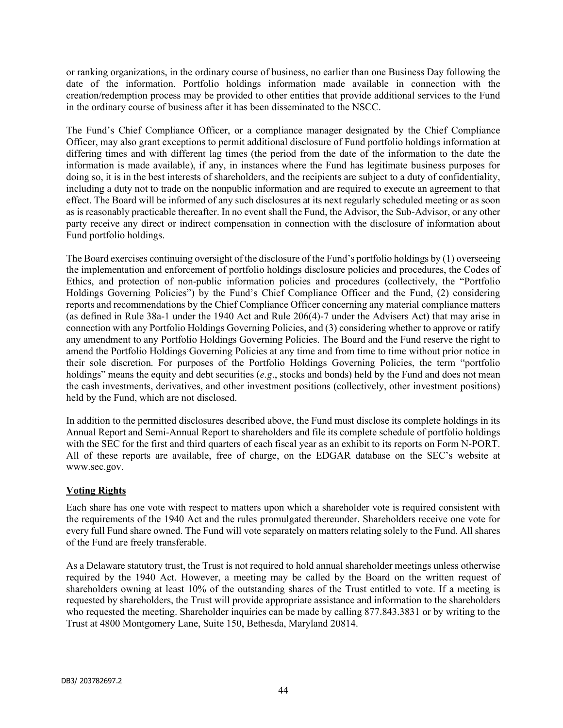or ranking organizations, in the ordinary course of business, no earlier than one Business Day following the date of the information. Portfolio holdings information made available in connection with the creation/redemption process may be provided to other entities that provide additional services to the Fund in the ordinary course of business after it has been disseminated to the NSCC.

The Fund's Chief Compliance Officer, or a compliance manager designated by the Chief Compliance Officer, may also grant exceptions to permit additional disclosure of Fund portfolio holdings information at differing times and with different lag times (the period from the date of the information to the date the information is made available), if any, in instances where the Fund has legitimate business purposes for doing so, it is in the best interests of shareholders, and the recipients are subject to a duty of confidentiality, including a duty not to trade on the nonpublic information and are required to execute an agreement to that effect. The Board will be informed of any such disclosures at its next regularly scheduled meeting or as soon as is reasonably practicable thereafter. In no event shall the Fund, the Advisor, the Sub-Advisor, or any other party receive any direct or indirect compensation in connection with the disclosure of information about Fund portfolio holdings.

The Board exercises continuing oversight of the disclosure of the Fund's portfolio holdings by (1) overseeing the implementation and enforcement of portfolio holdings disclosure policies and procedures, the Codes of Ethics, and protection of non-public information policies and procedures (collectively, the "Portfolio Holdings Governing Policies") by the Fund's Chief Compliance Officer and the Fund, (2) considering reports and recommendations by the Chief Compliance Officer concerning any material compliance matters (as defined in Rule 38a-1 under the 1940 Act and Rule 206(4)-7 under the Advisers Act) that may arise in connection with any Portfolio Holdings Governing Policies, and (3) considering whether to approve or ratify any amendment to any Portfolio Holdings Governing Policies. The Board and the Fund reserve the right to amend the Portfolio Holdings Governing Policies at any time and from time to time without prior notice in their sole discretion. For purposes of the Portfolio Holdings Governing Policies, the term "portfolio holdings" means the equity and debt securities (*e.g*., stocks and bonds) held by the Fund and does not mean the cash investments, derivatives, and other investment positions (collectively, other investment positions) held by the Fund, which are not disclosed.

In addition to the permitted disclosures described above, the Fund must disclose its complete holdings in its Annual Report and Semi-Annual Report to shareholders and file its complete schedule of portfolio holdings with the SEC for the first and third quarters of each fiscal year as an exhibit to its reports on Form N-PORT. All of these reports are available, free of charge, on the EDGAR database on the SEC's website at www.sec.gov.

**Voting Rights**

Each share has one vote with respect to matters upon which a shareholder vote is required consistent with the requirements of the 1940 Act and the rules promulgated thereunder. Shareholders receive one vote for every full Fund share owned. The Fund will vote separately on matters relating solely to the Fund. All shares of the Fund are freely transferable.

As a Delaware statutory trust, the Trust is not required to hold annual shareholder meetings unless otherwise required by the 1940 Act. However, a meeting may be called by the Board on the written request of shareholders owning at least 10% of the outstanding shares of the Trust entitled to vote. If a meeting is requested by shareholders, the Trust will provide appropriate assistance and information to the shareholders who requested the meeting. Shareholder inquiries can be made by calling 877.843.3831 or by writing to the Trust at 4800 Montgomery Lane, Suite 150, Bethesda, Maryland 20814.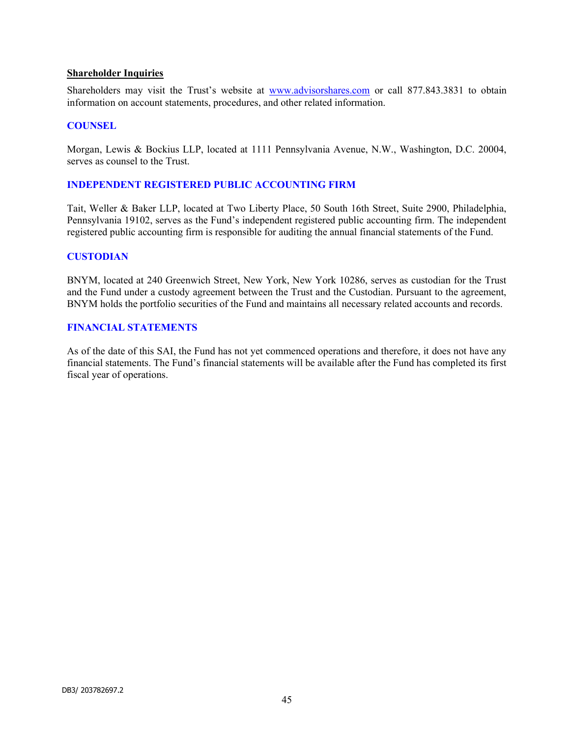**Shareholder Inquiries**

Shareholders may visit the Trust's website at www.advisorshares.com or call 877.843.3831 to obtain information on account statements, procedures, and other related information.

## COUNSEL

Morgan, Lewis & Bockius LLP, located at 1111 Pennsylvania Avenue, N.W., Washington, D.C. 20004, serves as counsel to the Trust.

## INDEPENDENT REGISTERED PUBLIC ACCOUNTING FIRM

Tait, Weller & Baker LLP, located at Two Liberty Place, 50 South 16th Street, Suite 2900, Philadelphia, Pennsylvania 19102, serves as the Fund's independent registered public accounting firm. The independent registered public accounting firm is responsible for auditing the annual financial statements of the Fund.

## CUSTODIAN

BNYM, located at 240 Greenwich Street, New York, New York 10286, serves as custodian for the Trust and the Fund under a custody agreement between the Trust and the Custodian. Pursuant to the agreement, BNYM holds the portfolio securities of the Fund and maintains all necessary related accounts and records.

## FINANCIAL STATEMENTS

As of the date of this SAI, the Fund has not yet commenced operations and therefore, it does not have any financial statements. The Fund's financial statements will be available after the Fund has completed its first fiscal year of operations.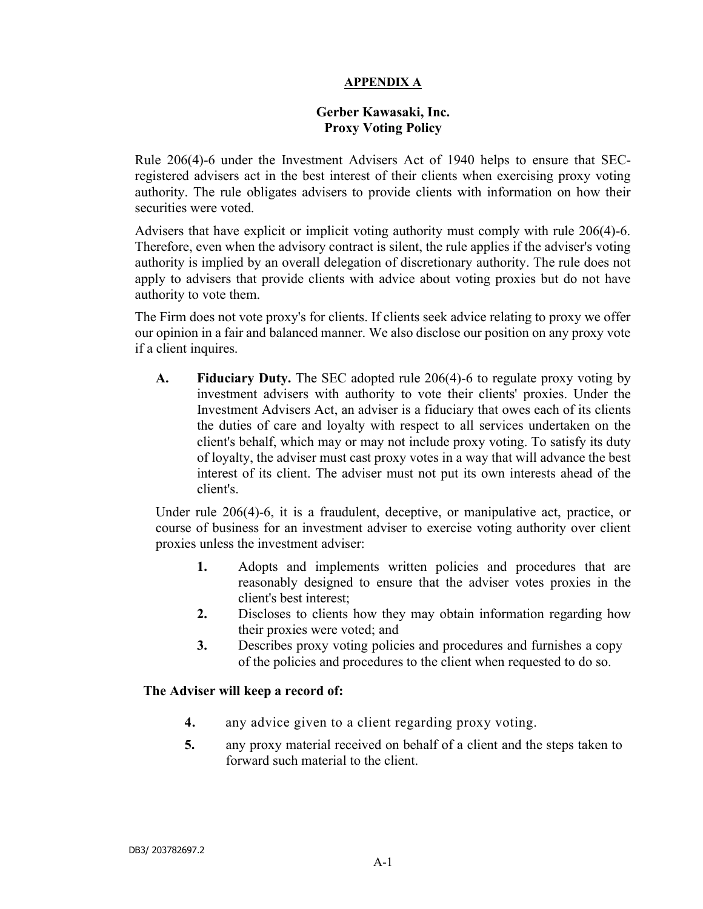## APPENDIX A

### Gerber Kawasaki, Inc.
### Proxy Voting Policy

Rule 206(4)-6 under the Investment Advisers Act of 1940 helps to ensure that SEC-registered advisers act in the best interest of their clients when exercising proxy voting authority. The rule obligates advisers to provide clients with information on how their securities were voted.

Advisers that have explicit or implicit voting authority must comply with rule 206(4)-6. Therefore, even when the advisory contract is silent, the rule applies if the adviser's voting authority is implied by an overall delegation of discretionary authority. The rule does not apply to advisers that provide clients with advice about voting proxies but do not have authority to vote them.

The Firm does not vote proxy's for clients. If clients seek advice relating to proxy we offer our opinion in a fair and balanced manner. We also disclose our position on any proxy vote if a client inquires.

**A. Fiduciary Duty.** The SEC adopted rule 206(4)-6 to regulate proxy voting by investment advisers with authority to vote their clients' proxies. Under the Investment Advisers Act, an adviser is a fiduciary that owes each of its clients the duties of care and loyalty with respect to all services undertaken on the client's behalf, which may or may not include proxy voting. To satisfy its duty of loyalty, the adviser must cast proxy votes in a way that will advance the best interest of its client. The adviser must not put its own interests ahead of the client's.

Under rule 206(4)-6, it is a fraudulent, deceptive, or manipulative act, practice, or course of business for an investment adviser to exercise voting authority over client proxies unless the investment adviser:

1. Adopts and implements written policies and procedures that are reasonably designed to ensure that the adviser votes proxies in the client's best interest;
2. Discloses to clients how they may obtain information regarding how their proxies were voted; and
3. Describes proxy voting policies and procedures and furnishes a copy of the policies and procedures to the client when requested to do so.

**The Adviser will keep a record of:**

4. any advice given to a client regarding proxy voting.
5. any proxy material received on behalf of a client and the steps taken to forward such material to the client.

DB3/ 203782697.2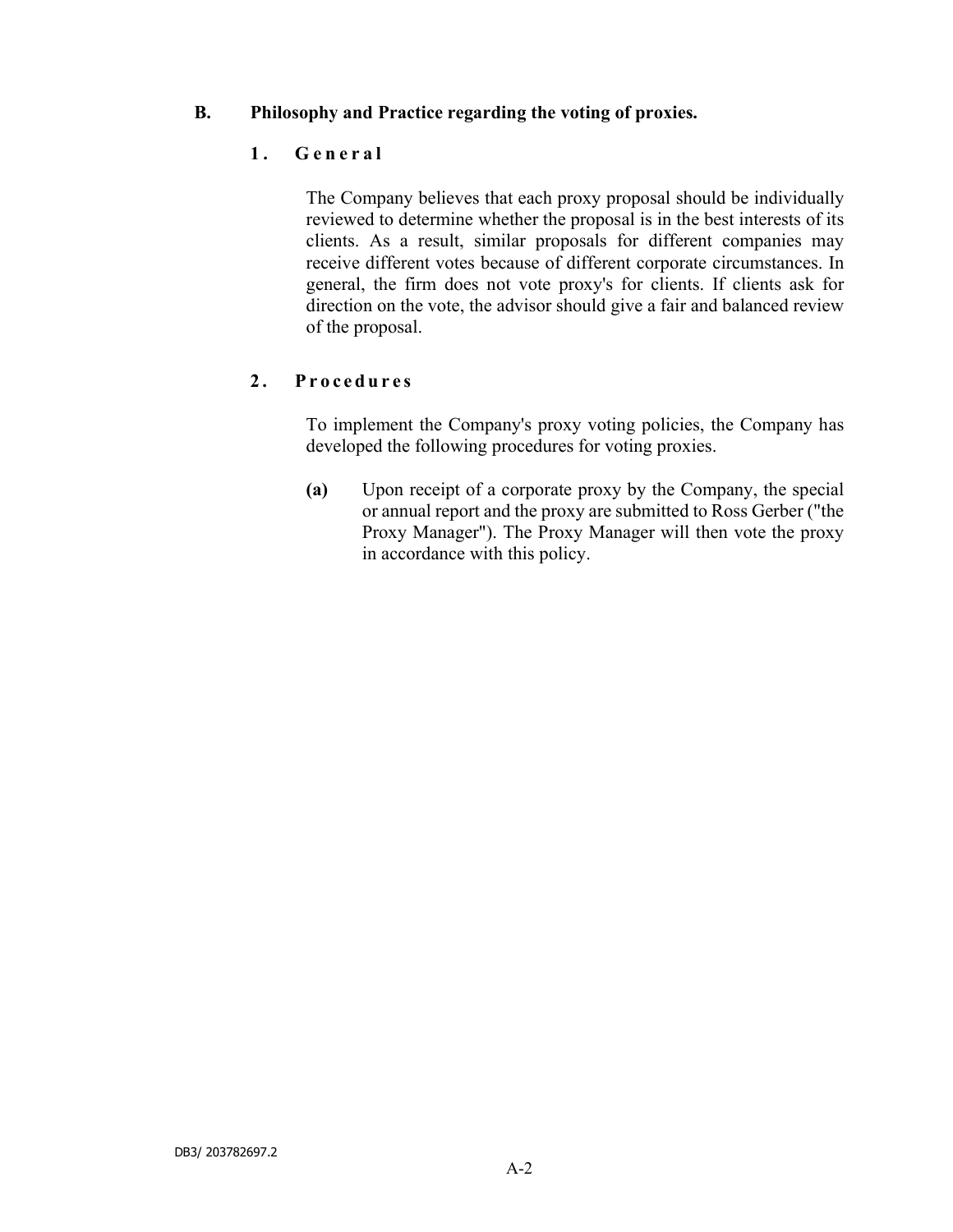## B. Philosophy and Practice regarding the voting of proxies.

### 1. General

The Company believes that each proxy proposal should be individually reviewed to determine whether the proposal is in the best interests of its clients. As a result, similar proposals for different companies may receive different votes because of different corporate circumstances. In general, the firm does not vote proxy's for clients. If clients ask for direction on the vote, the advisor should give a fair and balanced review of the proposal.

### 2. Procedures

To implement the Company's proxy voting policies, the Company has developed the following procedures for voting proxies.

**(a)** Upon receipt of a corporate proxy by the Company, the special or annual report and the proxy are submitted to Ross Gerber ("the Proxy Manager"). The Proxy Manager will then vote the proxy in accordance with this policy.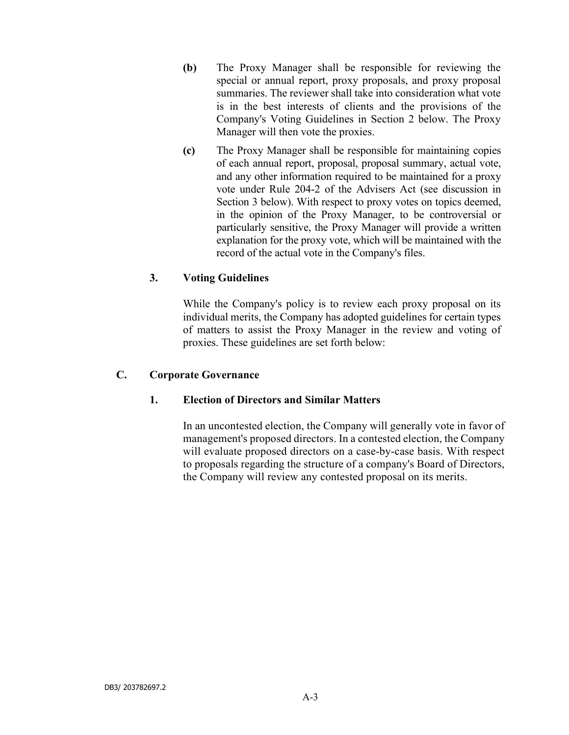**(b)** The Proxy Manager shall be responsible for reviewing the special or annual report, proxy proposals, and proxy proposal summaries. The reviewer shall take into consideration what vote is in the best interests of clients and the provisions of the Company's Voting Guidelines in Section 2 below. The Proxy Manager will then vote the proxies.

**(c)** The Proxy Manager shall be responsible for maintaining copies of each annual report, proposal, proposal summary, actual vote, and any other information required to be maintained for a proxy vote under Rule 204-2 of the Advisers Act (see discussion in Section 3 below). With respect to proxy votes on topics deemed, in the opinion of the Proxy Manager, to be controversial or particularly sensitive, the Proxy Manager will provide a written explanation for the proxy vote, which will be maintained with the record of the actual vote in the Company's files.

**3. Voting Guidelines**

While the Company's policy is to review each proxy proposal on its individual merits, the Company has adopted guidelines for certain types of matters to assist the Proxy Manager in the review and voting of proxies. These guidelines are set forth below:

## C. Corporate Governance

**1. Election of Directors and Similar Matters**

In an uncontested election, the Company will generally vote in favor of management's proposed directors. In a contested election, the Company will evaluate proposed directors on a case-by-case basis. With respect to proposals regarding the structure of a company's Board of Directors, the Company will review any contested proposal on its merits.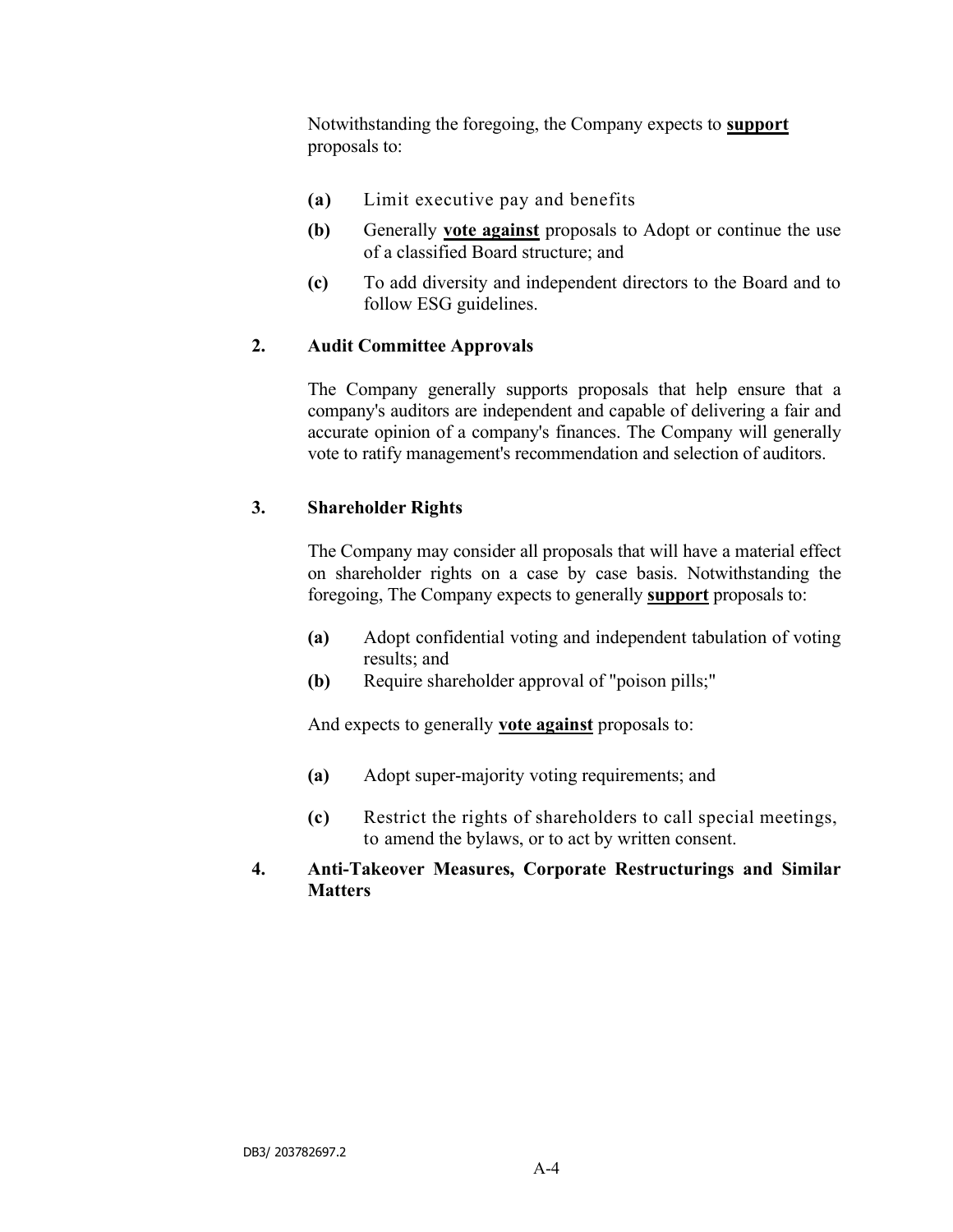Notwithstanding the foregoing, the Company expects to **support** proposals to:

**(a)** Limit executive pay and benefits

**(b)** Generally **vote against** proposals to Adopt or continue the use of a classified Board structure; and

**(c)** To add diversity and independent directors to the Board and to follow ESG guidelines.

**2. Audit Committee Approvals**

The Company generally supports proposals that help ensure that a company's auditors are independent and capable of delivering a fair and accurate opinion of a company's finances. The Company will generally vote to ratify management's recommendation and selection of auditors.

**3. Shareholder Rights**

The Company may consider all proposals that will have a material effect on shareholder rights on a case by case basis. Notwithstanding the foregoing, The Company expects to generally **support** proposals to:

**(a)** Adopt confidential voting and independent tabulation of voting results; and

**(b)** Require shareholder approval of "poison pills;"

And expects to generally **vote against** proposals to:

**(a)** Adopt super-majority voting requirements; and

**(c)** Restrict the rights of shareholders to call special meetings, to amend the bylaws, or to act by written consent.

**4. Anti-Takeover Measures, Corporate Restructurings and Similar Matters**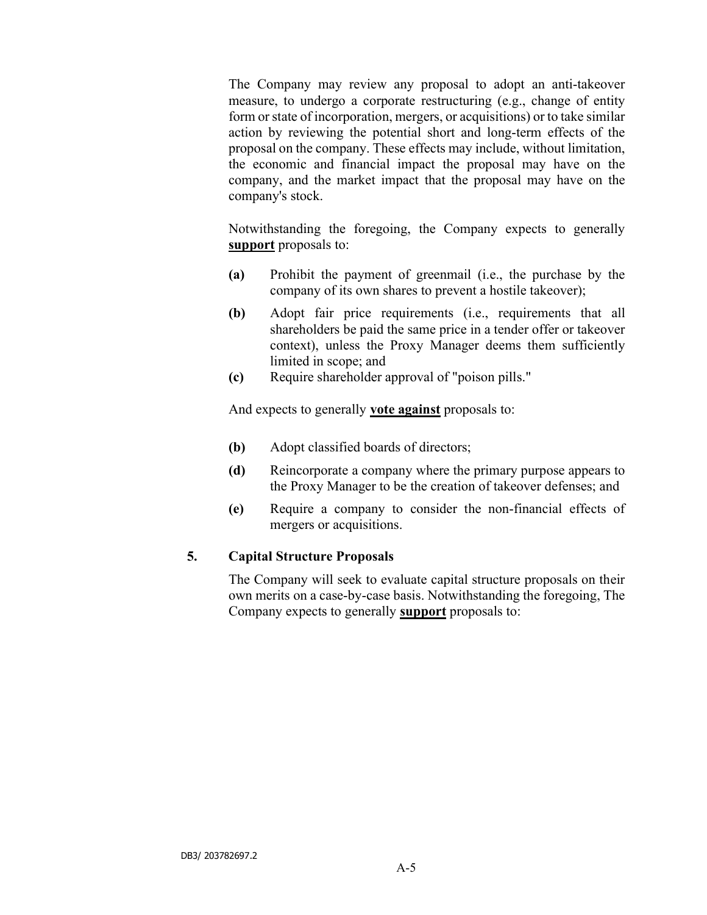The Company may review any proposal to adopt an anti-takeover measure, to undergo a corporate restructuring (e.g., change of entity form or state of incorporation, mergers, or acquisitions) or to take similar action by reviewing the potential short and long-term effects of the proposal on the company. These effects may include, without limitation, the economic and financial impact the proposal may have on the company, and the market impact that the proposal may have on the company's stock.

Notwithstanding the foregoing, the Company expects to generally **<u>support</u>** proposals to:

**(a)** Prohibit the payment of greenmail (i.e., the purchase by the company of its own shares to prevent a hostile takeover);

**(b)** Adopt fair price requirements (i.e., requirements that all shareholders be paid the same price in a tender offer or takeover context), unless the Proxy Manager deems them sufficiently limited in scope; and

**(c)** Require shareholder approval of "poison pills."

And expects to generally **<u>vote against</u>** proposals to:

**(b)** Adopt classified boards of directors;

**(d)** Reincorporate a company where the primary purpose appears to the Proxy Manager to be the creation of takeover defenses; and

**(e)** Require a company to consider the non-financial effects of mergers or acquisitions.

## 5. Capital Structure Proposals

The Company will seek to evaluate capital structure proposals on their own merits on a case-by-case basis. Notwithstanding the foregoing, The Company expects to generally **<u>support</u>** proposals to: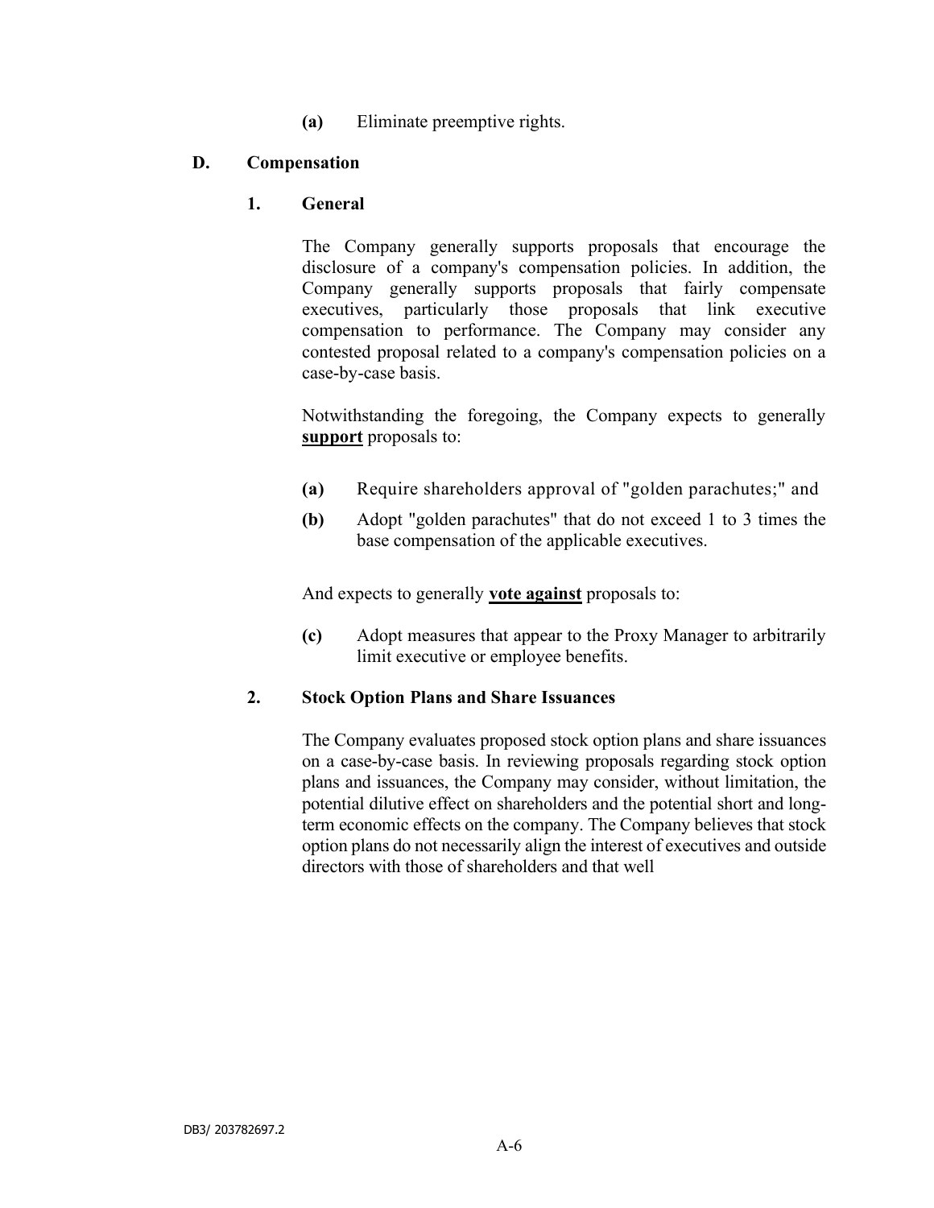**(a)** Eliminate preemptive rights.

## D. Compensation

### 1. General

The Company generally supports proposals that encourage the disclosure of a company's compensation policies. In addition, the Company generally supports proposals that fairly compensate executives, particularly those proposals that link executive compensation to performance. The Company may consider any contested proposal related to a company's compensation policies on a case-by-case basis.

Notwithstanding the foregoing, the Company expects to generally **support** proposals to:

**(a)** Require shareholders approval of "golden parachutes;" and

**(b)** Adopt "golden parachutes" that do not exceed 1 to 3 times the base compensation of the applicable executives.

And expects to generally **vote against** proposals to:

**(c)** Adopt measures that appear to the Proxy Manager to arbitrarily limit executive or employee benefits.

### 2. Stock Option Plans and Share Issuances

The Company evaluates proposed stock option plans and share issuances on a case-by-case basis. In reviewing proposals regarding stock option plans and issuances, the Company may consider, without limitation, the potential dilutive effect on shareholders and the potential short and long-term economic effects on the company. The Company believes that stock option plans do not necessarily align the interest of executives and outside directors with those of shareholders and that well

DB3/ 203782697.2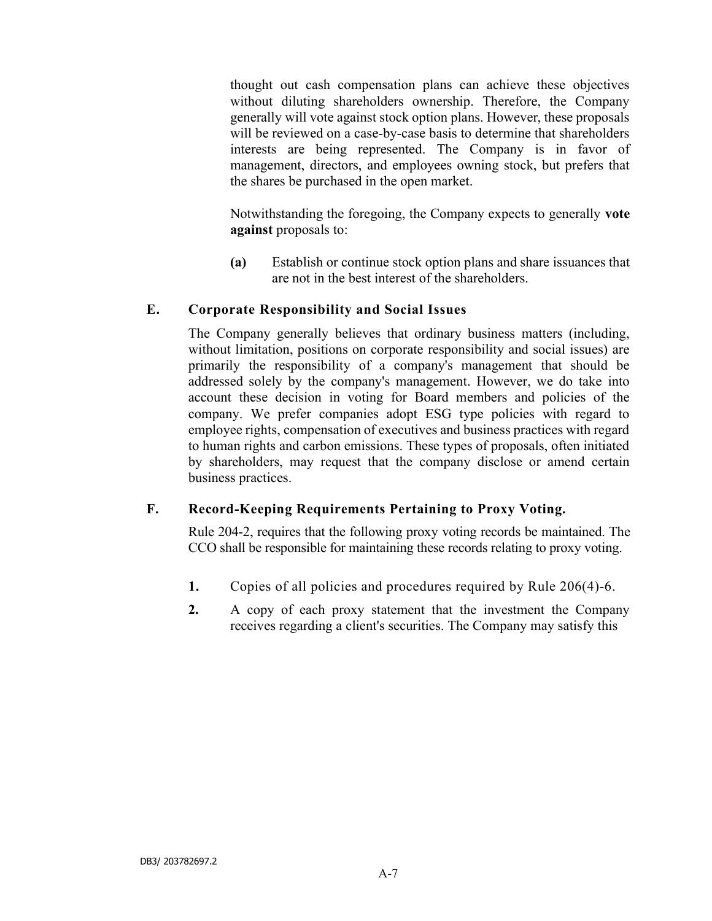thought out cash compensation plans can achieve these objectives without diluting shareholders ownership. Therefore, the Company generally will vote against stock option plans. However, these proposals will be reviewed on a case-by-case basis to determine that shareholders interests are being represented. The Company is in favor of management, directors, and employees owning stock, but prefers that the shares be purchased in the open market.

Notwithstanding the foregoing, the Company expects to generally **vote against** proposals to:

**(a)** Establish or continue stock option plans and share issuances that are not in the best interest of the shareholders.

### E. Corporate Responsibility and Social Issues

The Company generally believes that ordinary business matters (including, without limitation, positions on corporate responsibility and social issues) are primarily the responsibility of a company's management that should be addressed solely by the company's management. However, we do take into account these decision in voting for Board members and policies of the company. We prefer companies adopt ESG type policies with regard to employee rights, compensation of executives and business practices with regard to human rights and carbon emissions. These types of proposals, often initiated by shareholders, may request that the company disclose or amend certain business practices.

### F. Record-Keeping Requirements Pertaining to Proxy Voting.

Rule 204-2, requires that the following proxy voting records be maintained. The CCO shall be responsible for maintaining these records relating to proxy voting.

**1.** Copies of all policies and procedures required by Rule 206(4)-6.

**2.** A copy of each proxy statement that the investment the Company receives regarding a client's securities. The Company may satisfy this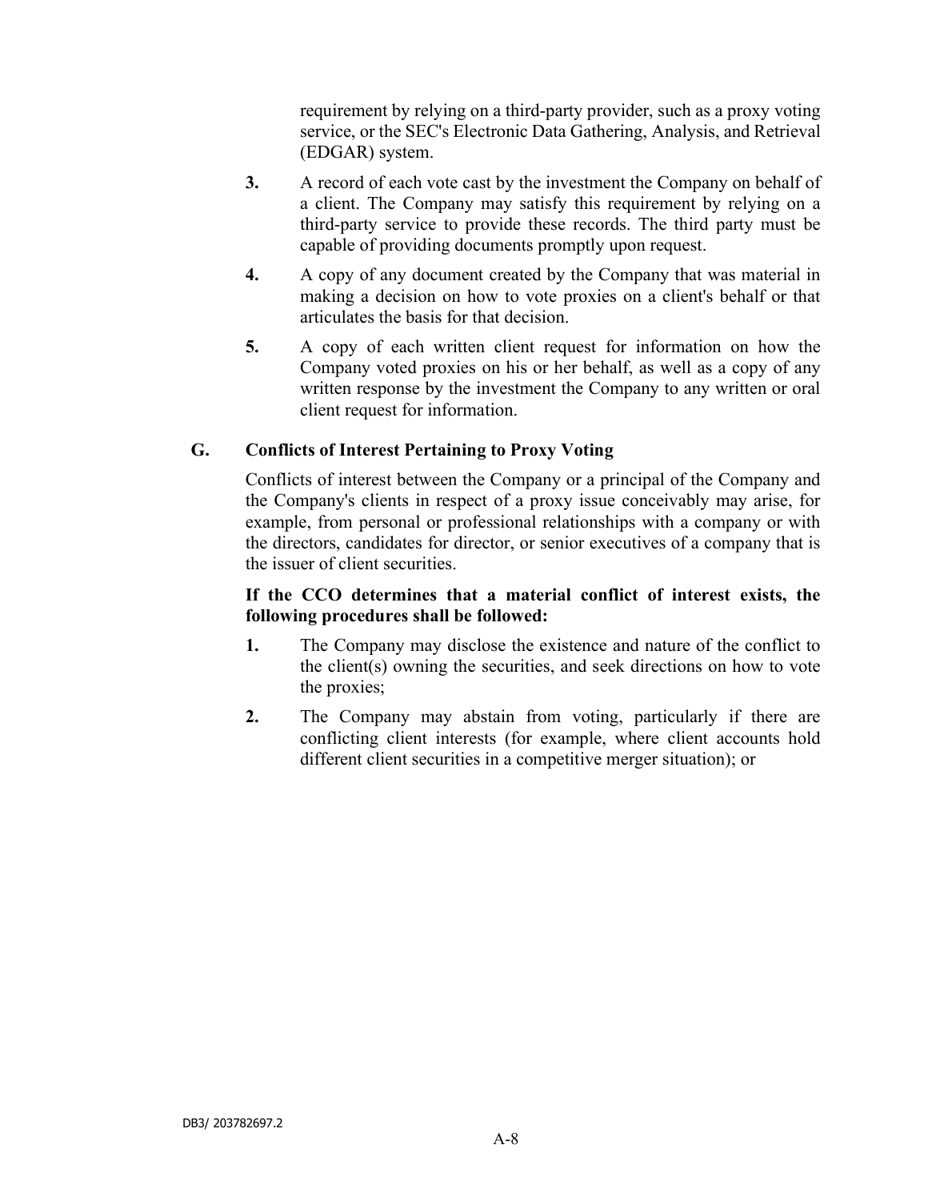requirement by relying on a third-party provider, such as a proxy voting service, or the SEC's Electronic Data Gathering, Analysis, and Retrieval (EDGAR) system.

**3.** A record of each vote cast by the investment the Company on behalf of a client. The Company may satisfy this requirement by relying on a third-party service to provide these records. The third party must be capable of providing documents promptly upon request.

**4.** A copy of any document created by the Company that was material in making a decision on how to vote proxies on a client's behalf or that articulates the basis for that decision.

**5.** A copy of each written client request for information on how the Company voted proxies on his or her behalf, as well as a copy of any written response by the investment the Company to any written or oral client request for information.

### G. Conflicts of Interest Pertaining to Proxy Voting

Conflicts of interest between the Company or a principal of the Company and the Company's clients in respect of a proxy issue conceivably may arise, for example, from personal or professional relationships with a company or with the directors, candidates for director, or senior executives of a company that is the issuer of client securities.

**If the CCO determines that a material conflict of interest exists, the following procedures shall be followed:**

**1.** The Company may disclose the existence and nature of the conflict to the client(s) owning the securities, and seek directions on how to vote the proxies;

**2.** The Company may abstain from voting, particularly if there are conflicting client interests (for example, where client accounts hold different client securities in a competitive merger situation); or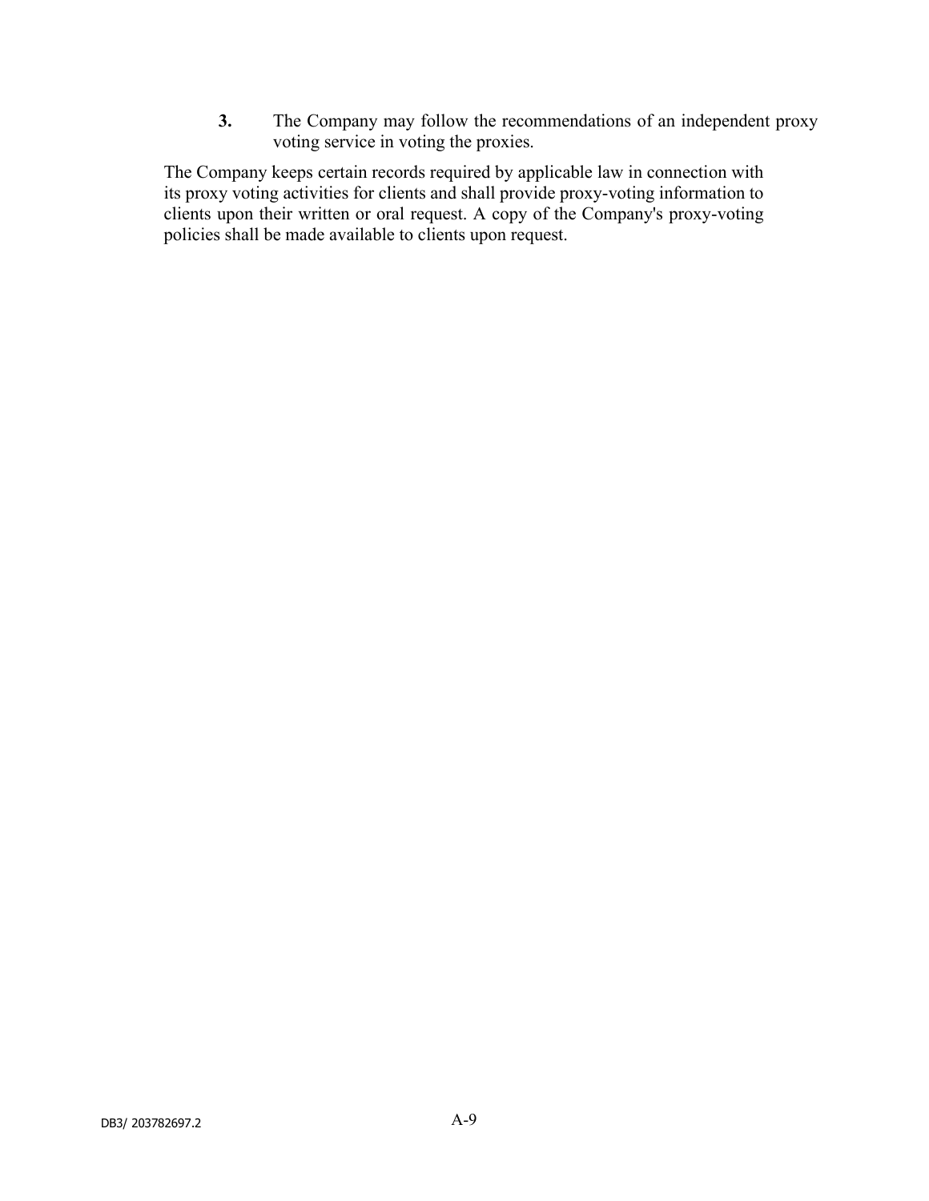**3.** The Company may follow the recommendations of an independent proxy voting service in voting the proxies.

The Company keeps certain records required by applicable law in connection with its proxy voting activities for clients and shall provide proxy-voting information to clients upon their written or oral request. A copy of the Company's proxy-voting policies shall be made available to clients upon request.